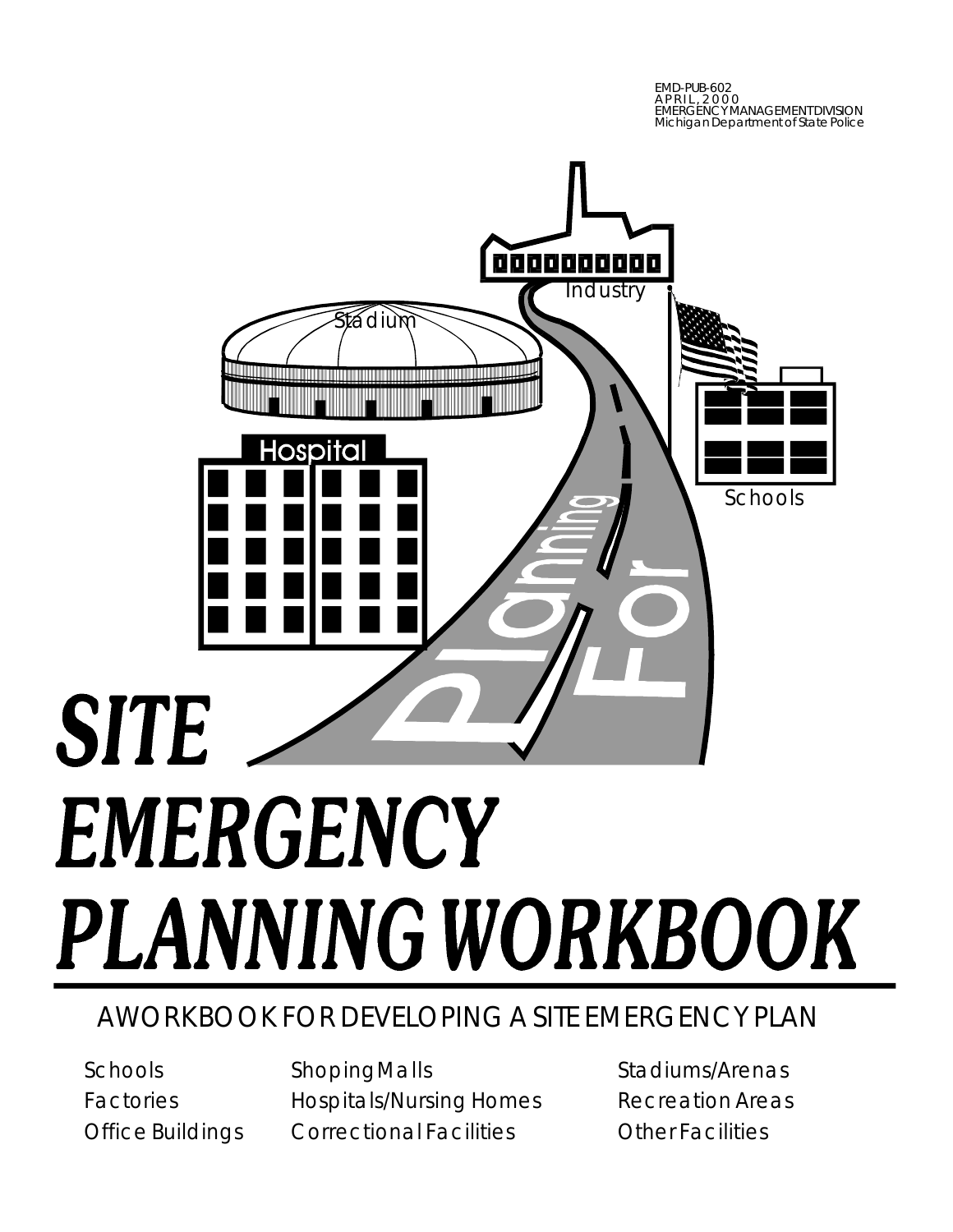EMD-PUB-602
APRIL, 2000
EMERGENCY MANAGEMENT DIVISION
Michigan Department of State Police

# SITE EMERGENCY PLANNING WORKBOOK

A WORKBOOK FOR DEVELOPING A SITE EMERGENCY PLAN

| | | |
|---|---|---|
| Schools | Shoping Malls | Stadiums/Arenas |
| Factories | Hospitals/Nursing Homes | Recreation Areas |
| Office Buildings | Correctional Facilities | Other Facilities |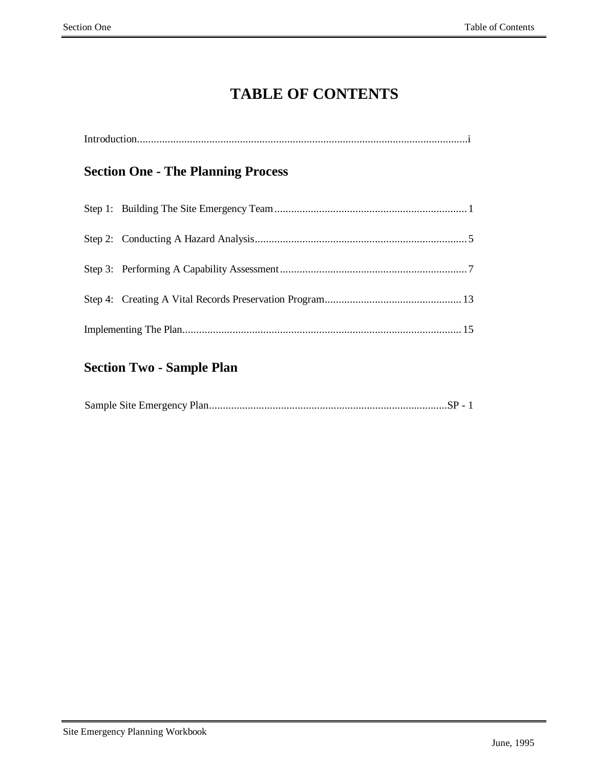# TABLE OF CONTENTS

Introduction.......................................................................................................................i

## Section One - The Planning Process

Step 1: Building The Site Emergency Team..................................................................... 1

Step 2: Conducting A Hazard Analysis............................................................................ 5

Step 3: Performing A Capability Assessment................................................................... 7

Step 4: Creating A Vital Records Preservation Program................................................. 13

Implementing The Plan.................................................................................................... 15

## Section Two - Sample Plan

Sample Site Emergency Plan......................................................................................SP - 1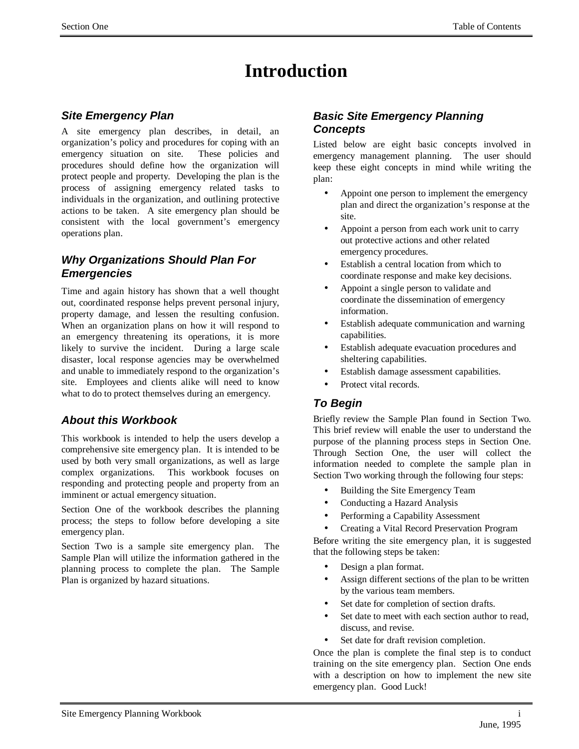# Introduction

### *Site Emergency Plan*

A site emergency plan describes, in detail, an organization's policy and procedures for coping with an emergency situation on site. These policies and procedures should define how the organization will protect people and property. Developing the plan is the process of assigning emergency related tasks to individuals in the organization, and outlining protective actions to be taken. A site emergency plan should be consistent with the local government's emergency operations plan.

### *Why Organizations Should Plan For Emergencies*

Time and again history has shown that a well thought out, coordinated response helps prevent personal injury, property damage, and lessen the resulting confusion. When an organization plans on how it will respond to an emergency threatening its operations, it is more likely to survive the incident. During a large scale disaster, local response agencies may be overwhelmed and unable to immediately respond to the organization's site. Employees and clients alike will need to know what to do to protect themselves during an emergency.

### *About this Workbook*

This workbook is intended to help the users develop a comprehensive site emergency plan. It is intended to be used by both very small organizations, as well as large complex organizations. This workbook focuses on responding and protecting people and property from an imminent or actual emergency situation.

Section One of the workbook describes the planning process; the steps to follow before developing a site emergency plan.

Section Two is a sample site emergency plan. The Sample Plan will utilize the information gathered in the planning process to complete the plan. The Sample Plan is organized by hazard situations.

### *Basic Site Emergency Planning Concepts*

Listed below are eight basic concepts involved in emergency management planning. The user should keep these eight concepts in mind while writing the plan:

- Appoint one person to implement the emergency plan and direct the organization's response at the site.
- Appoint a person from each work unit to carry out protective actions and other related emergency procedures.
- Establish a central location from which to coordinate response and make key decisions.
- Appoint a single person to validate and coordinate the dissemination of emergency information.
- Establish adequate communication and warning capabilities.
- Establish adequate evacuation procedures and sheltering capabilities.
- Establish damage assessment capabilities.
- Protect vital records.

### *To Begin*

Briefly review the Sample Plan found in Section Two. This brief review will enable the user to understand the purpose of the planning process steps in Section One. Through Section One, the user will collect the information needed to complete the sample plan in Section Two working through the following four steps:

- Building the Site Emergency Team
- Conducting a Hazard Analysis
- Performing a Capability Assessment
- Creating a Vital Record Preservation Program

Before writing the site emergency plan, it is suggested that the following steps be taken:

- Design a plan format.
- Assign different sections of the plan to be written by the various team members.
- Set date for completion of section drafts.
- Set date to meet with each section author to read, discuss, and revise.
- Set date for draft revision completion.

Once the plan is complete the final step is to conduct training on the site emergency plan. Section One ends with a description on how to implement the new site emergency plan. Good Luck!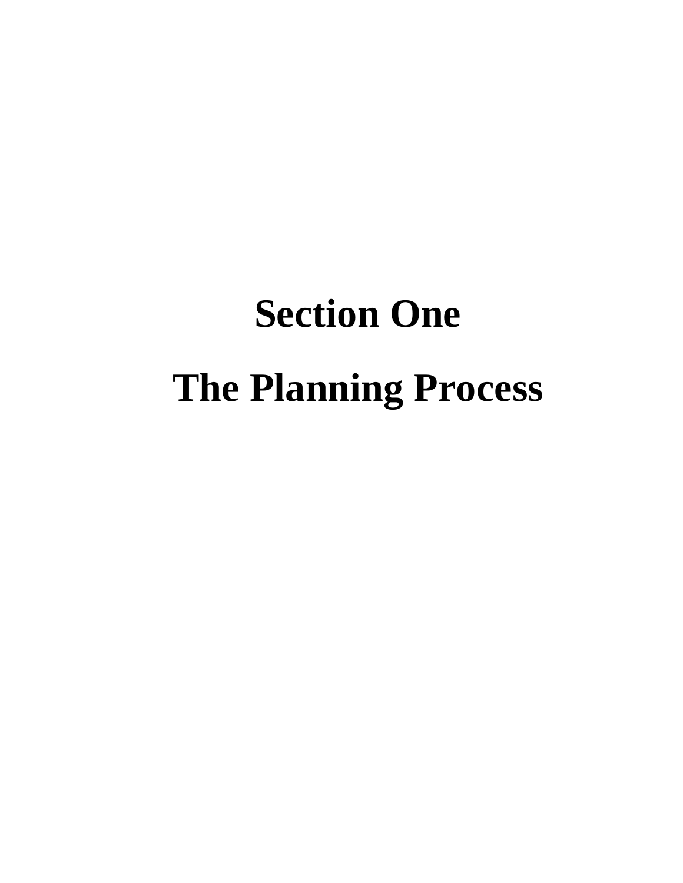# Section One

# The Planning Process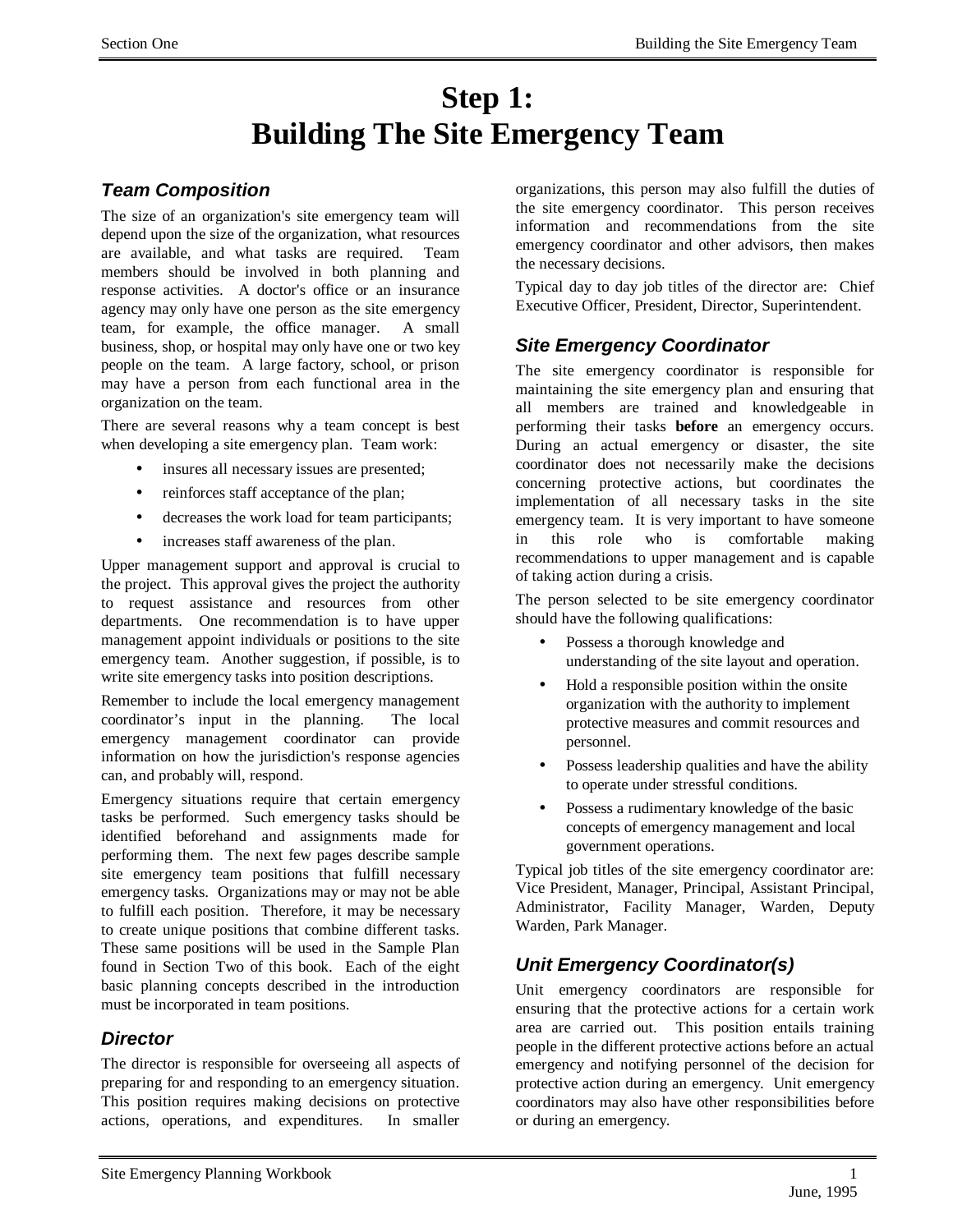# Step 1:
# Building The Site Emergency Team

### *Team Composition*

The size of an organization's site emergency team will depend upon the size of the organization, what resources are available, and what tasks are required. Team members should be involved in both planning and response activities. A doctor's office or an insurance agency may only have one person as the site emergency team, for example, the office manager. A small business, shop, or hospital may only have one or two key people on the team. A large factory, school, or prison may have a person from each functional area in the organization on the team.

There are several reasons why a team concept is best when developing a site emergency plan. Team work:

- insures all necessary issues are presented;
- reinforces staff acceptance of the plan;
- decreases the work load for team participants;
- increases staff awareness of the plan.

Upper management support and approval is crucial to the project. This approval gives the project the authority to request assistance and resources from other departments. One recommendation is to have upper management appoint individuals or positions to the site emergency team. Another suggestion, if possible, is to write site emergency tasks into position descriptions.

Remember to include the local emergency management coordinator's input in the planning. The local emergency management coordinator can provide information on how the jurisdiction's response agencies can, and probably will, respond.

Emergency situations require that certain emergency tasks be performed. Such emergency tasks should be identified beforehand and assignments made for performing them. The next few pages describe sample site emergency team positions that fulfill necessary emergency tasks. Organizations may or may not be able to fulfill each position. Therefore, it may be necessary to create unique positions that combine different tasks. These same positions will be used in the Sample Plan found in Section Two of this book. Each of the eight basic planning concepts described in the introduction must be incorporated in team positions.

### *Director*

The director is responsible for overseeing all aspects of preparing for and responding to an emergency situation. This position requires making decisions on protective actions, operations, and expenditures. In smaller organizations, this person may also fulfill the duties of the site emergency coordinator. This person receives information and recommendations from the site emergency coordinator and other advisors, then makes the necessary decisions.

Typical day to day job titles of the director are: Chief Executive Officer, President, Director, Superintendent.

### *Site Emergency Coordinator*

The site emergency coordinator is responsible for maintaining the site emergency plan and ensuring that all members are trained and knowledgeable in performing their tasks **before** an emergency occurs. During an actual emergency or disaster, the site coordinator does not necessarily make the decisions concerning protective actions, but coordinates the implementation of all necessary tasks in the site emergency team. It is very important to have someone in this role who is comfortable making recommendations to upper management and is capable of taking action during a crisis.

The person selected to be site emergency coordinator should have the following qualifications:

- Possess a thorough knowledge and understanding of the site layout and operation.
- Hold a responsible position within the onsite organization with the authority to implement protective measures and commit resources and personnel.
- Possess leadership qualities and have the ability to operate under stressful conditions.
- Possess a rudimentary knowledge of the basic concepts of emergency management and local government operations.

Typical job titles of the site emergency coordinator are: Vice President, Manager, Principal, Assistant Principal, Administrator, Facility Manager, Warden, Deputy Warden, Park Manager.

### *Unit Emergency Coordinator(s)*

Unit emergency coordinators are responsible for ensuring that the protective actions for a certain work area are carried out. This position entails training people in the different protective actions before an actual emergency and notifying personnel of the decision for protective action during an emergency. Unit emergency coordinators may also have other responsibilities before or during an emergency.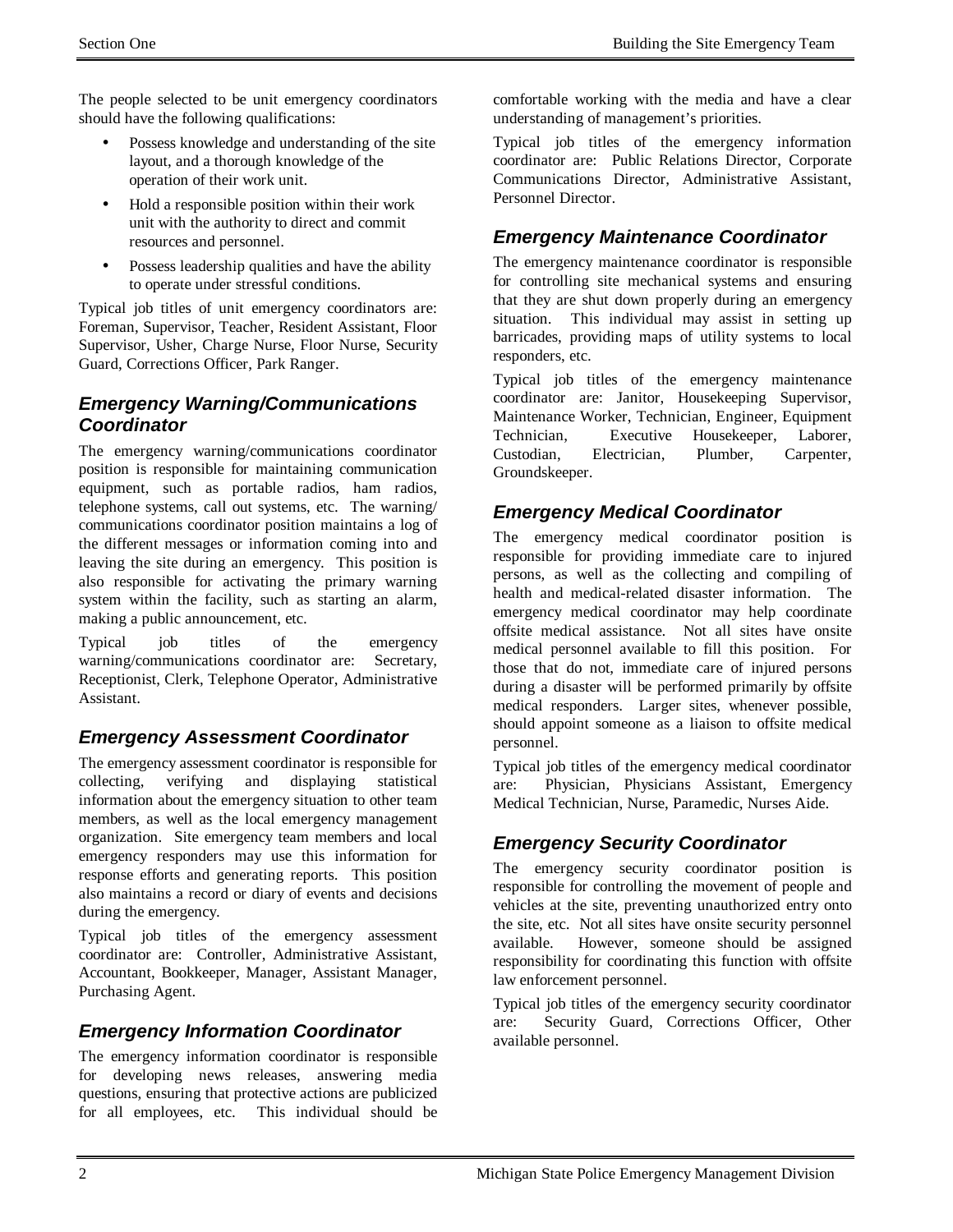The people selected to be unit emergency coordinators should have the following qualifications:

- Possess knowledge and understanding of the site layout, and a thorough knowledge of the operation of their work unit.
- Hold a responsible position within their work unit with the authority to direct and commit resources and personnel.
- Possess leadership qualities and have the ability to operate under stressful conditions.

Typical job titles of unit emergency coordinators are: Foreman, Supervisor, Teacher, Resident Assistant, Floor Supervisor, Usher, Charge Nurse, Floor Nurse, Security Guard, Corrections Officer, Park Ranger.

### *Emergency Warning/Communications Coordinator*

The emergency warning/communications coordinator position is responsible for maintaining communication equipment, such as portable radios, ham radios, telephone systems, call out systems, etc. The warning/communications coordinator position maintains a log of the different messages or information coming into and leaving the site during an emergency. This position is also responsible for activating the primary warning system within the facility, such as starting an alarm, making a public announcement, etc.

Typical job titles of the emergency warning/communications coordinator are: Secretary, Receptionist, Clerk, Telephone Operator, Administrative Assistant.

### *Emergency Assessment Coordinator*

The emergency assessment coordinator is responsible for collecting, verifying and displaying statistical information about the emergency situation to other team members, as well as the local emergency management organization. Site emergency team members and local emergency responders may use this information for response efforts and generating reports. This position also maintains a record or diary of events and decisions during the emergency.

Typical job titles of the emergency assessment coordinator are: Controller, Administrative Assistant, Accountant, Bookkeeper, Manager, Assistant Manager, Purchasing Agent.

### *Emergency Information Coordinator*

The emergency information coordinator is responsible for developing news releases, answering media questions, ensuring that protective actions are publicized for all employees, etc. This individual should be comfortable working with the media and have a clear understanding of management's priorities.

Typical job titles of the emergency information coordinator are: Public Relations Director, Corporate Communications Director, Administrative Assistant, Personnel Director.

### *Emergency Maintenance Coordinator*

The emergency maintenance coordinator is responsible for controlling site mechanical systems and ensuring that they are shut down properly during an emergency situation. This individual may assist in setting up barricades, providing maps of utility systems to local responders, etc.

Typical job titles of the emergency maintenance coordinator are: Janitor, Housekeeping Supervisor, Maintenance Worker, Technician, Engineer, Equipment Technician, Executive Housekeeper, Laborer, Custodian, Electrician, Plumber, Carpenter, Groundskeeper.

### *Emergency Medical Coordinator*

The emergency medical coordinator position is responsible for providing immediate care to injured persons, as well as the collecting and compiling of health and medical-related disaster information. The emergency medical coordinator may help coordinate offsite medical assistance. Not all sites have onsite medical personnel available to fill this position. For those that do not, immediate care of injured persons during a disaster will be performed primarily by offsite medical responders. Larger sites, whenever possible, should appoint someone as a liaison to offsite medical personnel.

Typical job titles of the emergency medical coordinator are: Physician, Physicians Assistant, Emergency Medical Technician, Nurse, Paramedic, Nurses Aide.

### *Emergency Security Coordinator*

The emergency security coordinator position is responsible for controlling the movement of people and vehicles at the site, preventing unauthorized entry onto the site, etc. Not all sites have onsite security personnel available. However, someone should be assigned responsibility for coordinating this function with offsite law enforcement personnel.

Typical job titles of the emergency security coordinator are: Security Guard, Corrections Officer, Other available personnel.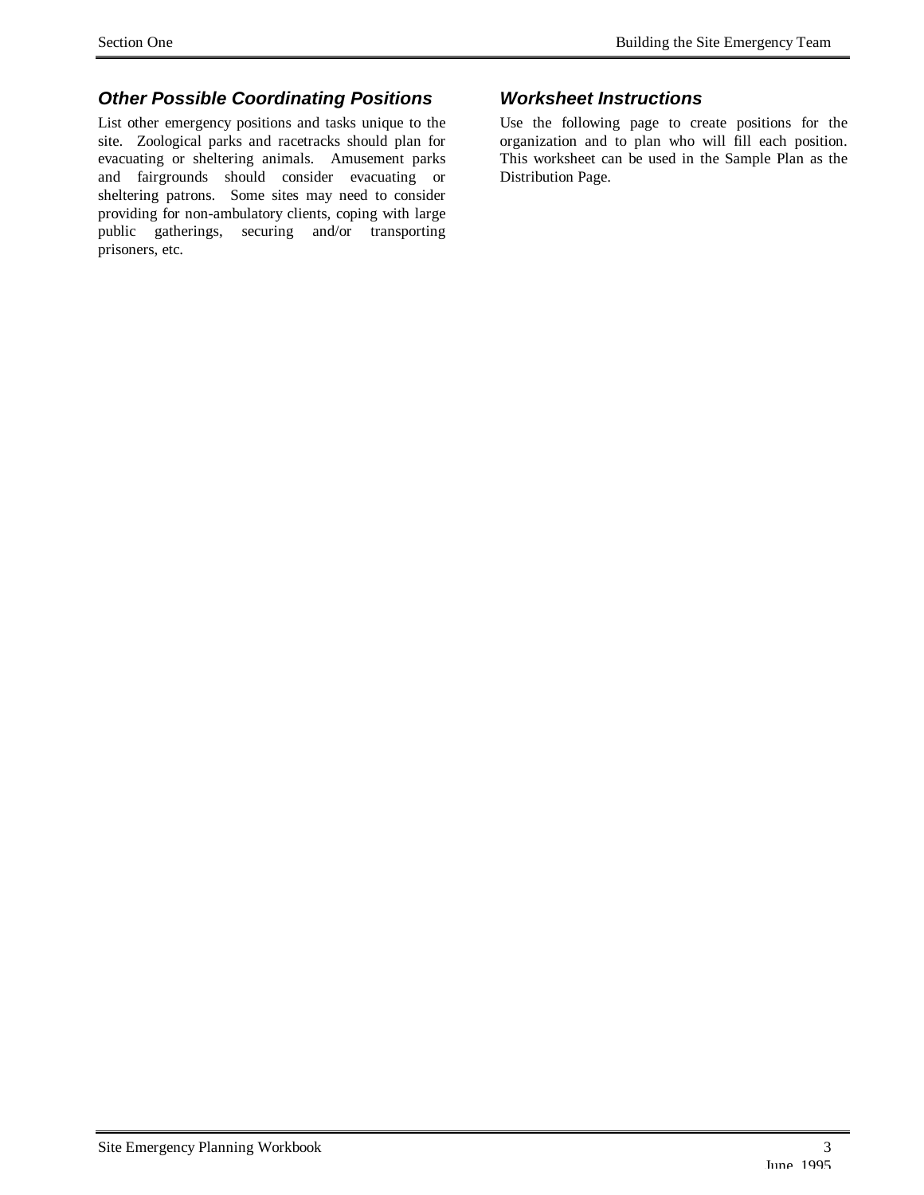### *Other Possible Coordinating Positions*

List other emergency positions and tasks unique to the site. Zoological parks and racetracks should plan for evacuating or sheltering animals. Amusement parks and fairgrounds should consider evacuating or sheltering patrons. Some sites may need to consider providing for non-ambulatory clients, coping with large public gatherings, securing and/or transporting prisoners, etc.

### *Worksheet Instructions*

Use the following page to create positions for the organization and to plan who will fill each position. This worksheet can be used in the Sample Plan as the Distribution Page.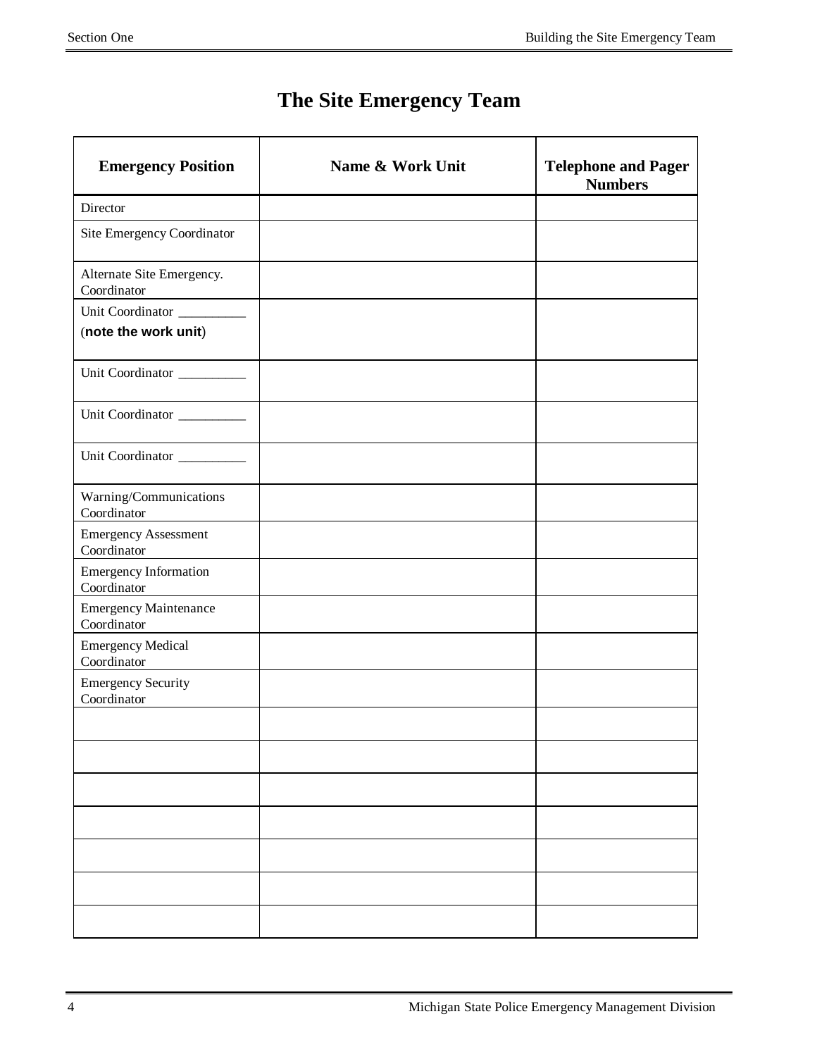# The Site Emergency Team

| Emergency Position | Name & Work Unit | Telephone and Pager Numbers |
|---|---|---|
| Director | | |
| Site Emergency Coordinator | | |
| Alternate Site Emergency. Coordinator | | |
| Unit Coordinator __________ (**note the work unit**) | | |
| Unit Coordinator __________ | | |
| Unit Coordinator __________ | | |
| Unit Coordinator __________ | | |
| Warning/Communications Coordinator | | |
| Emergency Assessment Coordinator | | |
| Emergency Information Coordinator | | |
| Emergency Maintenance Coordinator | | |
| Emergency Medical Coordinator | | |
| Emergency Security Coordinator | | |
| | | |
| | | |
| | | |
| | | |
| | | |
| | | |
| | | |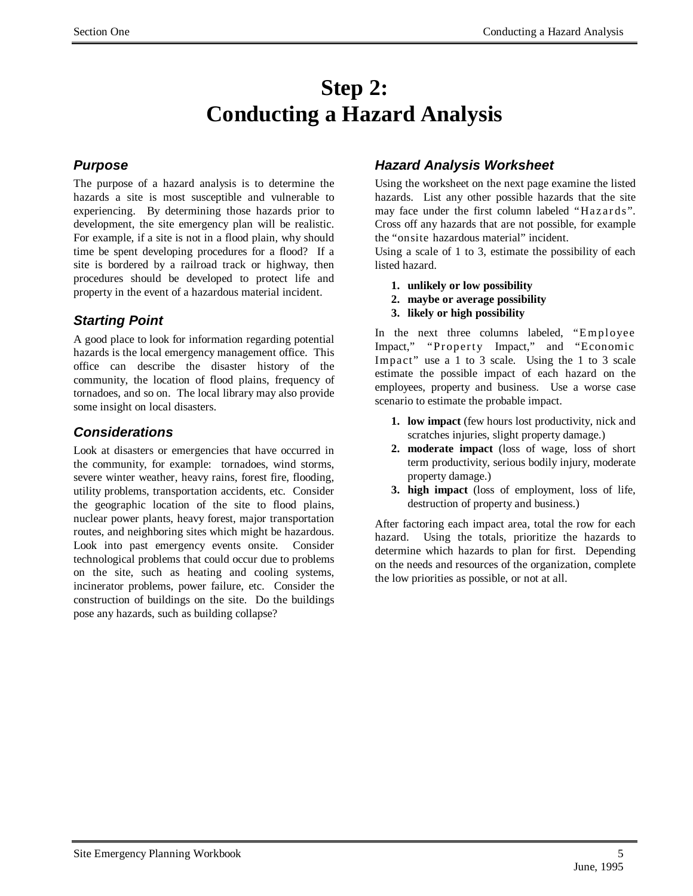# Step 2:
# Conducting a Hazard Analysis

### *Purpose*

The purpose of a hazard analysis is to determine the hazards a site is most susceptible and vulnerable to experiencing. By determining those hazards prior to development, the site emergency plan will be realistic. For example, if a site is not in a flood plain, why should time be spent developing procedures for a flood? If a site is bordered by a railroad track or highway, then procedures should be developed to protect life and property in the event of a hazardous material incident.

### *Starting Point*

A good place to look for information regarding potential hazards is the local emergency management office. This office can describe the disaster history of the community, the location of flood plains, frequency of tornadoes, and so on. The local library may also provide some insight on local disasters.

### *Considerations*

Look at disasters or emergencies that have occurred in the community, for example: tornadoes, wind storms, severe winter weather, heavy rains, forest fire, flooding, utility problems, transportation accidents, etc. Consider the geographic location of the site to flood plains, nuclear power plants, heavy forest, major transportation routes, and neighboring sites which might be hazardous. Look into past emergency events onsite. Consider technological problems that could occur due to problems on the site, such as heating and cooling systems, incinerator problems, power failure, etc. Consider the construction of buildings on the site. Do the buildings pose any hazards, such as building collapse?

### *Hazard Analysis Worksheet*

Using the worksheet on the next page examine the listed hazards. List any other possible hazards that the site may face under the first column labeled "Hazards". Cross off any hazards that are not possible, for example the "onsite hazardous material" incident.

Using a scale of 1 to 3, estimate the possibility of each listed hazard.

1. **unlikely or low possibility**
2. **maybe or average possibility**
3. **likely or high possibility**

In the next three columns labeled, "Employee Impact," "Property Impact," and "Economic Impact" use a 1 to 3 scale. Using the 1 to 3 scale estimate the possible impact of each hazard on the employees, property and business. Use a worse case scenario to estimate the probable impact.

1. **low impact** (few hours lost productivity, nick and scratches injuries, slight property damage.)
2. **moderate impact** (loss of wage, loss of short term productivity, serious bodily injury, moderate property damage.)
3. **high impact** (loss of employment, loss of life, destruction of property and business.)

After factoring each impact area, total the row for each hazard. Using the totals, prioritize the hazards to determine which hazards to plan for first. Depending on the needs and resources of the organization, complete the low priorities as possible, or not at all.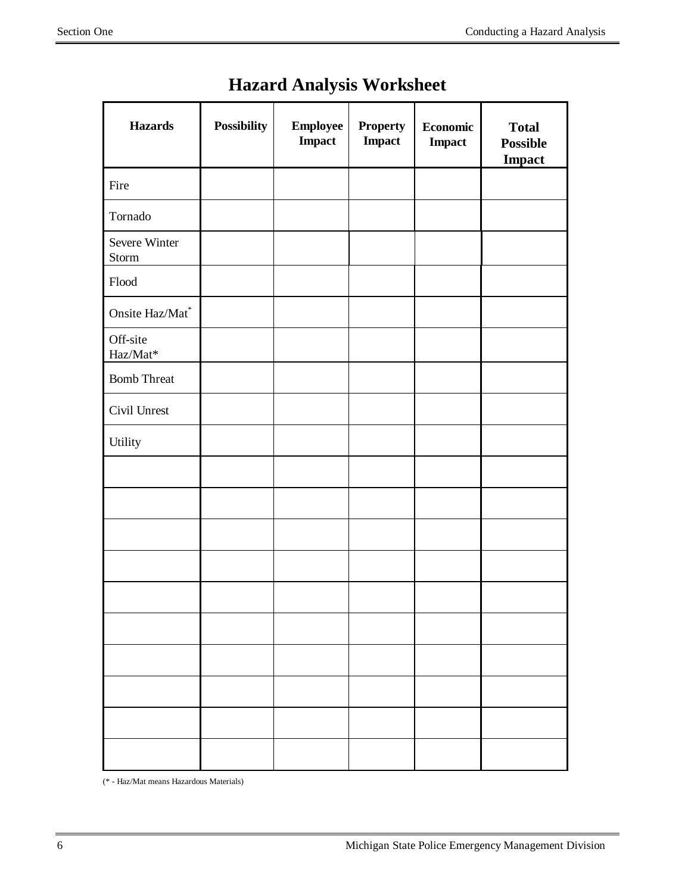# Hazard Analysis Worksheet

| Hazards | Possibility | Employee Impact | Property Impact | Economic Impact | Total Possible Impact |
|---|---|---|---|---|---|
| Fire | | | | | |
| Tornado | | | | | |
| Severe Winter Storm | | | | | |
| Flood | | | | | |
| Onsite Haz/Mat* | | | | | |
| Off-site Haz/Mat* | | | | | |
| Bomb Threat | | | | | |
| Civil Unrest | | | | | |
| Utility | | | | | |
| | | | | | |
| | | | | | |
| | | | | | |
| | | | | | |
| | | | | | |
| | | | | | |
| | | | | | |
| | | | | | |
| | | | | | |
| | | | | | |

(* - Haz/Mat means Hazardous Materials)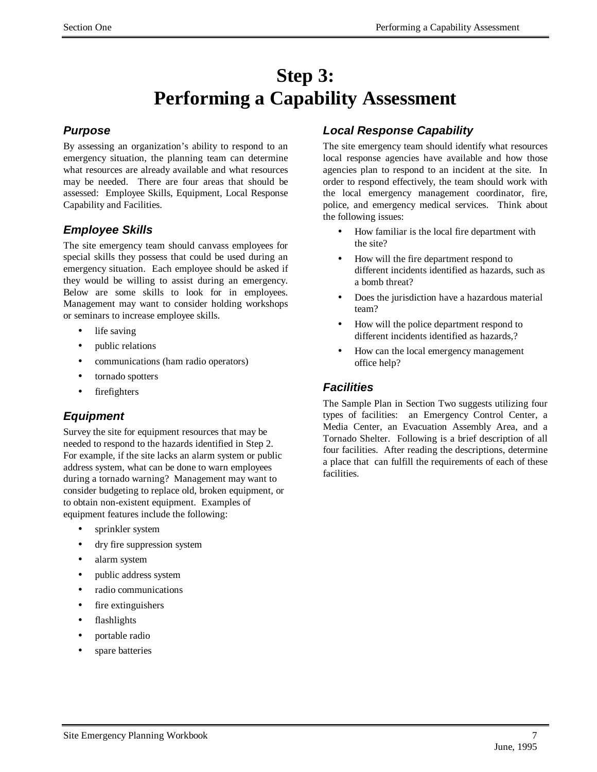# Step 3: Performing a Capability Assessment

## *Purpose*

By assessing an organization's ability to respond to an emergency situation, the planning team can determine what resources are already available and what resources may be needed. There are four areas that should be assessed: Employee Skills, Equipment, Local Response Capability and Facilities.

## *Employee Skills*

The site emergency team should canvass employees for special skills they possess that could be used during an emergency situation. Each employee should be asked if they would be willing to assist during an emergency. Below are some skills to look for in employees. Management may want to consider holding workshops or seminars to increase employee skills.

- life saving
- public relations
- communications (ham radio operators)
- tornado spotters
- firefighters

## *Equipment*

Survey the site for equipment resources that may be needed to respond to the hazards identified in Step 2. For example, if the site lacks an alarm system or public address system, what can be done to warn employees during a tornado warning? Management may want to consider budgeting to replace old, broken equipment, or to obtain non-existent equipment. Examples of equipment features include the following:

- sprinkler system
- dry fire suppression system
- alarm system
- public address system
- radio communications
- fire extinguishers
- flashlights
- portable radio
- spare batteries

## *Local Response Capability*

The site emergency team should identify what resources local response agencies have available and how those agencies plan to respond to an incident at the site. In order to respond effectively, the team should work with the local emergency management coordinator, fire, police, and emergency medical services. Think about the following issues:

- How familiar is the local fire department with the site?
- How will the fire department respond to different incidents identified as hazards, such as a bomb threat?
- Does the jurisdiction have a hazardous material team?
- How will the police department respond to different incidents identified as hazards,?
- How can the local emergency management office help?

## *Facilities*

The Sample Plan in Section Two suggests utilizing four types of facilities: an Emergency Control Center, a Media Center, an Evacuation Assembly Area, and a Tornado Shelter. Following is a brief description of all four facilities. After reading the descriptions, determine a place that can fulfill the requirements of each of these facilities.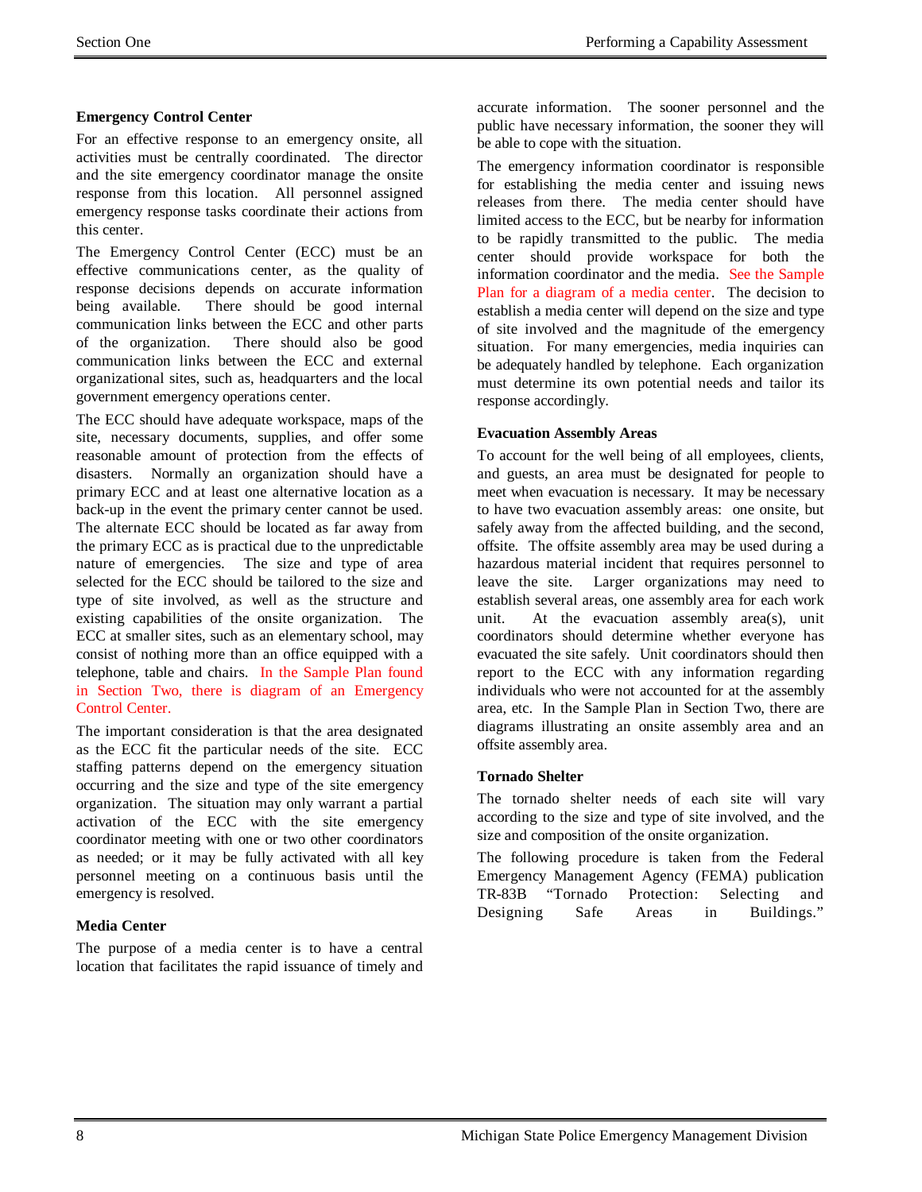### Emergency Control Center

For an effective response to an emergency onsite, all activities must be centrally coordinated. The director and the site emergency coordinator manage the onsite response from this location. All personnel assigned emergency response tasks coordinate their actions from this center.

The Emergency Control Center (ECC) must be an effective communications center, as the quality of response decisions depends on accurate information being available. There should be good internal communication links between the ECC and other parts of the organization. There should also be good communication links between the ECC and external organizational sites, such as, headquarters and the local government emergency operations center.

The ECC should have adequate workspace, maps of the site, necessary documents, supplies, and offer some reasonable amount of protection from the effects of disasters. Normally an organization should have a primary ECC and at least one alternative location as a back-up in the event the primary center cannot be used. The alternate ECC should be located as far away from the primary ECC as is practical due to the unpredictable nature of emergencies. The size and type of area selected for the ECC should be tailored to the size and type of site involved, as well as the structure and existing capabilities of the onsite organization. The ECC at smaller sites, such as an elementary school, may consist of nothing more than an office equipped with a telephone, table and chairs. In the Sample Plan found in Section Two, there is diagram of an Emergency Control Center.

The important consideration is that the area designated as the ECC fit the particular needs of the site. ECC staffing patterns depend on the emergency situation occurring and the size and type of the site emergency organization. The situation may only warrant a partial activation of the ECC with the site emergency coordinator meeting with one or two other coordinators as needed; or it may be fully activated with all key personnel meeting on a continuous basis until the emergency is resolved.

### Media Center

The purpose of a media center is to have a central location that facilitates the rapid issuance of timely and accurate information. The sooner personnel and the public have necessary information, the sooner they will be able to cope with the situation.

The emergency information coordinator is responsible for establishing the media center and issuing news releases from there. The media center should have limited access to the ECC, but be nearby for information to be rapidly transmitted to the public. The media center should provide workspace for both the information coordinator and the media. See the Sample Plan for a diagram of a media center. The decision to establish a media center will depend on the size and type of site involved and the magnitude of the emergency situation. For many emergencies, media inquiries can be adequately handled by telephone. Each organization must determine its own potential needs and tailor its response accordingly.

### Evacuation Assembly Areas

To account for the well being of all employees, clients, and guests, an area must be designated for people to meet when evacuation is necessary. It may be necessary to have two evacuation assembly areas: one onsite, but safely away from the affected building, and the second, offsite. The offsite assembly area may be used during a hazardous material incident that requires personnel to leave the site. Larger organizations may need to establish several areas, one assembly area for each work unit. At the evacuation assembly area(s), unit coordinators should determine whether everyone has evacuated the site safely. Unit coordinators should then report to the ECC with any information regarding individuals who were not accounted for at the assembly area, etc. In the Sample Plan in Section Two, there are diagrams illustrating an onsite assembly area and an offsite assembly area.

### Tornado Shelter

The tornado shelter needs of each site will vary according to the size and type of site involved, and the size and composition of the onsite organization.

The following procedure is taken from the Federal Emergency Management Agency (FEMA) publication TR-83B "Tornado Protection: Selecting and Designing Safe Areas in Buildings."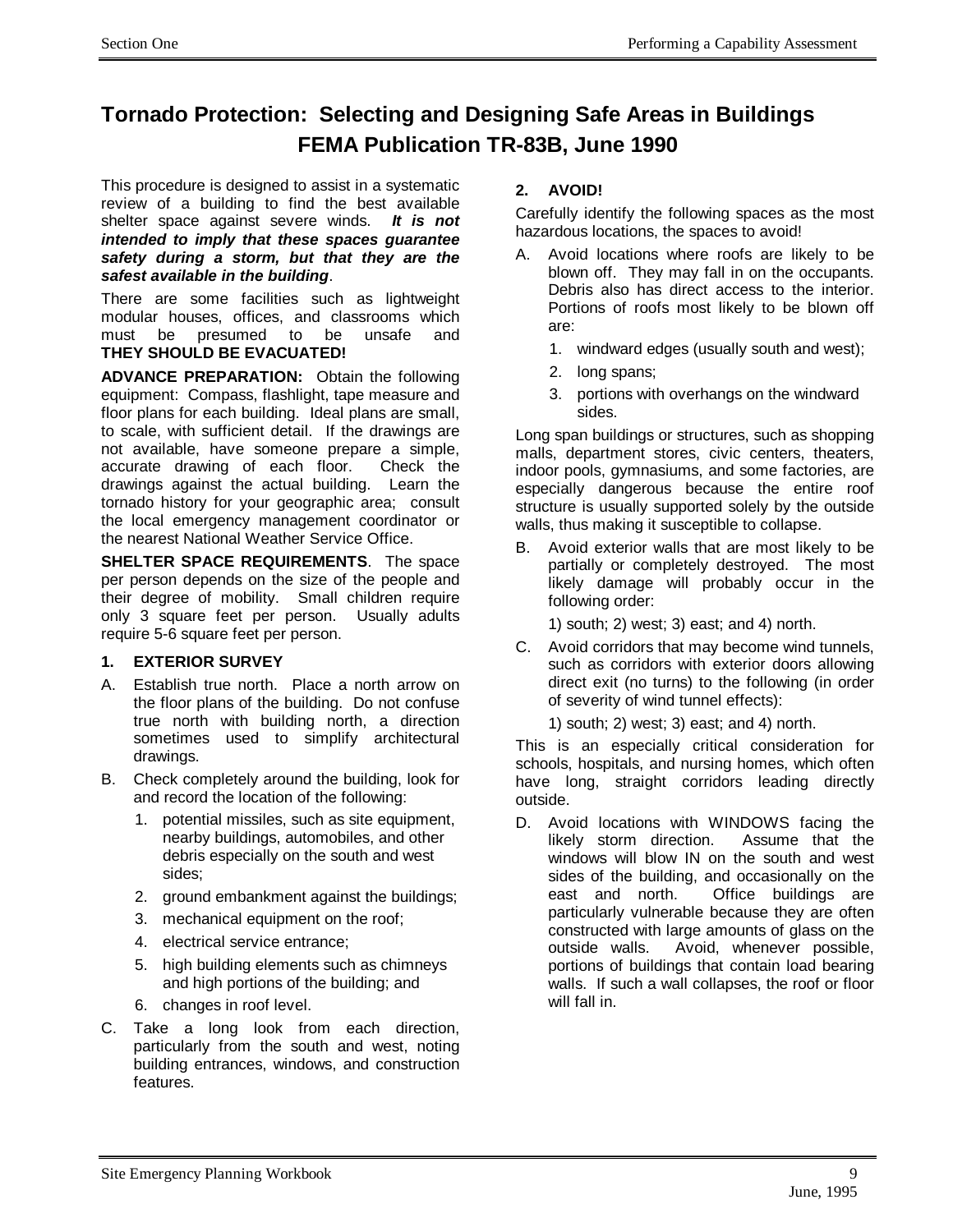# Tornado Protection: Selecting and Designing Safe Areas in Buildings FEMA Publication TR-83B, June 1990

This procedure is designed to assist in a systematic review of a building to find the best available shelter space against severe winds. ***It is not intended to imply that these spaces guarantee safety during a storm, but that they are the safest available in the building***.

There are some facilities such as lightweight modular houses, offices, and classrooms which must be presumed to be unsafe and **THEY SHOULD BE EVACUATED!**

**ADVANCE PREPARATION:** Obtain the following equipment: Compass, flashlight, tape measure and floor plans for each building. Ideal plans are small, to scale, with sufficient detail. If the drawings are not available, have someone prepare a simple, accurate drawing of each floor. Check the drawings against the actual building. Learn the tornado history for your geographic area; consult the local emergency management coordinator or the nearest National Weather Service Office.

**SHELTER SPACE REQUIREMENTS**. The space per person depends on the size of the people and their degree of mobility. Small children require only 3 square feet per person. Usually adults require 5-6 square feet per person.

### 1. EXTERIOR SURVEY

A. Establish true north. Place a north arrow on the floor plans of the building. Do not confuse true north with building north, a direction sometimes used to simplify architectural drawings.

B. Check completely around the building, look for and record the location of the following:

   1. potential missiles, such as site equipment, nearby buildings, automobiles, and other debris especially on the south and west sides;
   2. ground embankment against the buildings;
   3. mechanical equipment on the roof;
   4. electrical service entrance;
   5. high building elements such as chimneys and high portions of the building; and
   6. changes in roof level.

C. Take a long look from each direction, particularly from the south and west, noting building entrances, windows, and construction features.

### 2. AVOID!

Carefully identify the following spaces as the most hazardous locations, the spaces to avoid!

A. Avoid locations where roofs are likely to be blown off. They may fall in on the occupants. Debris also has direct access to the interior. Portions of roofs most likely to be blown off are:

   1. windward edges (usually south and west);
   2. long spans;
   3. portions with overhangs on the windward sides.

Long span buildings or structures, such as shopping malls, department stores, civic centers, theaters, indoor pools, gymnasiums, and some factories, are especially dangerous because the entire roof structure is usually supported solely by the outside walls, thus making it susceptible to collapse.

B. Avoid exterior walls that are most likely to be partially or completely destroyed. The most likely damage will probably occur in the following order:

   1) south; 2) west; 3) east; and 4) north.

C. Avoid corridors that may become wind tunnels, such as corridors with exterior doors allowing direct exit (no turns) to the following (in order of severity of wind tunnel effects):

   1) south; 2) west; 3) east; and 4) north.

This is an especially critical consideration for schools, hospitals, and nursing homes, which often have long, straight corridors leading directly outside.

D. Avoid locations with WINDOWS facing the likely storm direction. Assume that the windows will blow IN on the south and west sides of the building, and occasionally on the east and north. Office buildings are particularly vulnerable because they are often constructed with large amounts of glass on the outside walls. Avoid, whenever possible, portions of buildings that contain load bearing walls. If such a wall collapses, the roof or floor will fall in.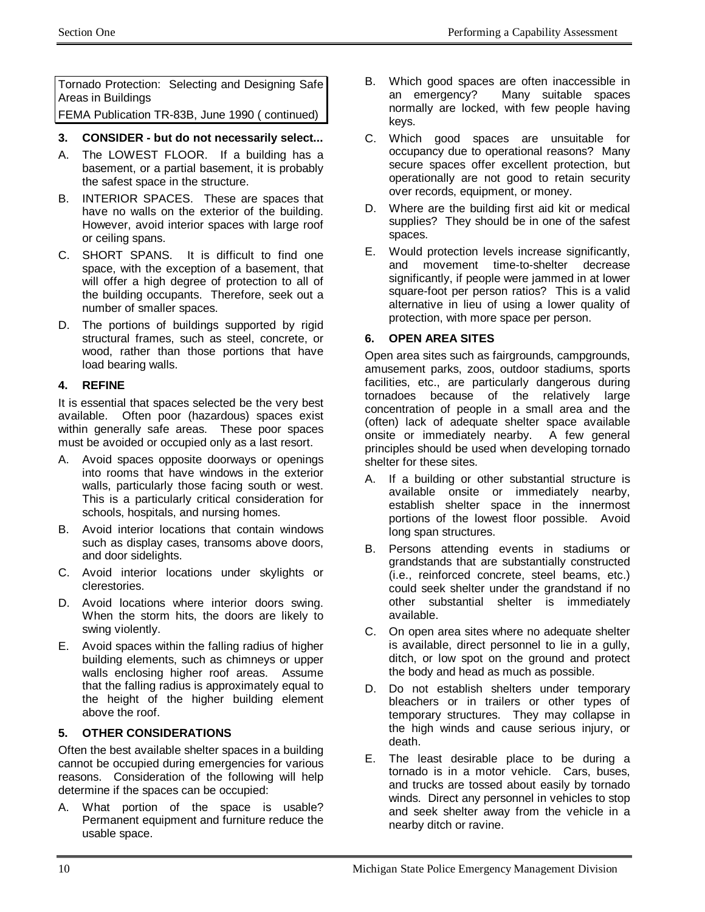Tornado Protection: Selecting and Designing Safe Areas in Buildings
FEMA Publication TR-83B, June 1990 ( continued)

**3. CONSIDER - but do not necessarily select...**

A. The LOWEST FLOOR. If a building has a basement, or a partial basement, it is probably the safest space in the structure.

B. INTERIOR SPACES. These are spaces that have no walls on the exterior of the building. However, avoid interior spaces with large roof or ceiling spans.

C. SHORT SPANS. It is difficult to find one space, with the exception of a basement, that will offer a high degree of protection to all of the building occupants. Therefore, seek out a number of smaller spaces.

D. The portions of buildings supported by rigid structural frames, such as steel, concrete, or wood, rather than those portions that have load bearing walls.

**4. REFINE**

It is essential that spaces selected be the very best available. Often poor (hazardous) spaces exist within generally safe areas. These poor spaces must be avoided or occupied only as a last resort.

A. Avoid spaces opposite doorways or openings into rooms that have windows in the exterior walls, particularly those facing south or west. This is a particularly critical consideration for schools, hospitals, and nursing homes.

B. Avoid interior locations that contain windows such as display cases, transoms above doors, and door sidelights.

C. Avoid interior locations under skylights or clerestories.

D. Avoid locations where interior doors swing. When the storm hits, the doors are likely to swing violently.

E. Avoid spaces within the falling radius of higher building elements, such as chimneys or upper walls enclosing higher roof areas. Assume that the falling radius is approximately equal to the height of the higher building element above the roof.

**5. OTHER CONSIDERATIONS**

Often the best available shelter spaces in a building cannot be occupied during emergencies for various reasons. Consideration of the following will help determine if the spaces can be occupied:

A. What portion of the space is usable? Permanent equipment and furniture reduce the usable space.

B. Which good spaces are often inaccessible in an emergency? Many suitable spaces normally are locked, with few people having keys.

C. Which good spaces are unsuitable for occupancy due to operational reasons? Many secure spaces offer excellent protection, but operationally are not good to retain security over records, equipment, or money.

D. Where are the building first aid kit or medical supplies? They should be in one of the safest spaces.

E. Would protection levels increase significantly, and movement time-to-shelter decrease significantly, if people were jammed in at lower square-foot per person ratios? This is a valid alternative in lieu of using a lower quality of protection, with more space per person.

**6. OPEN AREA SITES**

Open area sites such as fairgrounds, campgrounds, amusement parks, zoos, outdoor stadiums, sports facilities, etc., are particularly dangerous during tornadoes because of the relatively large concentration of people in a small area and the (often) lack of adequate shelter space available onsite or immediately nearby. A few general principles should be used when developing tornado shelter for these sites.

A. If a building or other substantial structure is available onsite or immediately nearby, establish shelter space in the innermost portions of the lowest floor possible. Avoid long span structures.

B. Persons attending events in stadiums or grandstands that are substantially constructed (i.e., reinforced concrete, steel beams, etc.) could seek shelter under the grandstand if no other substantial shelter is immediately available.

C. On open area sites where no adequate shelter is available, direct personnel to lie in a gully, ditch, or low spot on the ground and protect the body and head as much as possible.

D. Do not establish shelters under temporary bleachers or in trailers or other types of temporary structures. They may collapse in the high winds and cause serious injury, or death.

E. The least desirable place to be during a tornado is in a motor vehicle. Cars, buses, and trucks are tossed about easily by tornado winds. Direct any personnel in vehicles to stop and seek shelter away from the vehicle in a nearby ditch or ravine.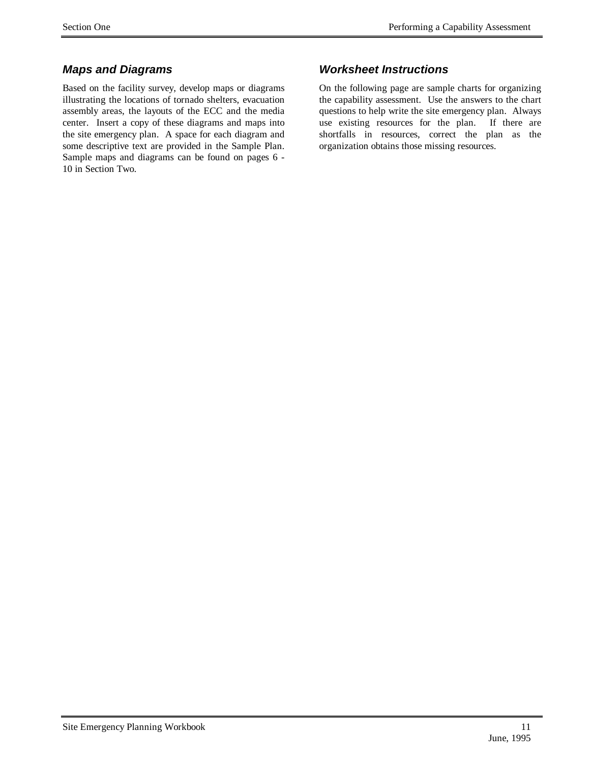### *Maps and Diagrams*

Based on the facility survey, develop maps or diagrams illustrating the locations of tornado shelters, evacuation assembly areas, the layouts of the ECC and the media center. Insert a copy of these diagrams and maps into the site emergency plan. A space for each diagram and some descriptive text are provided in the Sample Plan. Sample maps and diagrams can be found on pages 6 - 10 in Section Two.

### *Worksheet Instructions*

On the following page are sample charts for organizing the capability assessment. Use the answers to the chart questions to help write the site emergency plan. Always use existing resources for the plan. If there are shortfalls in resources, correct the plan as the organization obtains those missing resources.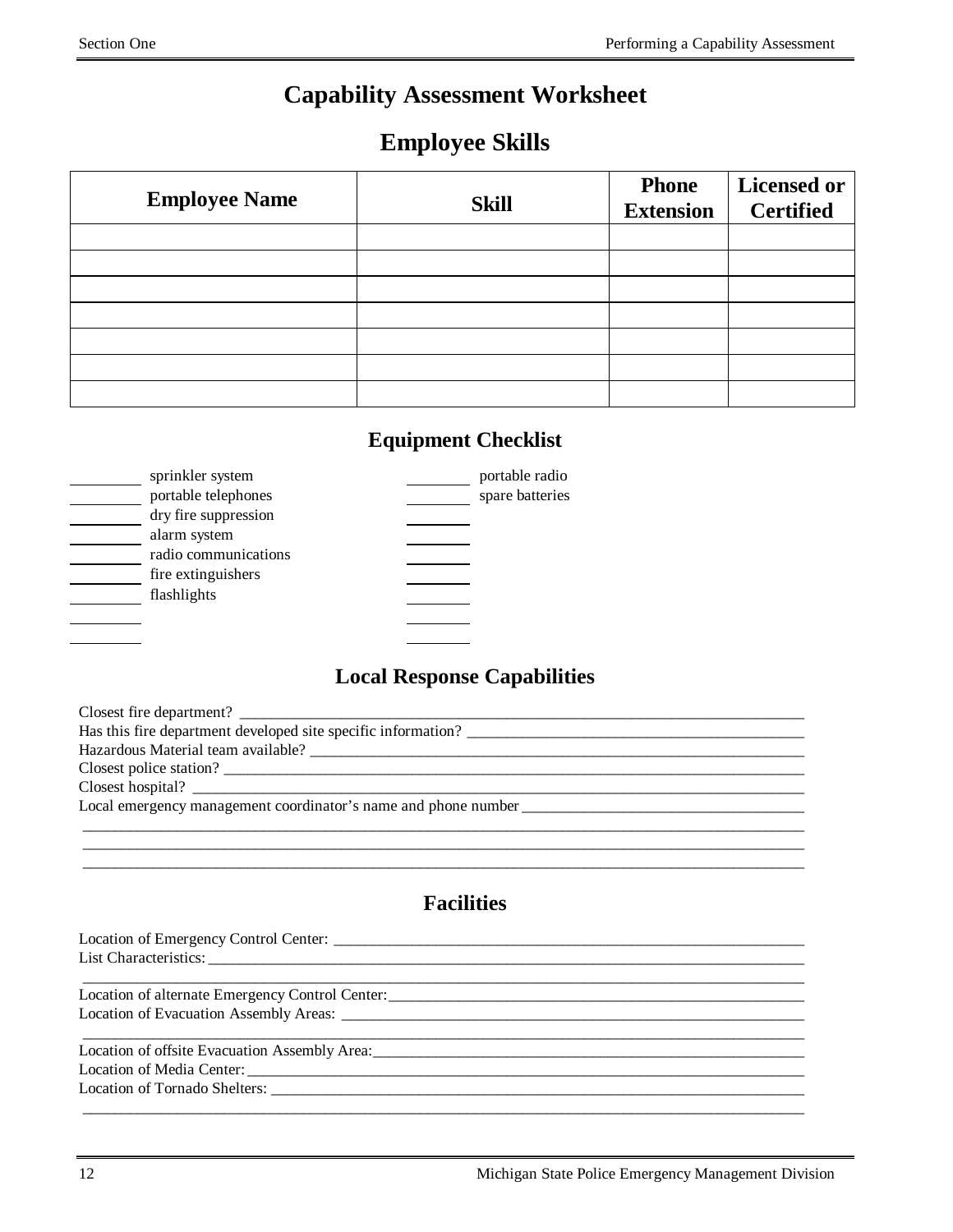# Capability Assessment Worksheet

## Employee Skills

| Employee Name | Skill | Phone Extension | Licensed or Certified |
|---|---|---|---|
| | | | |
| | | | |
| | | | |
| | | | |
| | | | |
| | | | |
| | | | |

## Equipment Checklist

_______ sprinkler system
_______ portable telephones
_______ dry fire suppression
_______ alarm system
_______ radio communications
_______ fire extinguishers
_______ flashlights
_______
_______

_______ portable radio
_______ spare batteries
_______
_______
_______
_______
_______
_______
_______

## Local Response Capabilities

Closest fire department? ________________________________________________________________
Has this fire department developed site specific information? ___________________________________
Hazardous Material team available? ________________________________________________________
Closest police station? ___________________________________________________________________
Closest hospital? ________________________________________________________________________
Local emergency management coordinator's name and phone number ___________________________
________________________________________________________________________________
________________________________________________________________________________
________________________________________________________________________________

## Facilities

Location of Emergency Control Center: ______________________________________________________
List Characteristics: ______________________________________________________________________
________________________________________________________________________________
Location of alternate Emergency Control Center: _______________________________________________
Location of Evacuation Assembly Areas: _____________________________________________________
________________________________________________________________________________
Location of offsite Evacuation Assembly Area: _________________________________________________
Location of Media Center: __________________________________________________________________
Location of Tornado Shelters: ______________________________________________________________
________________________________________________________________________________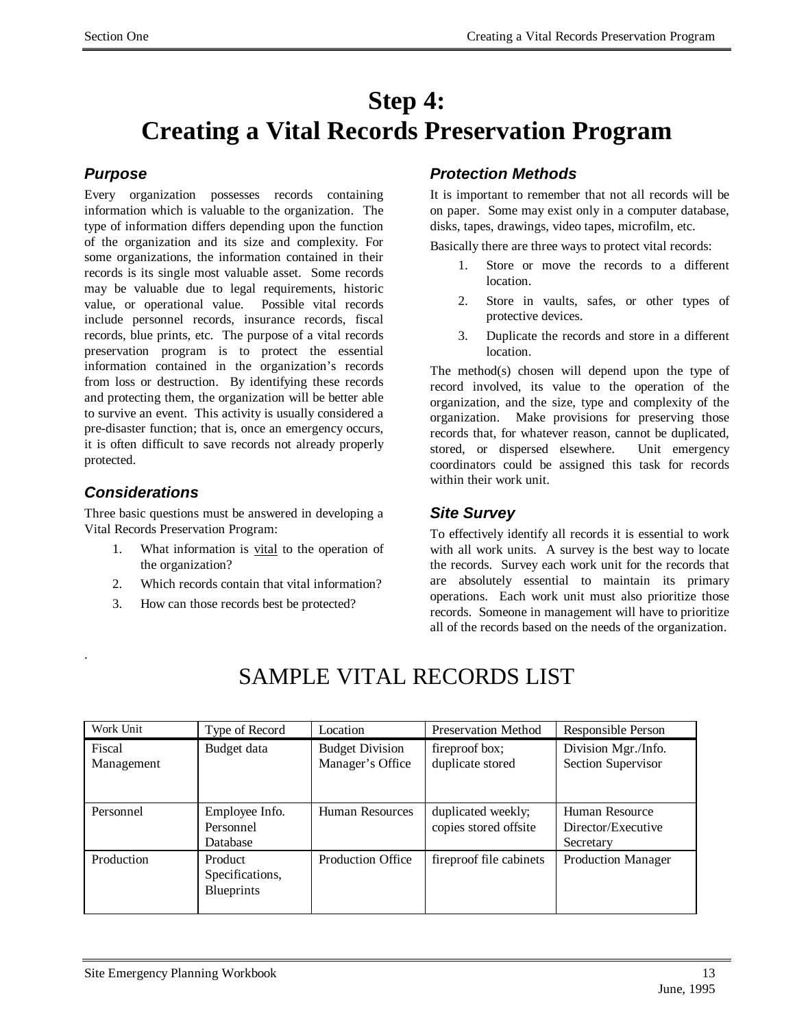# Step 4: Creating a Vital Records Preservation Program

### *Purpose*

Every organization possesses records containing information which is valuable to the organization. The type of information differs depending upon the function of the organization and its size and complexity. For some organizations, the information contained in their records is its single most valuable asset. Some records may be valuable due to legal requirements, historic value, or operational value. Possible vital records include personnel records, insurance records, fiscal records, blue prints, etc. The purpose of a vital records preservation program is to protect the essential information contained in the organization's records from loss or destruction. By identifying these records and protecting them, the organization will be better able to survive an event. This activity is usually considered a pre-disaster function; that is, once an emergency occurs, it is often difficult to save records not already properly protected.

### *Considerations*

Three basic questions must be answered in developing a Vital Records Preservation Program:

1. What information is <u>vital</u> to the operation of the organization?
2. Which records contain that vital information?
3. How can those records best be protected?

### *Protection Methods*

It is important to remember that not all records will be on paper. Some may exist only in a computer database, disks, tapes, drawings, video tapes, microfilm, etc.

Basically there are three ways to protect vital records:

1. Store or move the records to a different location.
2. Store in vaults, safes, or other types of protective devices.
3. Duplicate the records and store in a different location.

The method(s) chosen will depend upon the type of record involved, its value to the operation of the organization, and the size, type and complexity of the organization. Make provisions for preserving those records that, for whatever reason, cannot be duplicated, stored, or dispersed elsewhere. Unit emergency coordinators could be assigned this task for records within their work unit.

### *Site Survey*

To effectively identify all records it is essential to work with all work units. A survey is the best way to locate the records. Survey each work unit for the records that are absolutely essential to maintain its primary operations. Each work unit must also prioritize those records. Someone in management will have to prioritize all of the records based on the needs of the organization.

## SAMPLE VITAL RECORDS LIST

| Work Unit | Type of Record | Location | Preservation Method | Responsible Person |
|---|---|---|---|---|
| Fiscal Management | Budget data | Budget Division Manager's Office | fireproof box; duplicate stored | Division Mgr./Info. Section Supervisor |
| Personnel | Employee Info. Personnel Database | Human Resources | duplicated weekly; copies stored offsite | Human Resource Director/Executive Secretary |
| Production | Product Specifications, Blueprints | Production Office | fireproof file cabinets | Production Manager |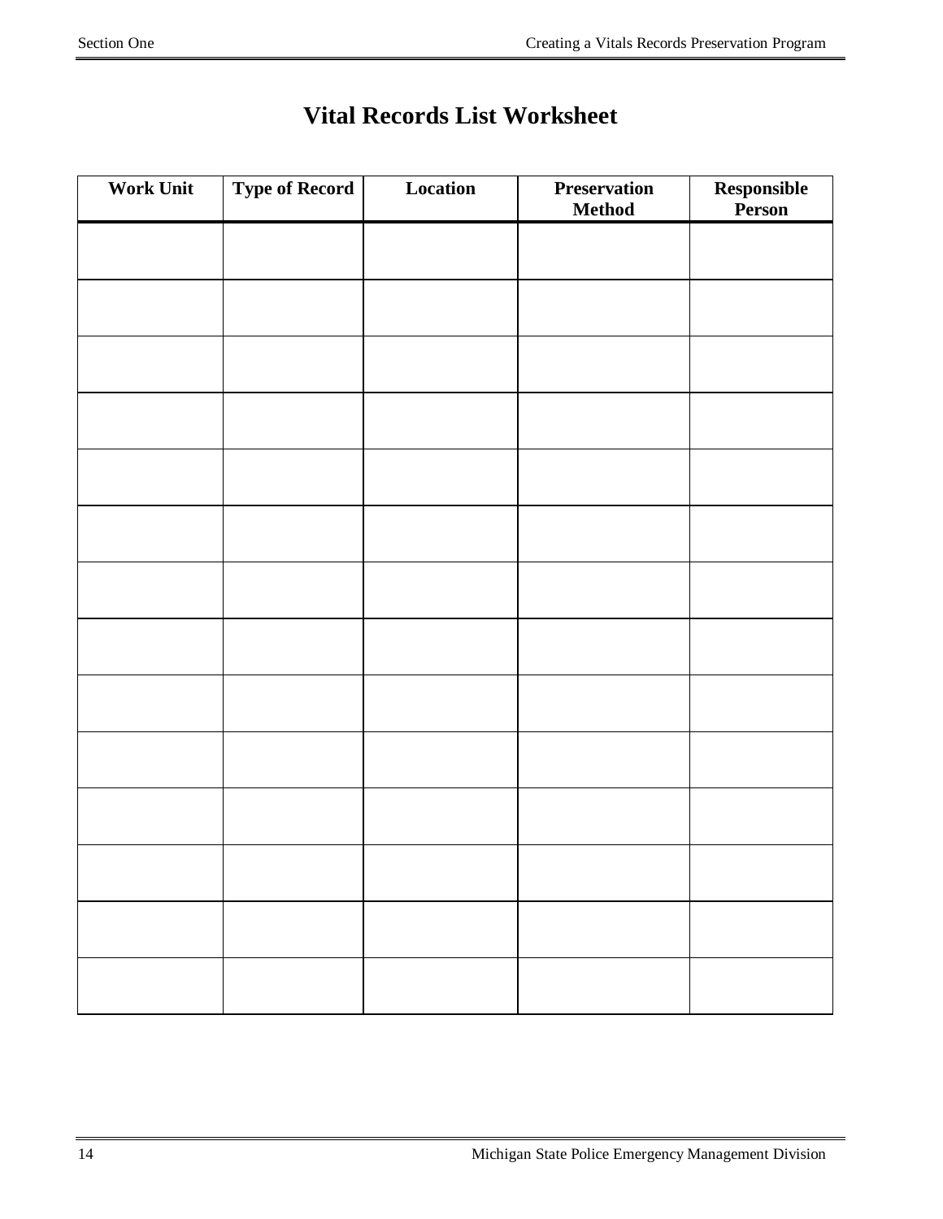# Vital Records List Worksheet

| Work Unit | Type of Record | Location | Preservation Method | Responsible Person |
|---|---|---|---|---|
| | | | | |
| | | | | |
| | | | | |
| | | | | |
| | | | | |
| | | | | |
| | | | | |
| | | | | |
| | | | | |
| | | | | |
| | | | | |
| | | | | |
| | | | | |
| | | | | |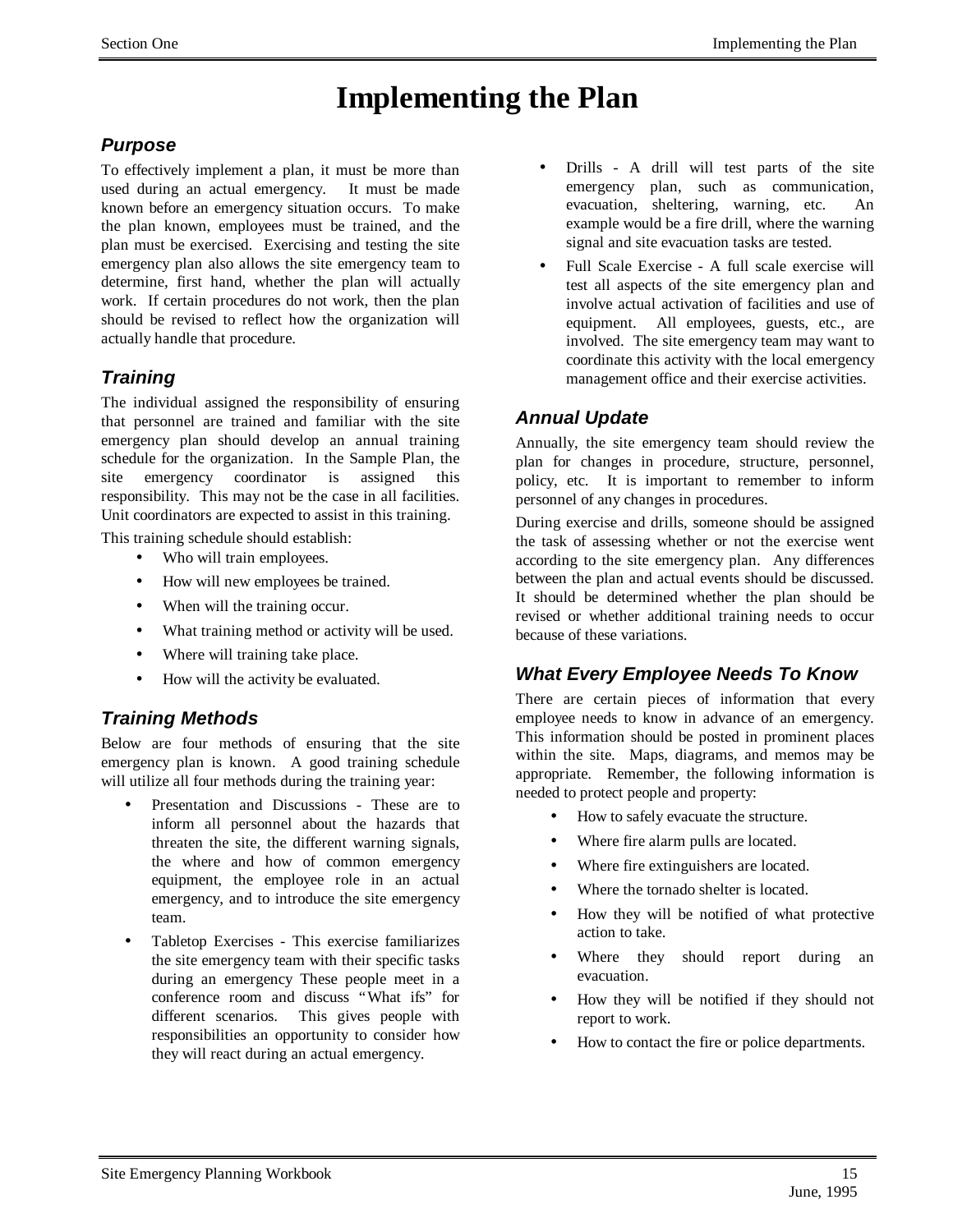# Implementing the Plan

### *Purpose*

To effectively implement a plan, it must be more than used during an actual emergency. It must be made known before an emergency situation occurs. To make the plan known, employees must be trained, and the plan must be exercised. Exercising and testing the site emergency plan also allows the site emergency team to determine, first hand, whether the plan will actually work. If certain procedures do not work, then the plan should be revised to reflect how the organization will actually handle that procedure.

### *Training*

The individual assigned the responsibility of ensuring that personnel are trained and familiar with the site emergency plan should develop an annual training schedule for the organization. In the Sample Plan, the site emergency coordinator is assigned this responsibility. This may not be the case in all facilities. Unit coordinators are expected to assist in this training.

This training schedule should establish:

- Who will train employees.
- How will new employees be trained.
- When will the training occur.
- What training method or activity will be used.
- Where will training take place.
- How will the activity be evaluated.

### *Training Methods*

Below are four methods of ensuring that the site emergency plan is known. A good training schedule will utilize all four methods during the training year:

- Presentation and Discussions - These are to inform all personnel about the hazards that threaten the site, the different warning signals, the where and how of common emergency equipment, the employee role in an actual emergency, and to introduce the site emergency team.
- Tabletop Exercises - This exercise familiarizes the site emergency team with their specific tasks during an emergency These people meet in a conference room and discuss "What ifs" for different scenarios. This gives people with responsibilities an opportunity to consider how they will react during an actual emergency.
- Drills - A drill will test parts of the site emergency plan, such as communication, evacuation, sheltering, warning, etc. An example would be a fire drill, where the warning signal and site evacuation tasks are tested.
- Full Scale Exercise - A full scale exercise will test all aspects of the site emergency plan and involve actual activation of facilities and use of equipment. All employees, guests, etc., are involved. The site emergency team may want to coordinate this activity with the local emergency management office and their exercise activities.

### *Annual Update*

Annually, the site emergency team should review the plan for changes in procedure, structure, personnel, policy, etc. It is important to remember to inform personnel of any changes in procedures.

During exercise and drills, someone should be assigned the task of assessing whether or not the exercise went according to the site emergency plan. Any differences between the plan and actual events should be discussed. It should be determined whether the plan should be revised or whether additional training needs to occur because of these variations.

### *What Every Employee Needs To Know*

There are certain pieces of information that every employee needs to know in advance of an emergency. This information should be posted in prominent places within the site. Maps, diagrams, and memos may be appropriate. Remember, the following information is needed to protect people and property:

- How to safely evacuate the structure.
- Where fire alarm pulls are located.
- Where fire extinguishers are located.
- Where the tornado shelter is located.
- How they will be notified of what protective action to take.
- Where they should report during an evacuation.
- How they will be notified if they should not report to work.
- How to contact the fire or police departments.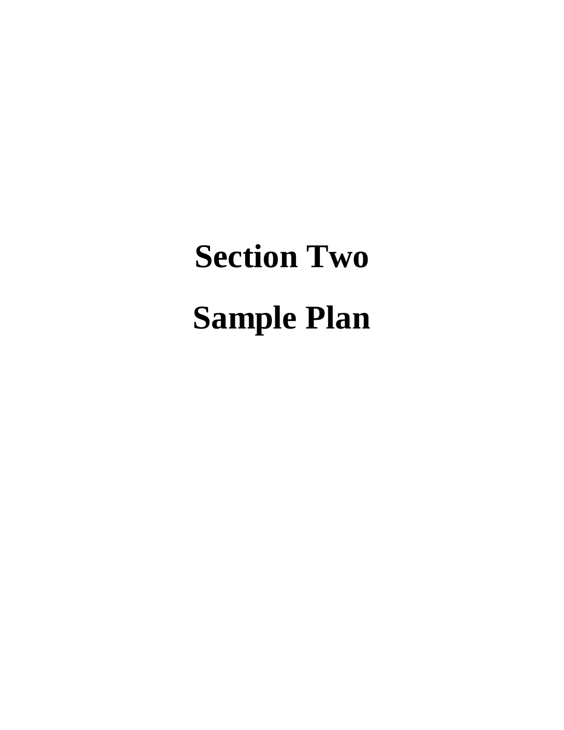# Section Two

# Sample Plan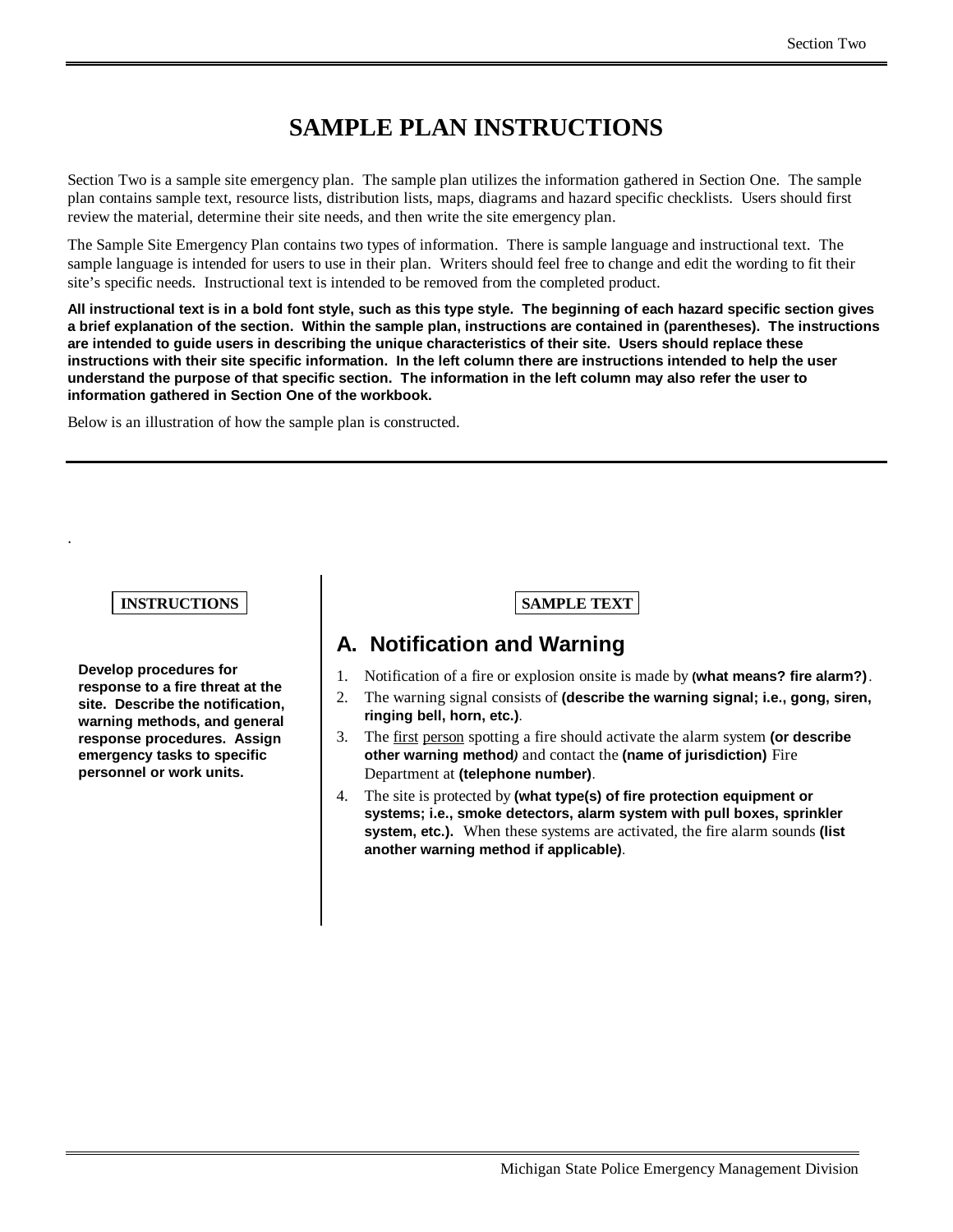# SAMPLE PLAN INSTRUCTIONS

Section Two is a sample site emergency plan. The sample plan utilizes the information gathered in Section One. The sample plan contains sample text, resource lists, distribution lists, maps, diagrams and hazard specific checklists. Users should first review the material, determine their site needs, and then write the site emergency plan.

The Sample Site Emergency Plan contains two types of information. There is sample language and instructional text. The sample language is intended for users to use in their plan. Writers should feel free to change and edit the wording to fit their site's specific needs. Instructional text is intended to be removed from the completed product.

**All instructional text is in a bold font style, such as this type style. The beginning of each hazard specific section gives a brief explanation of the section. Within the sample plan, instructions are contained in (parentheses). The instructions are intended to guide users in describing the unique characteristics of their site. Users should replace these instructions with their site specific information. In the left column there are instructions intended to help the user understand the purpose of that specific section. The information in the left column may also refer the user to information gathered in Section One of the workbook.**

Below is an illustration of how the sample plan is constructed.

---

.

**INSTRUCTIONS**

**Develop procedures for response to a fire threat at the site. Describe the notification, warning methods, and general response procedures. Assign emergency tasks to specific personnel or work units.**

**SAMPLE TEXT**

## A. Notification and Warning

1. Notification of a fire or explosion onsite is made by **(what means? fire alarm?)**.
2. The warning signal consists of **(describe the warning signal; i.e., gong, siren, ringing bell, horn, etc.)**.
3. The first person spotting a fire should activate the alarm system **(or describe other warning method)** and contact the **(name of jurisdiction)** Fire Department at **(telephone number)**.
4. The site is protected by **(what type(s) of fire protection equipment or systems; i.e., smoke detectors, alarm system with pull boxes, sprinkler system, etc.).** When these systems are activated, the fire alarm sounds **(list another warning method if applicable)**.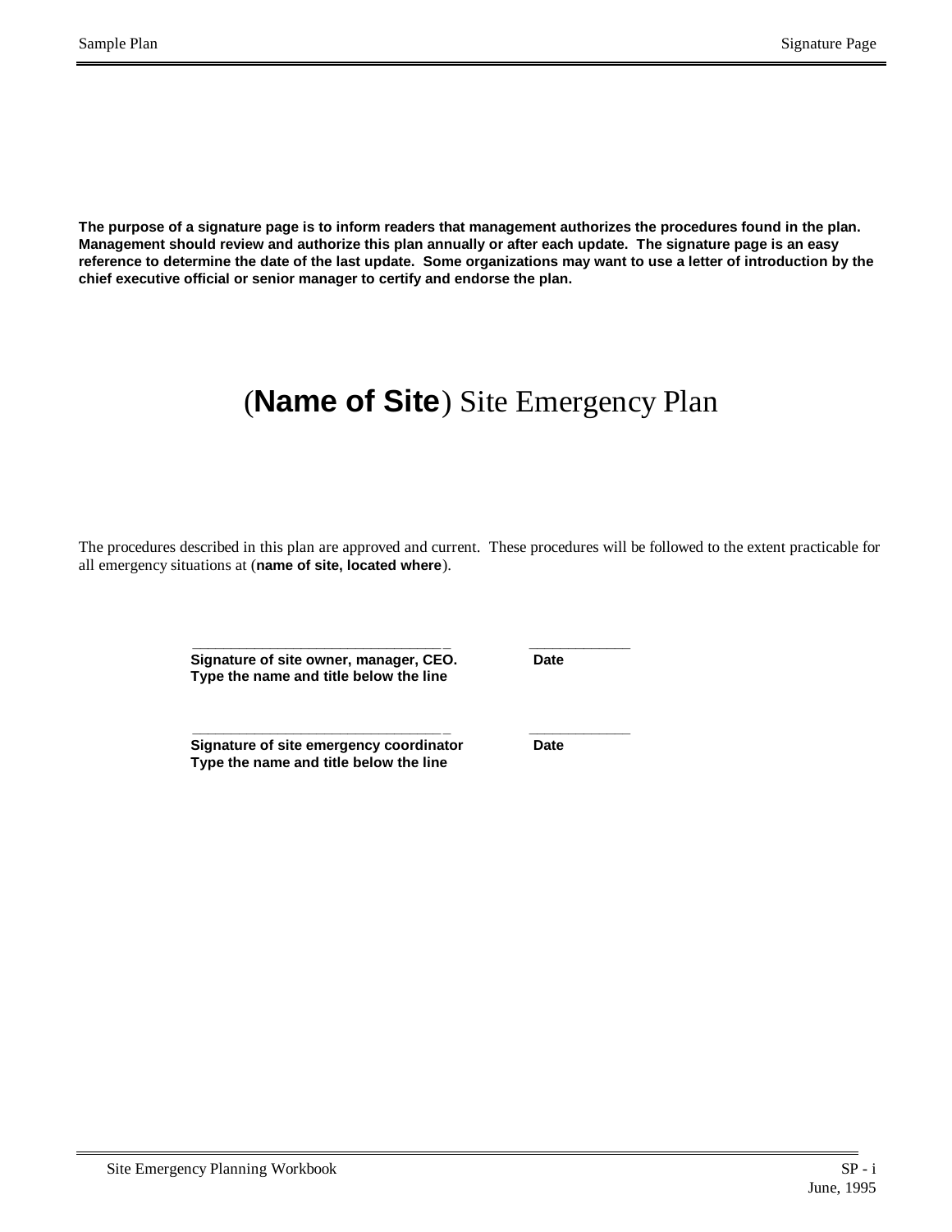**The purpose of a signature page is to inform readers that management authorizes the procedures found in the plan. Management should review and authorize this plan annually or after each update. The signature page is an easy reference to determine the date of the last update. Some organizations may want to use a letter of introduction by the chief executive official or senior manager to certify and endorse the plan.**

# (**Name of Site**) Site Emergency Plan

The procedures described in this plan are approved and current. These procedures will be followed to the extent practicable for all emergency situations at (**name of site, located where**).

\_\_\_\_\_\_\_\_\_\_\_\_\_\_\_\_\_\_\_\_\_\_\_\_\_\_\_\_\_\_\_\_\_\_ &nbsp;&nbsp;&nbsp;&nbsp;&nbsp;&nbsp;&nbsp;&nbsp; \_\_\_\_\_\_\_\_\_\_\_\_\_\_
**Signature of site owner, manager, CEO.** &nbsp;&nbsp;&nbsp;&nbsp;&nbsp;&nbsp;&nbsp;&nbsp; **Date**
**Type the name and title below the line**

\_\_\_\_\_\_\_\_\_\_\_\_\_\_\_\_\_\_\_\_\_\_\_\_\_\_\_\_\_\_\_\_\_\_ &nbsp;&nbsp;&nbsp;&nbsp;&nbsp;&nbsp;&nbsp;&nbsp; \_\_\_\_\_\_\_\_\_\_\_\_\_\_
**Signature of site emergency coordinator** &nbsp;&nbsp;&nbsp;&nbsp;&nbsp;&nbsp;&nbsp;&nbsp; **Date**
**Type the name and title below the line**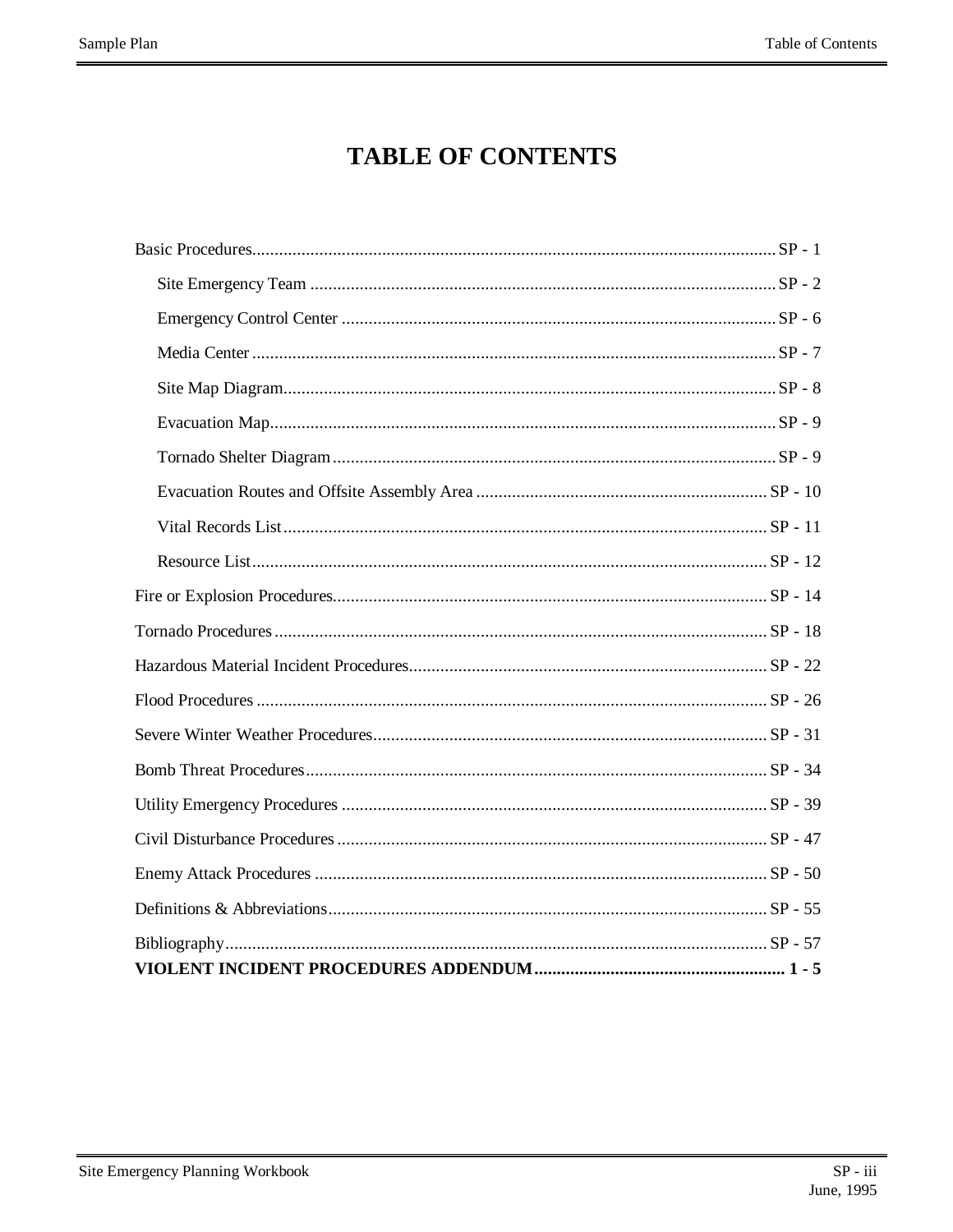# TABLE OF CONTENTS

Basic Procedures ........................................................................................ SP - 1

- Site Emergency Team ........................................................................ SP - 2
- Emergency Control Center ................................................................ SP - 6
- Media Center ..................................................................................... SP - 7
- Site Map Diagram .............................................................................. SP - 8
- Evacuation Map ................................................................................. SP - 9
- Tornado Shelter Diagram ................................................................... SP - 9
- Evacuation Routes and Offsite Assembly Area ................................. SP - 10
- Vital Records List .............................................................................. SP - 11
- Resource List ..................................................................................... SP - 12

Fire or Explosion Procedures ...................................................................... SP - 14

Tornado Procedures .................................................................................... SP - 18

Hazardous Material Incident Procedures ..................................................... SP - 22

Flood Procedures ........................................................................................ SP - 26

Severe Winter Weather Procedures ............................................................. SP - 31

Bomb Threat Procedures ............................................................................. SP - 34

Utility Emergency Procedures ..................................................................... SP - 39

Civil Disturbance Procedures ...................................................................... SP - 47

Enemy Attack Procedures ........................................................................... SP - 50

Definitions & Abbreviations ........................................................................ SP - 55

Bibliography ................................................................................................ SP - 57

**VIOLENT INCIDENT PROCEDURES ADDENDUM ........................................ 1 - 5**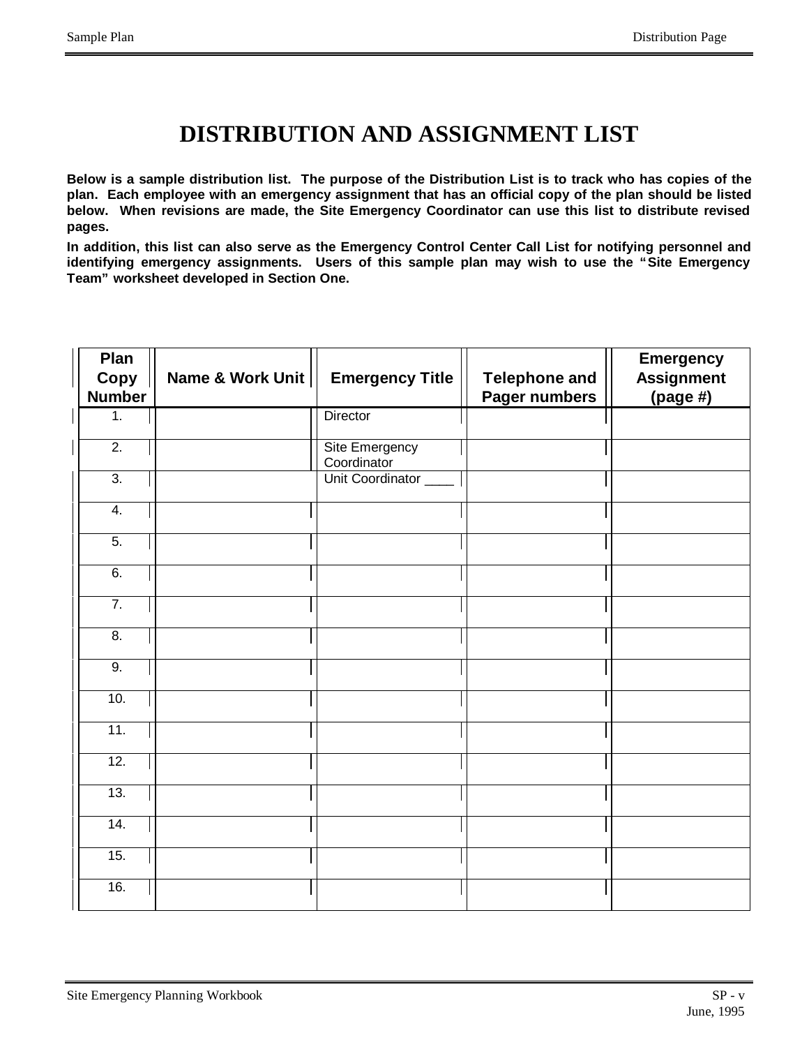# DISTRIBUTION AND ASSIGNMENT LIST

**Below is a sample distribution list. The purpose of the Distribution List is to track who has copies of the plan. Each employee with an emergency assignment that has an official copy of the plan should be listed below. When revisions are made, the Site Emergency Coordinator can use this list to distribute revised pages.**

**In addition, this list can also serve as the Emergency Control Center Call List for notifying personnel and identifying emergency assignments. Users of this sample plan may wish to use the "Site Emergency Team" worksheet developed in Section One.**

| Plan Copy Number | Name & Work Unit | Emergency Title | Telephone and Pager numbers | Emergency Assignment (page #) |
|---|---|---|---|---|
| 1. | | Director | | |
| 2. | | Site Emergency Coordinator | | |
| 3. | | Unit Coordinator ____ | | |
| 4. | | | | |
| 5. | | | | |
| 6. | | | | |
| 7. | | | | |
| 8. | | | | |
| 9. | | | | |
| 10. | | | | |
| 11. | | | | |
| 12. | | | | |
| 13. | | | | |
| 14. | | | | |
| 15. | | | | |
| 16. | | | | |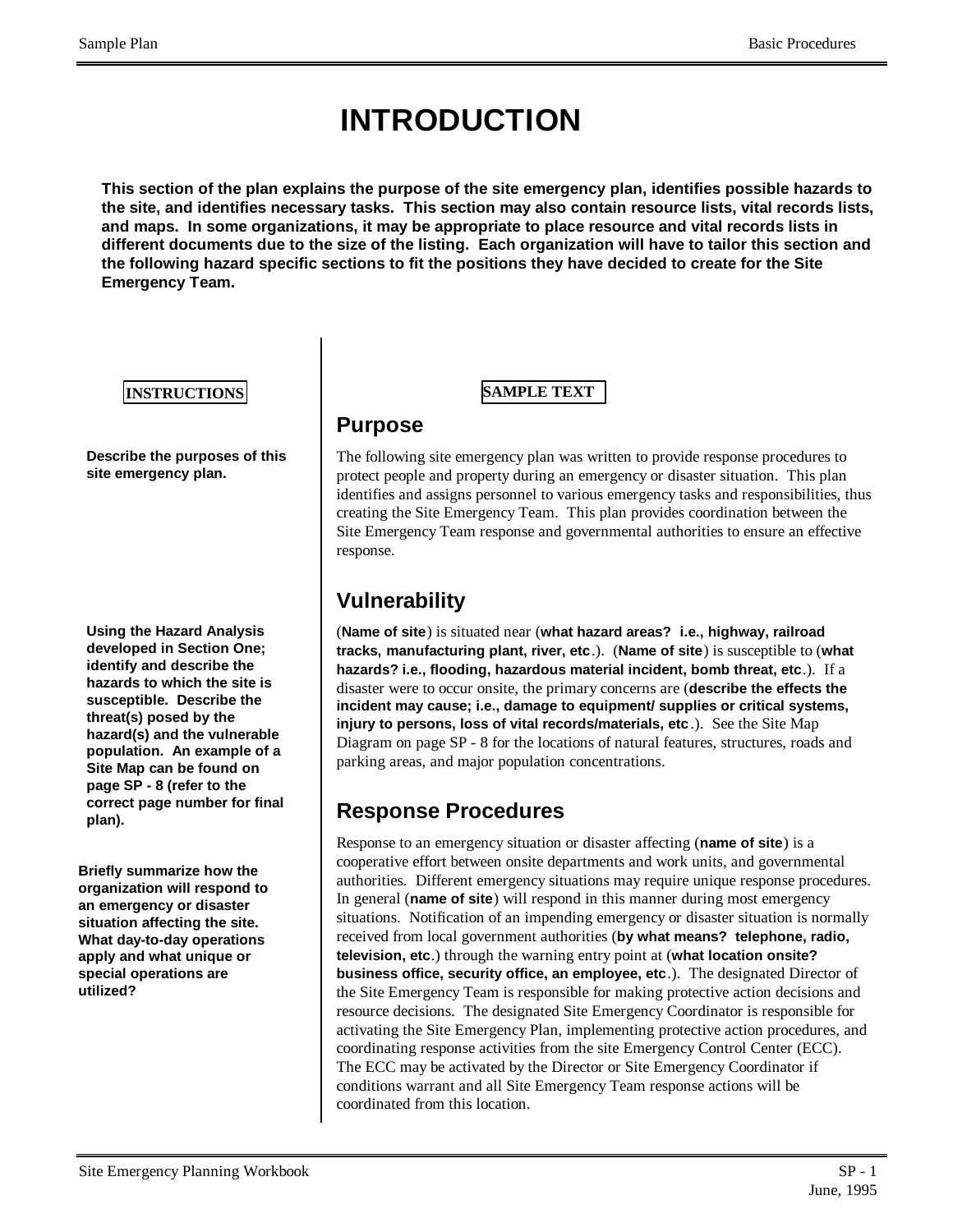# INTRODUCTION

**This section of the plan explains the purpose of the site emergency plan, identifies possible hazards to the site, and identifies necessary tasks. This section may also contain resource lists, vital records lists, and maps. In some organizations, it may be appropriate to place resource and vital records lists in different documents due to the size of the listing. Each organization will have to tailor this section and the following hazard specific sections to fit the positions they have decided to create for the Site Emergency Team.**

| INSTRUCTIONS | SAMPLE TEXT |
|---|---|

## Purpose

**Describe the purposes of this site emergency plan.**

The following site emergency plan was written to provide response procedures to protect people and property during an emergency or disaster situation. This plan identifies and assigns personnel to various emergency tasks and responsibilities, thus creating the Site Emergency Team. This plan provides coordination between the Site Emergency Team response and governmental authorities to ensure an effective response.

## Vulnerability

**Using the Hazard Analysis developed in Section One; identify and describe the hazards to which the site is susceptible. Describe the threat(s) posed by the hazard(s) and the vulnerable population. An example of a Site Map can be found on page SP - 8 (refer to the correct page number for final plan).**

(**Name of site**) is situated near (**what hazard areas? i.e., highway, railroad tracks, manufacturing plant, river, etc**.). (**Name of site**) is susceptible to (**what hazards? i.e., flooding, hazardous material incident, bomb threat, etc**.). If a disaster were to occur onsite, the primary concerns are (**describe the effects the incident may cause; i.e., damage to equipment/ supplies or critical systems, injury to persons, loss of vital records/materials, etc**.). See the Site Map Diagram on page SP - 8 for the locations of natural features, structures, roads and parking areas, and major population concentrations.

## Response Procedures

**Briefly summarize how the organization will respond to an emergency or disaster situation affecting the site. What day-to-day operations apply and what unique or special operations are utilized?**

Response to an emergency situation or disaster affecting (**name of site**) is a cooperative effort between onsite departments and work units, and governmental authorities. Different emergency situations may require unique response procedures. In general (**name of site**) will respond in this manner during most emergency situations. Notification of an impending emergency or disaster situation is normally received from local government authorities (**by what means? telephone, radio, television, etc**.) through the warning entry point at (**what location onsite? business office, security office, an employee, etc**.). The designated Director of the Site Emergency Team is responsible for making protective action decisions and resource decisions. The designated Site Emergency Coordinator is responsible for activating the Site Emergency Plan, implementing protective action procedures, and coordinating response activities from the site Emergency Control Center (ECC). The ECC may be activated by the Director or Site Emergency Coordinator if conditions warrant and all Site Emergency Team response actions will be coordinated from this location.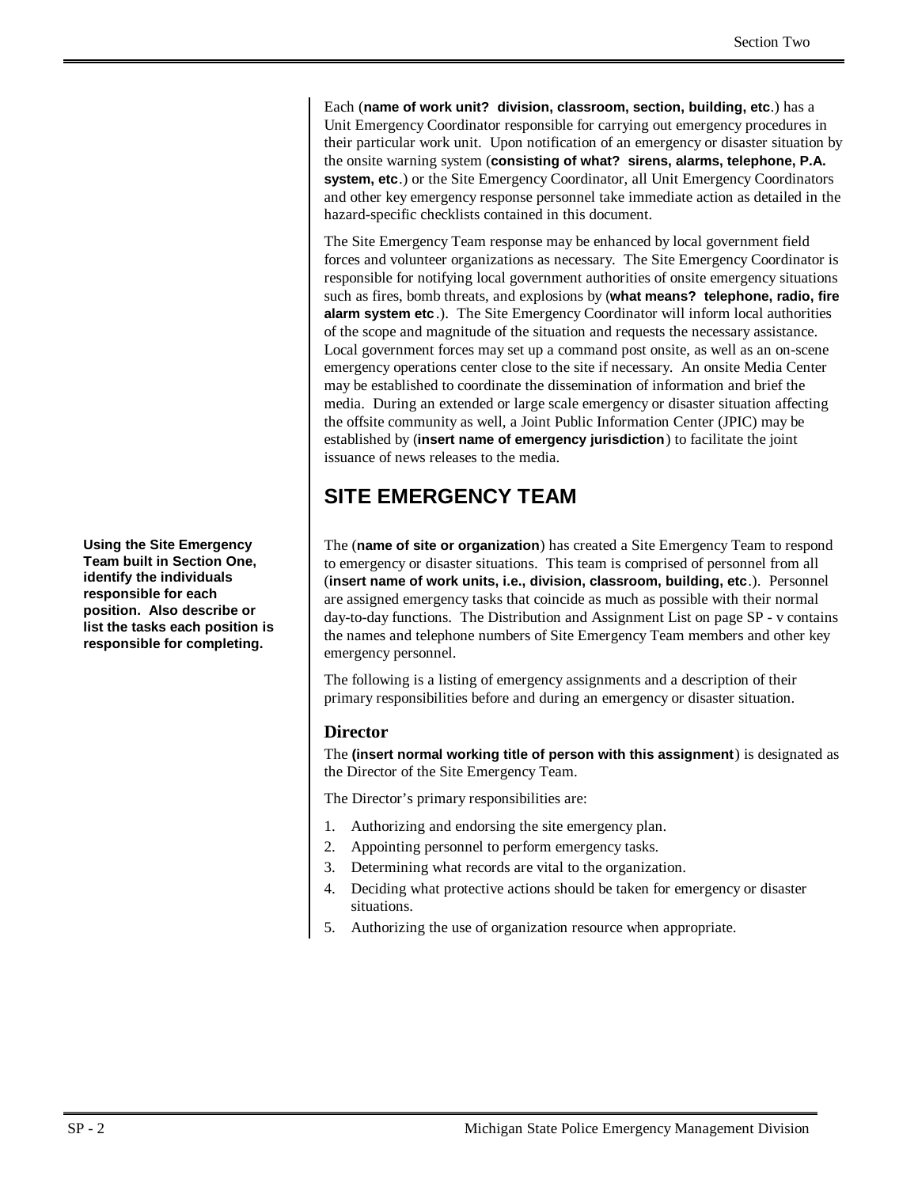Each (**name of work unit? division, classroom, section, building, etc**.) has a Unit Emergency Coordinator responsible for carrying out emergency procedures in their particular work unit. Upon notification of an emergency or disaster situation by the onsite warning system (**consisting of what? sirens, alarms, telephone, P.A. system, etc**.) or the Site Emergency Coordinator, all Unit Emergency Coordinators and other key emergency response personnel take immediate action as detailed in the hazard-specific checklists contained in this document.

The Site Emergency Team response may be enhanced by local government field forces and volunteer organizations as necessary. The Site Emergency Coordinator is responsible for notifying local government authorities of onsite emergency situations such as fires, bomb threats, and explosions by (**what means? telephone, radio, fire alarm system etc**.). The Site Emergency Coordinator will inform local authorities of the scope and magnitude of the situation and requests the necessary assistance. Local government forces may set up a command post onsite, as well as an on-scene emergency operations center close to the site if necessary. An onsite Media Center may be established to coordinate the dissemination of information and brief the media. During an extended or large scale emergency or disaster situation affecting the offsite community as well, a Joint Public Information Center (JPIC) may be established by (**insert name of emergency jurisdiction**) to facilitate the joint issuance of news releases to the media.

## SITE EMERGENCY TEAM

**Using the Site Emergency Team built in Section One, identify the individuals responsible for each position. Also describe or list the tasks each position is responsible for completing.**

The (**name of site or organization**) has created a Site Emergency Team to respond to emergency or disaster situations. This team is comprised of personnel from all (**insert name of work units, i.e., division, classroom, building, etc**.). Personnel are assigned emergency tasks that coincide as much as possible with their normal day-to-day functions. The Distribution and Assignment List on page SP - v contains the names and telephone numbers of Site Emergency Team members and other key emergency personnel.

The following is a listing of emergency assignments and a description of their primary responsibilities before and during an emergency or disaster situation.

### Director

The **(insert normal working title of person with this assignment**) is designated as the Director of the Site Emergency Team.

The Director's primary responsibilities are:

1. Authorizing and endorsing the site emergency plan.
2. Appointing personnel to perform emergency tasks.
3. Determining what records are vital to the organization.
4. Deciding what protective actions should be taken for emergency or disaster situations.
5. Authorizing the use of organization resource when appropriate.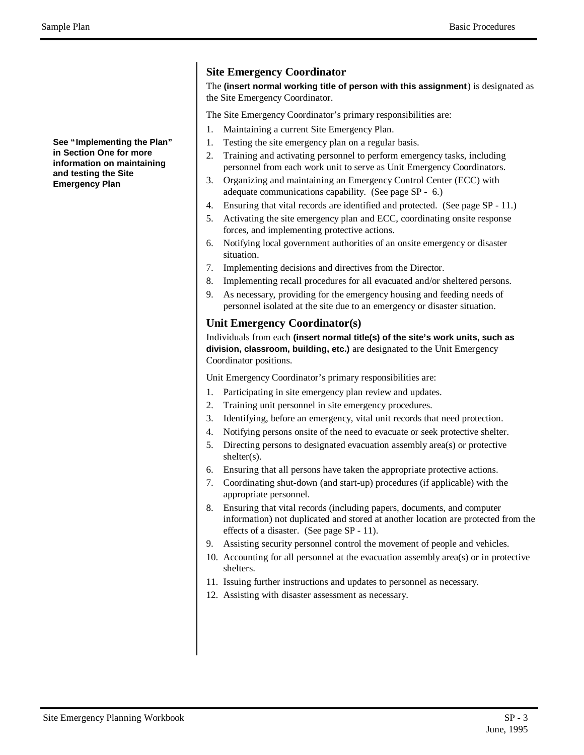**See "Implementing the Plan" in Section One for more information on maintaining and testing the Site Emergency Plan**

## Site Emergency Coordinator

The **(insert normal working title of person with this assignment**) is designated as the Site Emergency Coordinator.

The Site Emergency Coordinator's primary responsibilities are:

1. Maintaining a current Site Emergency Plan.
1. Testing the site emergency plan on a regular basis.
2. Training and activating personnel to perform emergency tasks, including personnel from each work unit to serve as Unit Emergency Coordinators.
3. Organizing and maintaining an Emergency Control Center (ECC) with adequate communications capability. (See page SP - 6.)
4. Ensuring that vital records are identified and protected. (See page SP - 11.)
5. Activating the site emergency plan and ECC, coordinating onsite response forces, and implementing protective actions.
6. Notifying local government authorities of an onsite emergency or disaster situation.
7. Implementing decisions and directives from the Director.
8. Implementing recall procedures for all evacuated and/or sheltered persons.
9. As necessary, providing for the emergency housing and feeding needs of personnel isolated at the site due to an emergency or disaster situation.

## Unit Emergency Coordinator(s)

Individuals from each **(insert normal title(s) of the site's work units, such as division, classroom, building, etc.)** are designated to the Unit Emergency Coordinator positions.

Unit Emergency Coordinator's primary responsibilities are:

1. Participating in site emergency plan review and updates.
2. Training unit personnel in site emergency procedures.
3. Identifying, before an emergency, vital unit records that need protection.
4. Notifying persons onsite of the need to evacuate or seek protective shelter.
5. Directing persons to designated evacuation assembly area(s) or protective shelter(s).
6. Ensuring that all persons have taken the appropriate protective actions.
7. Coordinating shut-down (and start-up) procedures (if applicable) with the appropriate personnel.
8. Ensuring that vital records (including papers, documents, and computer information) not duplicated and stored at another location are protected from the effects of a disaster. (See page SP - 11).
9. Assisting security personnel control the movement of people and vehicles.
10. Accounting for all personnel at the evacuation assembly area(s) or in protective shelters.
11. Issuing further instructions and updates to personnel as necessary.
12. Assisting with disaster assessment as necessary.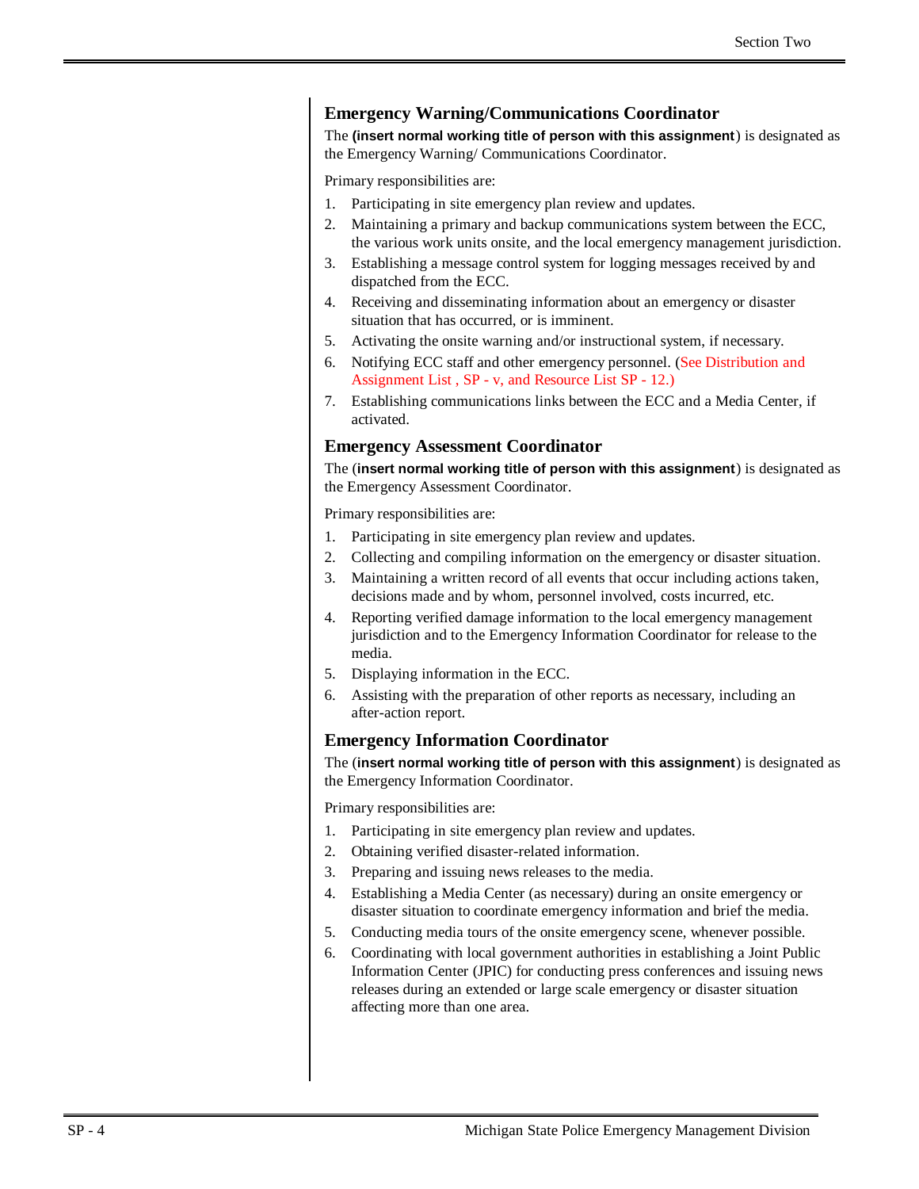### Emergency Warning/Communications Coordinator

The **(insert normal working title of person with this assignment**) is designated as the Emergency Warning/ Communications Coordinator.

Primary responsibilities are:

1. Participating in site emergency plan review and updates.
2. Maintaining a primary and backup communications system between the ECC, the various work units onsite, and the local emergency management jurisdiction.
3. Establishing a message control system for logging messages received by and dispatched from the ECC.
4. Receiving and disseminating information about an emergency or disaster situation that has occurred, or is imminent.
5. Activating the onsite warning and/or instructional system, if necessary.
6. Notifying ECC staff and other emergency personnel. (See Distribution and Assignment List , SP - v, and Resource List SP - 12.)
7. Establishing communications links between the ECC and a Media Center, if activated.

### Emergency Assessment Coordinator

The (**insert normal working title of person with this assignment**) is designated as the Emergency Assessment Coordinator.

Primary responsibilities are:

1. Participating in site emergency plan review and updates.
2. Collecting and compiling information on the emergency or disaster situation.
3. Maintaining a written record of all events that occur including actions taken, decisions made and by whom, personnel involved, costs incurred, etc.
4. Reporting verified damage information to the local emergency management jurisdiction and to the Emergency Information Coordinator for release to the media.
5. Displaying information in the ECC.
6. Assisting with the preparation of other reports as necessary, including an after-action report.

### Emergency Information Coordinator

The (**insert normal working title of person with this assignment**) is designated as the Emergency Information Coordinator.

Primary responsibilities are:

1. Participating in site emergency plan review and updates.
2. Obtaining verified disaster-related information.
3. Preparing and issuing news releases to the media.
4. Establishing a Media Center (as necessary) during an onsite emergency or disaster situation to coordinate emergency information and brief the media.
5. Conducting media tours of the onsite emergency scene, whenever possible.
6. Coordinating with local government authorities in establishing a Joint Public Information Center (JPIC) for conducting press conferences and issuing news releases during an extended or large scale emergency or disaster situation affecting more than one area.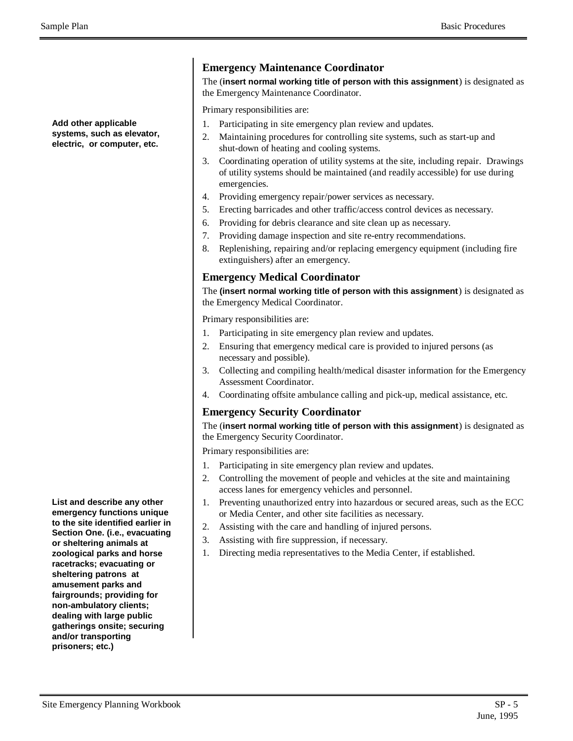## Emergency Maintenance Coordinator

The (**insert normal working title of person with this assignment**) is designated as the Emergency Maintenance Coordinator.

**Add other applicable systems, such as elevator, electric, or computer, etc.**

Primary responsibilities are:

1. Participating in site emergency plan review and updates.
2. Maintaining procedures for controlling site systems, such as start-up and shut-down of heating and cooling systems.
3. Coordinating operation of utility systems at the site, including repair. Drawings of utility systems should be maintained (and readily accessible) for use during emergencies.
4. Providing emergency repair/power services as necessary.
5. Erecting barricades and other traffic/access control devices as necessary.
6. Providing for debris clearance and site clean up as necessary.
7. Providing damage inspection and site re-entry recommendations.
8. Replenishing, repairing and/or replacing emergency equipment (including fire extinguishers) after an emergency.

## Emergency Medical Coordinator

The **(insert normal working title of person with this assignment**) is designated as the Emergency Medical Coordinator.

Primary responsibilities are:

1. Participating in site emergency plan review and updates.
2. Ensuring that emergency medical care is provided to injured persons (as necessary and possible).
3. Collecting and compiling health/medical disaster information for the Emergency Assessment Coordinator.
4. Coordinating offsite ambulance calling and pick-up, medical assistance, etc.

## Emergency Security Coordinator

The (**insert normal working title of person with this assignment**) is designated as the Emergency Security Coordinator.

Primary responsibilities are:

1. Participating in site emergency plan review and updates.
2. Controlling the movement of people and vehicles at the site and maintaining access lanes for emergency vehicles and personnel.
1. Preventing unauthorized entry into hazardous or secured areas, such as the ECC or Media Center, and other site facilities as necessary.
2. Assisting with the care and handling of injured persons.
3. Assisting with fire suppression, if necessary.
1. Directing media representatives to the Media Center, if established.

**List and describe any other emergency functions unique to the site identified earlier in Section One. (i.e., evacuating or sheltering animals at zoological parks and horse racetracks; evacuating or sheltering patrons at amusement parks and fairgrounds; providing for non-ambulatory clients; dealing with large public gatherings onsite; securing and/or transporting prisoners; etc.)**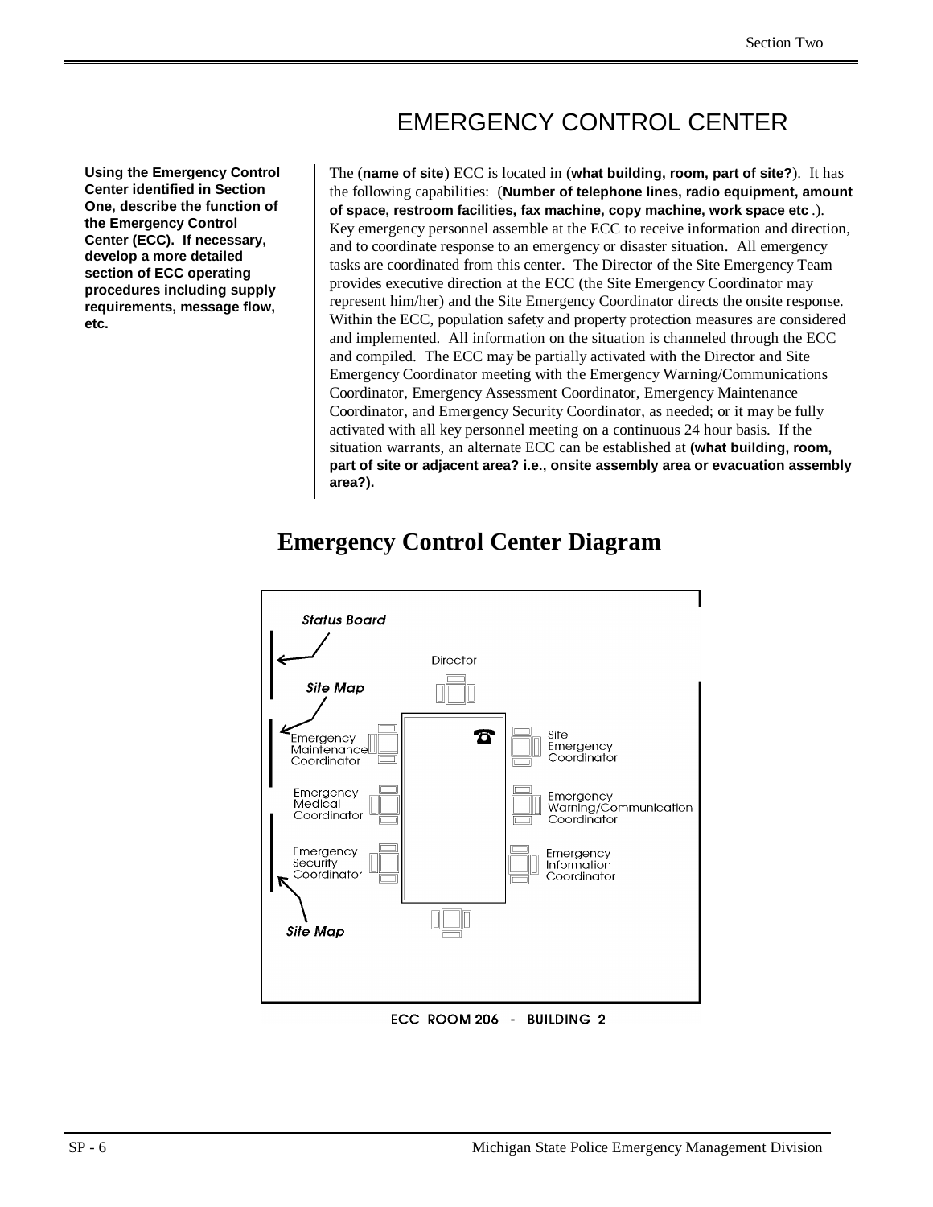# EMERGENCY CONTROL CENTER

**Using the Emergency Control Center identified in Section One, describe the function of the Emergency Control Center (ECC). If necessary, develop a more detailed section of ECC operating procedures including supply requirements, message flow, etc.**

The (**name of site**) ECC is located in (**what building, room, part of site?**). It has the following capabilities: (**Number of telephone lines, radio equipment, amount of space, restroom facilities, fax machine, copy machine, work space etc** .). Key emergency personnel assemble at the ECC to receive information and direction, and to coordinate response to an emergency or disaster situation. All emergency tasks are coordinated from this center. The Director of the Site Emergency Team provides executive direction at the ECC (the Site Emergency Coordinator may represent him/her) and the Site Emergency Coordinator directs the onsite response. Within the ECC, population safety and property protection measures are considered and implemented. All information on the situation is channeled through the ECC and compiled. The ECC may be partially activated with the Director and Site Emergency Coordinator meeting with the Emergency Warning/Communications Coordinator, Emergency Assessment Coordinator, Emergency Maintenance Coordinator, and Emergency Security Coordinator, as needed; or it may be fully activated with all key personnel meeting on a continuous 24 hour basis. If the situation warrants, an alternate ECC can be established at **(what building, room, part of site or adjacent area? i.e., onsite assembly area or evacuation assembly area?).**

## Emergency Control Center Diagram

Status Board

Director

Site Map

Emergency Maintenance Coordinator

Site Emergency Coordinator

Emergency Medical Coordinator

Emergency Warning/Communication Coordinator

Emergency Security Coordinator

Emergency Information Coordinator

Site Map

ECC ROOM 206 - BUILDING 2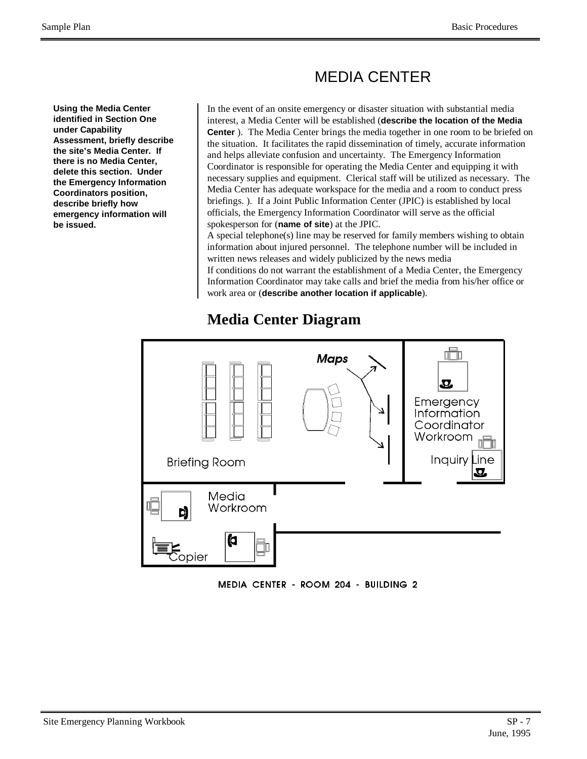# MEDIA CENTER

**Using the Media Center identified in Section One under Capability Assessment, briefly describe the site's Media Center. If there is no Media Center, delete this section. Under the Emergency Information Coordinators position, describe briefly how emergency information will be issued.**

In the event of an onsite emergency or disaster situation with substantial media interest, a Media Center will be established (**describe the location of the Media Center** ). The Media Center brings the media together in one room to be briefed on the situation. It facilitates the rapid dissemination of timely, accurate information and helps alleviate confusion and uncertainty. The Emergency Information Coordinator is responsible for operating the Media Center and equipping it with necessary supplies and equipment. Clerical staff will be utilized as necessary. The Media Center has adequate workspace for the media and a room to conduct press briefings. ). If a Joint Public Information Center (JPIC) is established by local officials, the Emergency Information Coordinator will serve as the official spokesperson for (**name of site**) at the JPIC.

A special telephone(s) line may be reserved for family members wishing to obtain information about injured personnel. The telephone number will be included in written news releases and widely publicized by the news media

If conditions do not warrant the establishment of a Media Center, the Emergency Information Coordinator may take calls and brief the media from his/her office or work area or (**describe another location if applicable**).

## Media Center Diagram

Maps

Briefing Room

Emergency Information Coordinator Workroom

Inquiry Line

Media Workroom

Copier

MEDIA CENTER - ROOM 204 - BUILDING 2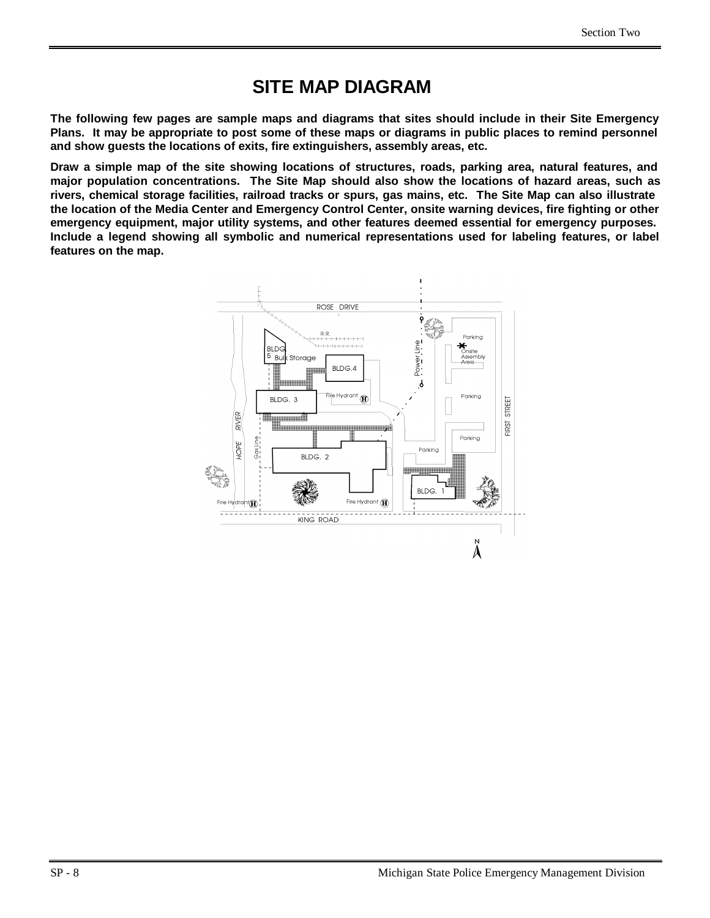# SITE MAP DIAGRAM

**The following few pages are sample maps and diagrams that sites should include in their Site Emergency Plans. It may be appropriate to post some of these maps or diagrams in public places to remind personnel and show guests the locations of exits, fire extinguishers, assembly areas, etc.**

**Draw a simple map of the site showing locations of structures, roads, parking area, natural features, and major population concentrations. The Site Map should also show the locations of hazard areas, such as rivers, chemical storage facilities, railroad tracks or spurs, gas mains, etc. The Site Map can also illustrate the location of the Media Center and Emergency Control Center, onsite warning devices, fire fighting or other emergency equipment, major utility systems, and other features deemed essential for emergency purposes. Include a legend showing all symbolic and numerical representations used for labeling features, or label features on the map.**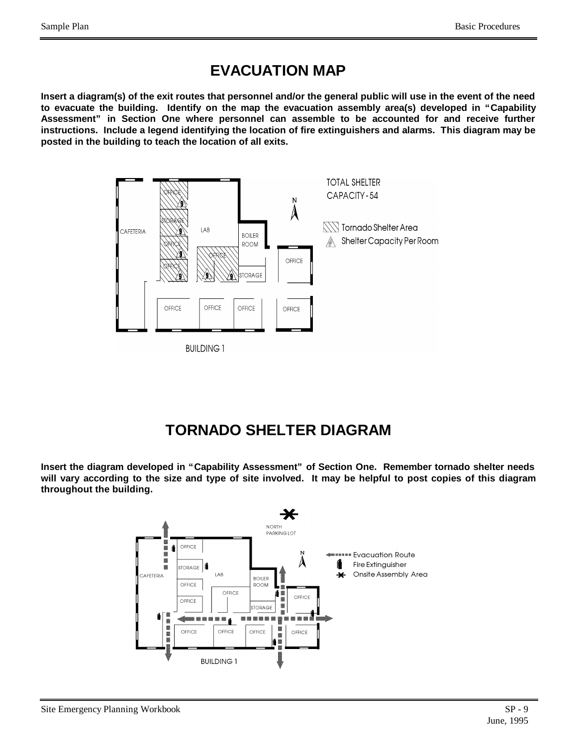# EVACUATION MAP

**Insert a diagram(s) of the exit routes that personnel and/or the general public will use in the event of the need to evacuate the building. Identify on the map the evacuation assembly area(s) developed in "Capability Assessment" in Section One where personnel can assemble to be accounted for and receive further instructions. Include a legend identifying the location of fire extinguishers and alarms. This diagram may be posted in the building to teach the location of all exits.**

# TORNADO SHELTER DIAGRAM

**Insert the diagram developed in "Capability Assessment" of Section One. Remember tornado shelter needs will vary according to the size and type of site involved. It may be helpful to post copies of this diagram throughout the building.**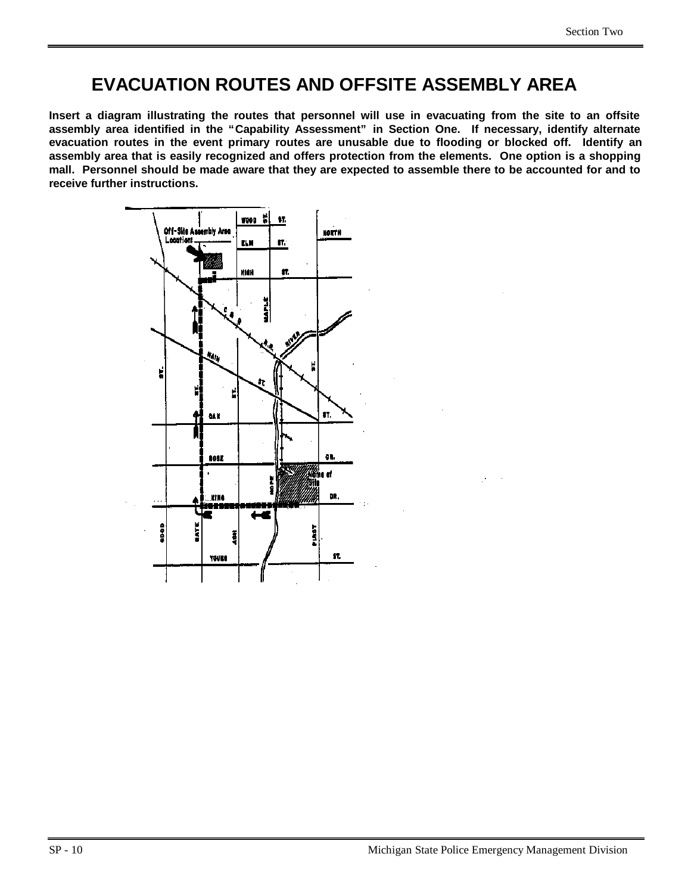# EVACUATION ROUTES AND OFFSITE ASSEMBLY AREA

**Insert a diagram illustrating the routes that personnel will use in evacuating from the site to an offsite assembly area identified in the "Capability Assessment" in Section One. If necessary, identify alternate evacuation routes in the event primary routes are unusable due to flooding or blocked off. Identify an assembly area that is easily recognized and offers protection from the elements. One option is a shopping mall. Personnel should be made aware that they are expected to assemble there to be accounted for and to receive further instructions.**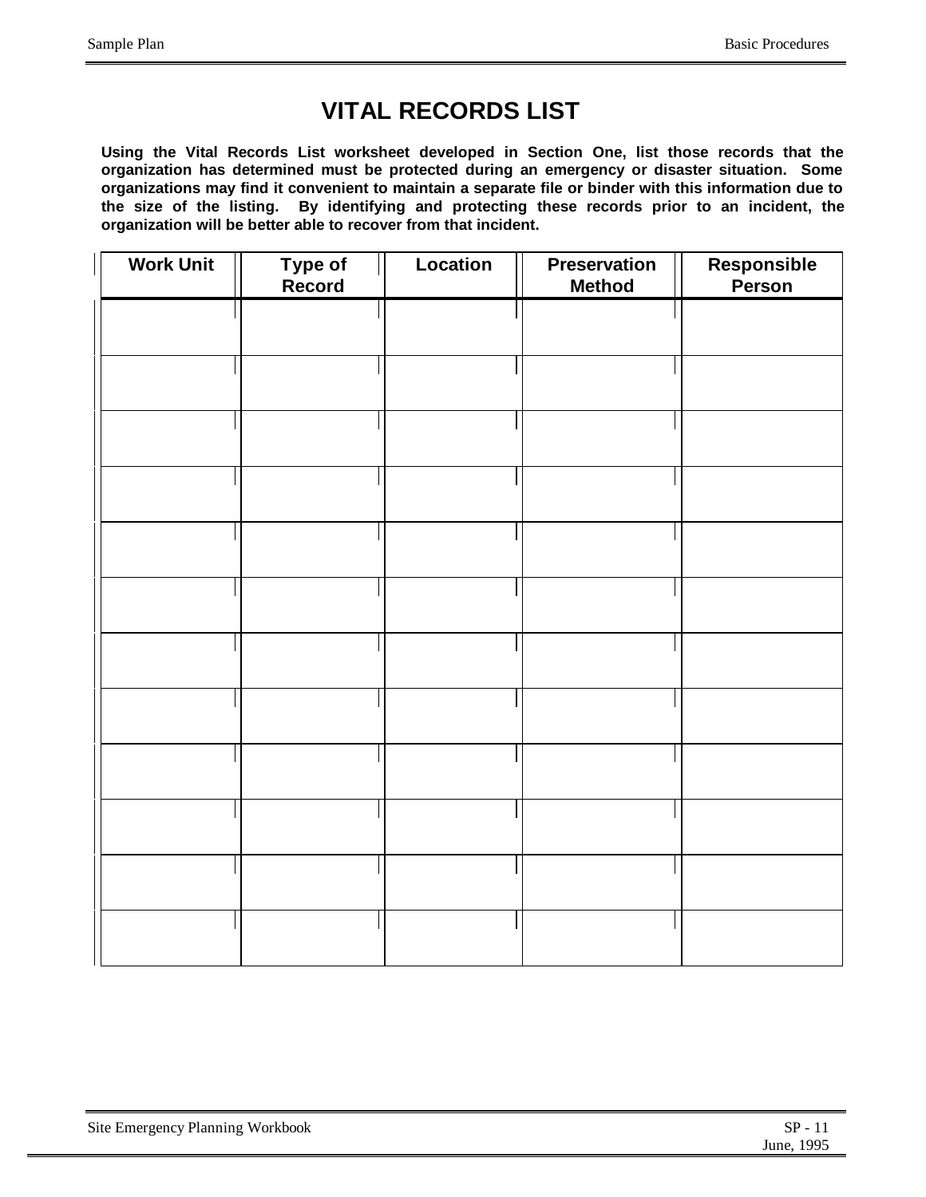# VITAL RECORDS LIST

**Using the Vital Records List worksheet developed in Section One, list those records that the organization has determined must be protected during an emergency or disaster situation. Some organizations may find it convenient to maintain a separate file or binder with this information due to the size of the listing. By identifying and protecting these records prior to an incident, the organization will be better able to recover from that incident.**

| Work Unit | Type of Record | Location | Preservation Method | Responsible Person |
|---|---|---|---|---|
| | | | | |
| | | | | |
| | | | | |
| | | | | |
| | | | | |
| | | | | |
| | | | | |
| | | | | |
| | | | | |
| | | | | |
| | | | | |
| | | | | |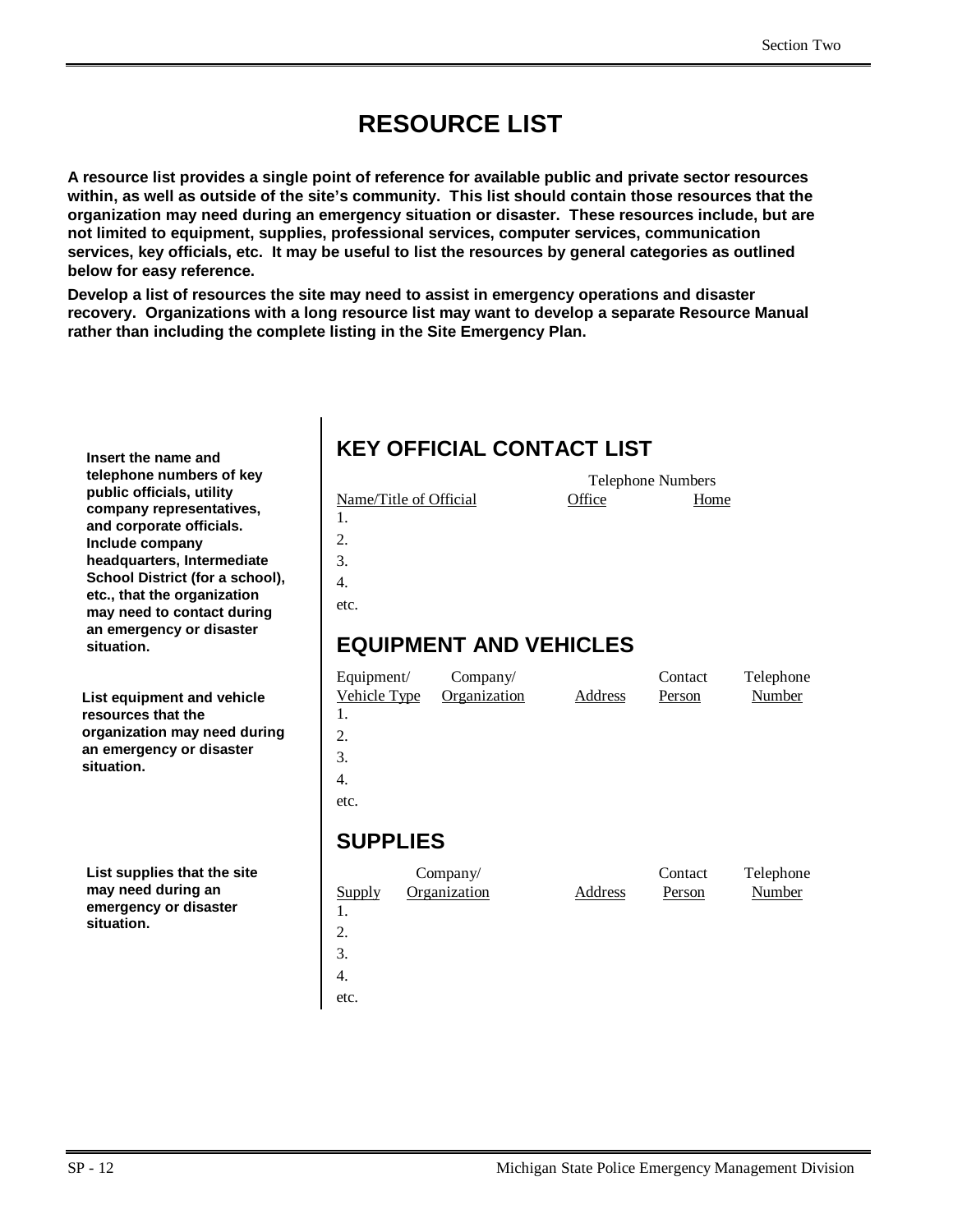# RESOURCE LIST

**A resource list provides a single point of reference for available public and private sector resources within, as well as outside of the site's community. This list should contain those resources that the organization may need during an emergency situation or disaster. These resources include, but are not limited to equipment, supplies, professional services, computer services, communication services, key officials, etc. It may be useful to list the resources by general categories as outlined below for easy reference.**

**Develop a list of resources the site may need to assist in emergency operations and disaster recovery. Organizations with a long resource list may want to develop a separate Resource Manual rather than including the complete listing in the Site Emergency Plan.**

**Insert the name and telephone numbers of key public officials, utility company representatives, and corporate officials. Include company headquarters, Intermediate School District (for a school), etc., that the organization may need to contact during an emergency or disaster situation.**

## KEY OFFICIAL CONTACT LIST

| Name/Title of Official | Telephone Numbers Office | Home |
|---|---|---|
| 1. | | |
| 2. | | |
| 3. | | |
| 4. | | |
| etc. | | |

**List equipment and vehicle resources that the organization may need during an emergency or disaster situation.**

## EQUIPMENT AND VEHICLES

| Equipment/ Vehicle Type | Company/ Organization | Address | Contact Person | Telephone Number |
|---|---|---|---|---|
| 1. | | | | |
| 2. | | | | |
| 3. | | | | |
| 4. | | | | |
| etc. | | | | |

**List supplies that the site may need during an emergency or disaster situation.**

## SUPPLIES

| Supply | Company/ Organization | Address | Contact Person | Telephone Number |
|---|---|---|---|---|
| 1. | | | | |
| 2. | | | | |
| 3. | | | | |
| 4. | | | | |
| etc. | | | | |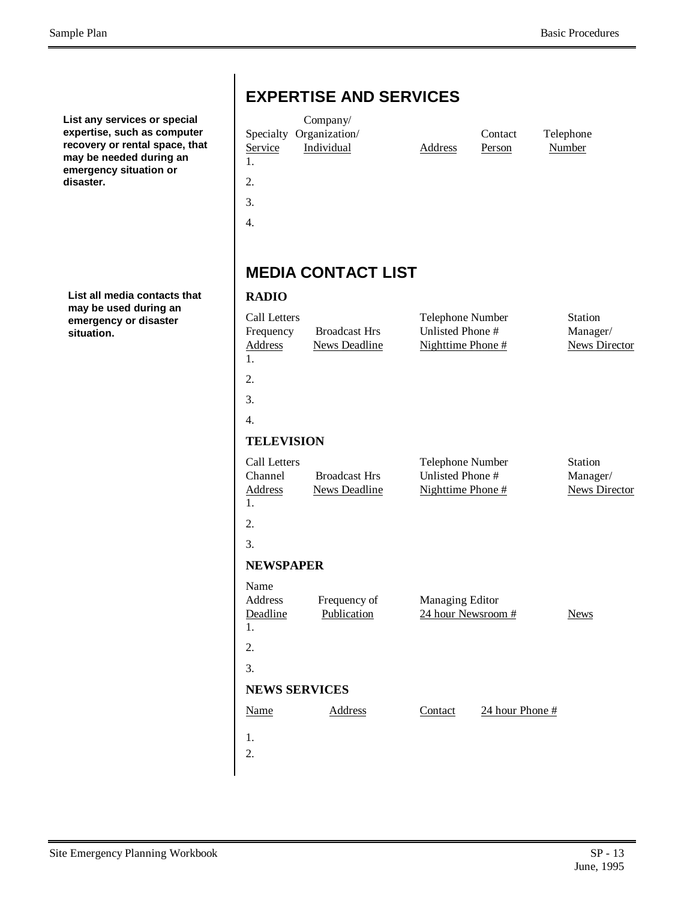## EXPERTISE AND SERVICES

**List any services or special expertise, such as computer recovery or rental space, that may be needed during an emergency situation or disaster.**

| Specialty Service | Company/ Organization/ Individual | Address | Contact Person | Telephone Number |
|---|---|---|---|---|
| 1. | | | | |
| 2. | | | | |
| 3. | | | | |
| 4. | | | | |

## MEDIA CONTACT LIST

**List all media contacts that may be used during an emergency or disaster situation.**

### RADIO

| Call Letters Frequency Address | Broadcast Hrs News Deadline | Telephone Number Unlisted Phone # Nighttime Phone # | Station Manager/ News Director |
|---|---|---|---|
| 1. | | | |
| 2. | | | |
| 3. | | | |
| 4. | | | |

### TELEVISION

| Call Letters Channel Address | Broadcast Hrs News Deadline | Telephone Number Unlisted Phone # Nighttime Phone # | Station Manager/ News Director |
|---|---|---|---|
| 1. | | | |
| 2. | | | |
| 3. | | | |

### NEWSPAPER

| Name Address Deadline | Frequency of Publication | Managing Editor 24 hour Newsroom # | News |
|---|---|---|---|
| 1. | | | |
| 2. | | | |
| 3. | | | |

### NEWS SERVICES

| Name | Address | Contact | 24 hour Phone # |
|---|---|---|---|
| 1. | | | |
| 2. | | | |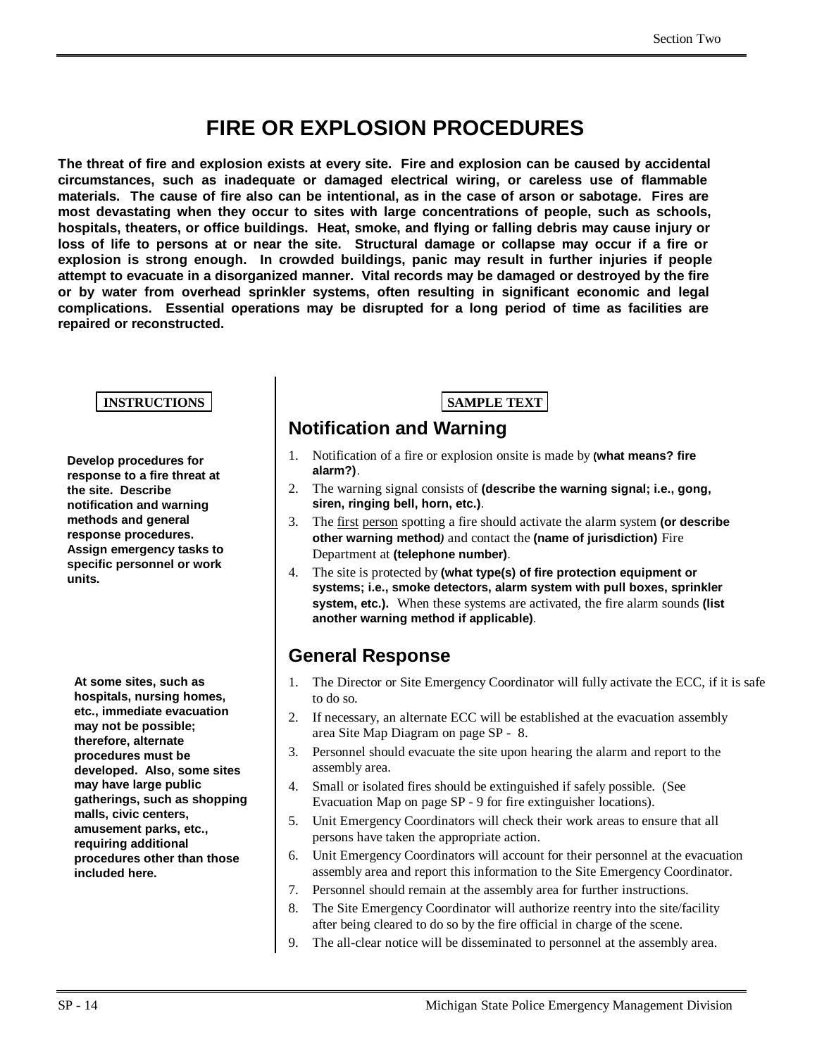# FIRE OR EXPLOSION PROCEDURES

**The threat of fire and explosion exists at every site. Fire and explosion can be caused by accidental circumstances, such as inadequate or damaged electrical wiring, or careless use of flammable materials. The cause of fire also can be intentional, as in the case of arson or sabotage. Fires are most devastating when they occur to sites with large concentrations of people, such as schools, hospitals, theaters, or office buildings. Heat, smoke, and flying or falling debris may cause injury or loss of life to persons at or near the site. Structural damage or collapse may occur if a fire or explosion is strong enough. In crowded buildings, panic may result in further injuries if people attempt to evacuate in a disorganized manner. Vital records may be damaged or destroyed by the fire or by water from overhead sprinkler systems, often resulting in significant economic and legal complications. Essential operations may be disrupted for a long period of time as facilities are repaired or reconstructed.**

**INSTRUCTIONS**

**Develop procedures for response to a fire threat at the site. Describe notification and warning methods and general response procedures. Assign emergency tasks to specific personnel or work units.**

**At some sites, such as hospitals, nursing homes, etc., immediate evacuation may not be possible; therefore, alternate procedures must be developed. Also, some sites may have large public gatherings, such as shopping malls, civic centers, amusement parks, etc., requiring additional procedures other than those included here.**

**SAMPLE TEXT**

## Notification and Warning

1. Notification of a fire or explosion onsite is made by **(what means? fire alarm?)**.
2. The warning signal consists of **(describe the warning signal; i.e., gong, siren, ringing bell, horn, etc.)**.
3. The first person spotting a fire should activate the alarm system **(or describe other warning method)** and contact the **(name of jurisdiction)** Fire Department at **(telephone number)**.
4. The site is protected by **(what type(s) of fire protection equipment or systems; i.e., smoke detectors, alarm system with pull boxes, sprinkler system, etc.).** When these systems are activated, the fire alarm sounds **(list another warning method if applicable)**.

## General Response

1. The Director or Site Emergency Coordinator will fully activate the ECC, if it is safe to do so.
2. If necessary, an alternate ECC will be established at the evacuation assembly area Site Map Diagram on page SP - 8.
3. Personnel should evacuate the site upon hearing the alarm and report to the assembly area.
4. Small or isolated fires should be extinguished if safely possible. (See Evacuation Map on page SP - 9 for fire extinguisher locations).
5. Unit Emergency Coordinators will check their work areas to ensure that all persons have taken the appropriate action.
6. Unit Emergency Coordinators will account for their personnel at the evacuation assembly area and report this information to the Site Emergency Coordinator.
7. Personnel should remain at the assembly area for further instructions.
8. The Site Emergency Coordinator will authorize reentry into the site/facility after being cleared to do so by the fire official in charge of the scene.
9. The all-clear notice will be disseminated to personnel at the assembly area.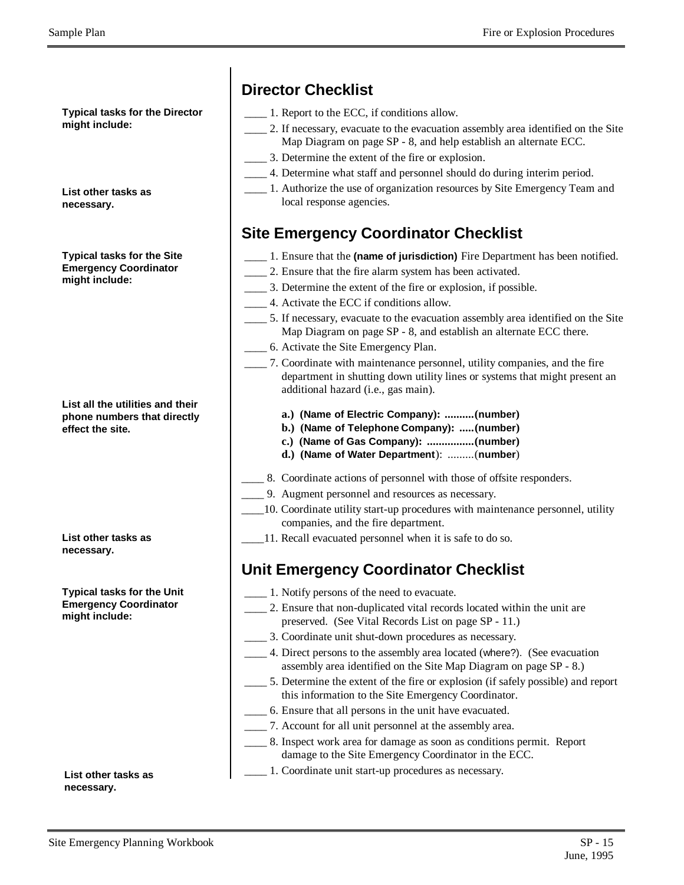## Director Checklist

**Typical tasks for the Director might include:**

____ 1. Report to the ECC, if conditions allow.
____ 2. If necessary, evacuate to the evacuation assembly area identified on the Site Map Diagram on page SP - 8, and help establish an alternate ECC.
____ 3. Determine the extent of the fire or explosion.
____ 4. Determine what staff and personnel should do during interim period.
____ 1. Authorize the use of organization resources by Site Emergency Team and local response agencies.

**List other tasks as necessary.**

## Site Emergency Coordinator Checklist

**Typical tasks for the Site Emergency Coordinator might include:**

____ 1. Ensure that the **(name of jurisdiction)** Fire Department has been notified.
____ 2. Ensure that the fire alarm system has been activated.
____ 3. Determine the extent of the fire or explosion, if possible.
____ 4. Activate the ECC if conditions allow.
____ 5. If necessary, evacuate to the evacuation assembly area identified on the Site Map Diagram on page SP - 8, and establish an alternate ECC there.
____ 6. Activate the Site Emergency Plan.
____ 7. Coordinate with maintenance personnel, utility companies, and the fire department in shutting down utility lines or systems that might present an additional hazard (i.e., gas main).

**List all the utilities and their phone numbers that directly effect the site.**

**a.) (Name of Electric Company): ..........(number)**
**b.) (Name of Telephone Company): .....(number)**
**c.) (Name of Gas Company): ................(number)**
**d.) (Name of Water Department**): .........(**number**)

____ 8. Coordinate actions of personnel with those of offsite responders.
____ 9. Augment personnel and resources as necessary.
____10. Coordinate utility start-up procedures with maintenance personnel, utility companies, and the fire department.
____11. Recall evacuated personnel when it is safe to do so.

**List other tasks as necessary.**

## Unit Emergency Coordinator Checklist

**Typical tasks for the Unit Emergency Coordinator might include:**

____ 1. Notify persons of the need to evacuate.
____ 2. Ensure that non-duplicated vital records located within the unit are preserved. (See Vital Records List on page SP - 11.)
____ 3. Coordinate unit shut-down procedures as necessary.
____ 4. Direct persons to the assembly area located (where?). (See evacuation assembly area identified on the Site Map Diagram on page SP - 8.)
____ 5. Determine the extent of the fire or explosion (if safely possible) and report this information to the Site Emergency Coordinator.
____ 6. Ensure that all persons in the unit have evacuated.
____ 7. Account for all unit personnel at the assembly area.
____ 8. Inspect work area for damage as soon as conditions permit. Report damage to the Site Emergency Coordinator in the ECC.
____ 1. Coordinate unit start-up procedures as necessary.

**List other tasks as necessary.**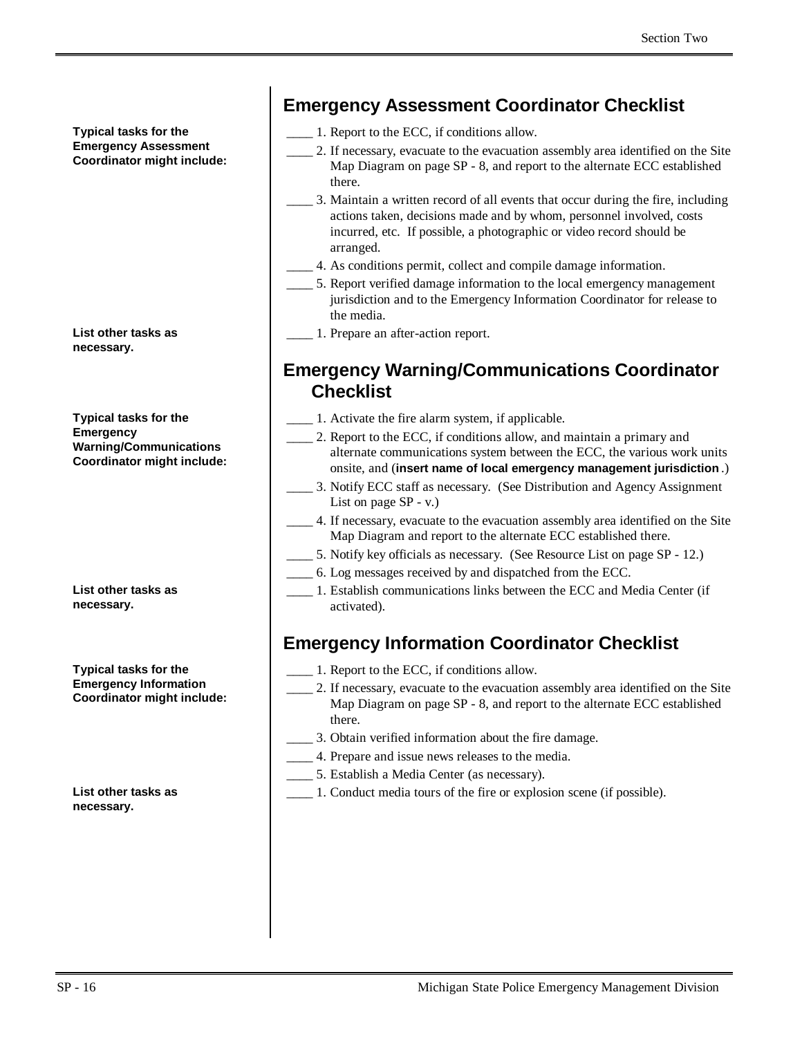## Emergency Assessment Coordinator Checklist

**Typical tasks for the Emergency Assessment Coordinator might include:**

____ 1. Report to the ECC, if conditions allow.

____ 2. If necessary, evacuate to the evacuation assembly area identified on the Site Map Diagram on page SP - 8, and report to the alternate ECC established there.

____ 3. Maintain a written record of all events that occur during the fire, including actions taken, decisions made and by whom, personnel involved, costs incurred, etc. If possible, a photographic or video record should be arranged.

____ 4. As conditions permit, collect and compile damage information.

____ 5. Report verified damage information to the local emergency management jurisdiction and to the Emergency Information Coordinator for release to the media.

**List other tasks as necessary.**

____ 1. Prepare an after-action report.

## Emergency Warning/Communications Coordinator Checklist

**Typical tasks for the Emergency Warning/Communications Coordinator might include:**

____ 1. Activate the fire alarm system, if applicable.

____ 2. Report to the ECC, if conditions allow, and maintain a primary and alternate communications system between the ECC, the various work units onsite, and (**insert name of local emergency management jurisdiction**.)

____ 3. Notify ECC staff as necessary. (See Distribution and Agency Assignment List on page SP - v.)

____ 4. If necessary, evacuate to the evacuation assembly area identified on the Site Map Diagram and report to the alternate ECC established there.

____ 5. Notify key officials as necessary. (See Resource List on page SP - 12.)

____ 6. Log messages received by and dispatched from the ECC.

**List other tasks as necessary.**

____ 1. Establish communications links between the ECC and Media Center (if activated).

## Emergency Information Coordinator Checklist

**Typical tasks for the Emergency Information Coordinator might include:**

____ 1. Report to the ECC, if conditions allow.

____ 2. If necessary, evacuate to the evacuation assembly area identified on the Site Map Diagram on page SP - 8, and report to the alternate ECC established there.

____ 3. Obtain verified information about the fire damage.

____ 4. Prepare and issue news releases to the media.

____ 5. Establish a Media Center (as necessary).

**List other tasks as necessary.**

____ 1. Conduct media tours of the fire or explosion scene (if possible).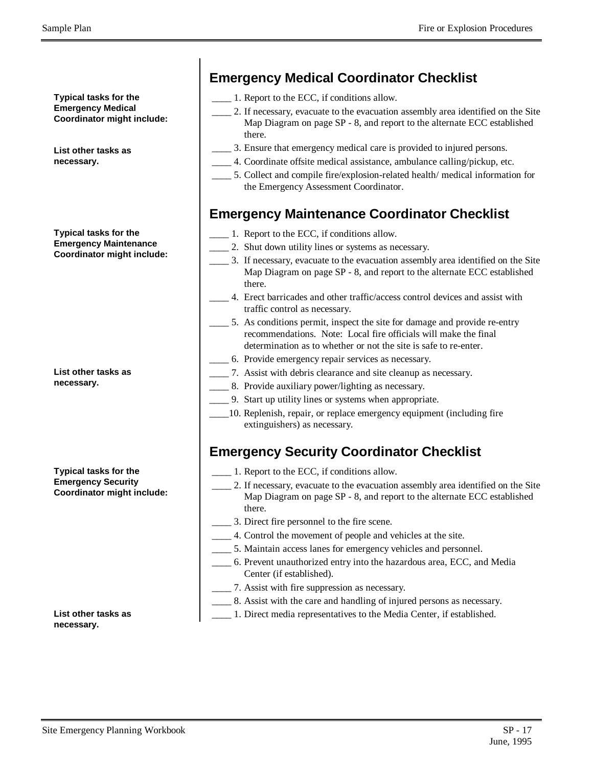## Emergency Medical Coordinator Checklist

**Typical tasks for the Emergency Medical Coordinator might include:**

____ 1. Report to the ECC, if conditions allow.

____ 2. If necessary, evacuate to the evacuation assembly area identified on the Site Map Diagram on page SP - 8, and report to the alternate ECC established there.

____ 3. Ensure that emergency medical care is provided to injured persons.

____ 4. Coordinate offsite medical assistance, ambulance calling/pickup, etc.

____ 5. Collect and compile fire/explosion-related health/ medical information for the Emergency Assessment Coordinator.

**List other tasks as necessary.**

## Emergency Maintenance Coordinator Checklist

**Typical tasks for the Emergency Maintenance Coordinator might include:**

____ 1. Report to the ECC, if conditions allow.

____ 2. Shut down utility lines or systems as necessary.

____ 3. If necessary, evacuate to the evacuation assembly area identified on the Site Map Diagram on page SP - 8, and report to the alternate ECC established there.

____ 4. Erect barricades and other traffic/access control devices and assist with traffic control as necessary.

____ 5. As conditions permit, inspect the site for damage and provide re-entry recommendations. Note: Local fire officials will make the final determination as to whether or not the site is safe to re-enter.

____ 6. Provide emergency repair services as necessary.

____ 7. Assist with debris clearance and site cleanup as necessary.

____ 8. Provide auxiliary power/lighting as necessary.

____ 9. Start up utility lines or systems when appropriate.

____10. Replenish, repair, or replace emergency equipment (including fire extinguishers) as necessary.

**List other tasks as necessary.**

## Emergency Security Coordinator Checklist

**Typical tasks for the Emergency Security Coordinator might include:**

____ 1. Report to the ECC, if conditions allow.

____ 2. If necessary, evacuate to the evacuation assembly area identified on the Site Map Diagram on page SP - 8, and report to the alternate ECC established there.

____ 3. Direct fire personnel to the fire scene.

____ 4. Control the movement of people and vehicles at the site.

____ 5. Maintain access lanes for emergency vehicles and personnel.

____ 6. Prevent unauthorized entry into the hazardous area, ECC, and Media Center (if established).

____ 7. Assist with fire suppression as necessary.

____ 8. Assist with the care and handling of injured persons as necessary.

____ 1. Direct media representatives to the Media Center, if established.

**List other tasks as necessary.**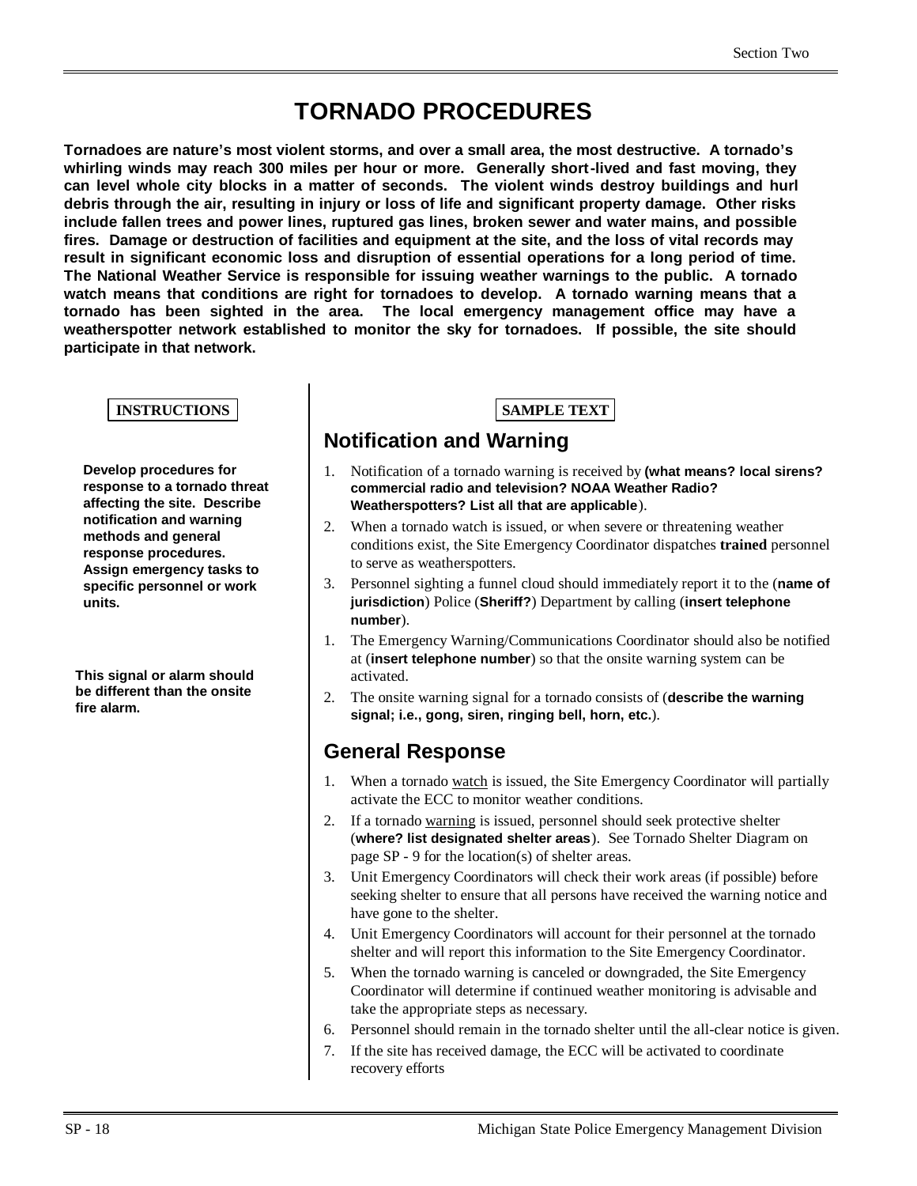# TORNADO PROCEDURES

**Tornadoes are nature's most violent storms, and over a small area, the most destructive. A tornado's whirling winds may reach 300 miles per hour or more. Generally short-lived and fast moving, they can level whole city blocks in a matter of seconds. The violent winds destroy buildings and hurl debris through the air, resulting in injury or loss of life and significant property damage. Other risks include fallen trees and power lines, ruptured gas lines, broken sewer and water mains, and possible fires. Damage or destruction of facilities and equipment at the site, and the loss of vital records may result in significant economic loss and disruption of essential operations for a long period of time. The National Weather Service is responsible for issuing weather warnings to the public. A tornado watch means that conditions are right for tornadoes to develop. A tornado warning means that a tornado has been sighted in the area. The local emergency management office may have a weatherspotter network established to monitor the sky for tornadoes. If possible, the site should participate in that network.**

**INSTRUCTIONS**

**Develop procedures for response to a tornado threat affecting the site. Describe notification and warning methods and general response procedures. Assign emergency tasks to specific personnel or work units.**

**This signal or alarm should be different than the onsite fire alarm.**

**SAMPLE TEXT**

## Notification and Warning

1. Notification of a tornado warning is received by **(what means? local sirens? commercial radio and television? NOAA Weather Radio? Weatherspotters? List all that are applicable**).
2. When a tornado watch is issued, or when severe or threatening weather conditions exist, the Site Emergency Coordinator dispatches **trained** personnel to serve as weatherspotters.
3. Personnel sighting a funnel cloud should immediately report it to the (**name of jurisdiction**) Police (**Sheriff?**) Department by calling (**insert telephone number**).
1. The Emergency Warning/Communications Coordinator should also be notified at (**insert telephone number**) so that the onsite warning system can be activated.
2. The onsite warning signal for a tornado consists of (**describe the warning signal; i.e., gong, siren, ringing bell, horn, etc.**).

## General Response

1. When a tornado <u>watch</u> is issued, the Site Emergency Coordinator will partially activate the ECC to monitor weather conditions.
2. If a tornado <u>warning</u> is issued, personnel should seek protective shelter (**where? list designated shelter areas**). See Tornado Shelter Diagram on page SP - 9 for the location(s) of shelter areas.
3. Unit Emergency Coordinators will check their work areas (if possible) before seeking shelter to ensure that all persons have received the warning notice and have gone to the shelter.
4. Unit Emergency Coordinators will account for their personnel at the tornado shelter and will report this information to the Site Emergency Coordinator.
5. When the tornado warning is canceled or downgraded, the Site Emergency Coordinator will determine if continued weather monitoring is advisable and take the appropriate steps as necessary.
6. Personnel should remain in the tornado shelter until the all-clear notice is given.
7. If the site has received damage, the ECC will be activated to coordinate recovery efforts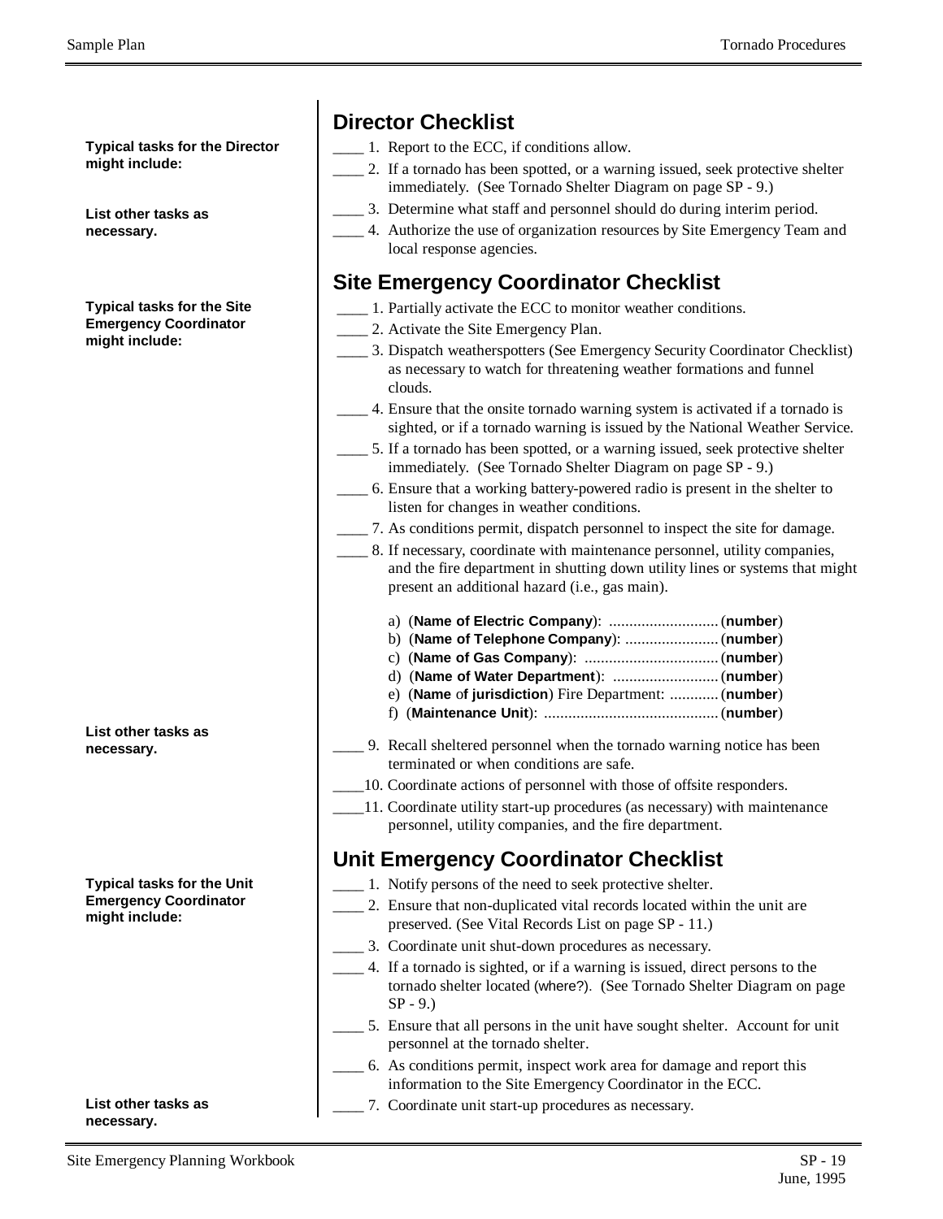## Director Checklist

**Typical tasks for the Director might include:**

____ 1. Report to the ECC, if conditions allow.

____ 2. If a tornado has been spotted, or a warning issued, seek protective shelter immediately. (See Tornado Shelter Diagram on page SP - 9.)

____ 3. Determine what staff and personnel should do during interim period.

____ 4. Authorize the use of organization resources by Site Emergency Team and local response agencies.

**List other tasks as necessary.**

## Site Emergency Coordinator Checklist

**Typical tasks for the Site Emergency Coordinator might include:**

____ 1. Partially activate the ECC to monitor weather conditions.

____ 2. Activate the Site Emergency Plan.

____ 3. Dispatch weatherspotters (See Emergency Security Coordinator Checklist) as necessary to watch for threatening weather formations and funnel clouds.

____ 4. Ensure that the onsite tornado warning system is activated if a tornado is sighted, or if a tornado warning is issued by the National Weather Service.

____ 5. If a tornado has been spotted, or a warning issued, seek protective shelter immediately. (See Tornado Shelter Diagram on page SP - 9.)

____ 6. Ensure that a working battery-powered radio is present in the shelter to listen for changes in weather conditions.

____ 7. As conditions permit, dispatch personnel to inspect the site for damage.

____ 8. If necessary, coordinate with maintenance personnel, utility companies, and the fire department in shutting down utility lines or systems that might present an additional hazard (i.e., gas main).

a) (**Name of Electric Company**): ........................... (**number**)
b) (**Name of Telephone Company**): ....................... (**number**)
c) (**Name of Gas Company**): ................................. (**number**)
d) (**Name of Water Department**): .......................... (**number**)
e) (**Name** o**f jurisdiction**) Fire Department: ............ (**number**)
f) (**Maintenance Unit**): ........................................... (**number**)

**List other tasks as necessary.**

____ 9. Recall sheltered personnel when the tornado warning notice has been terminated or when conditions are safe.

____10. Coordinate actions of personnel with those of offsite responders.

____11. Coordinate utility start-up procedures (as necessary) with maintenance personnel, utility companies, and the fire department.

## Unit Emergency Coordinator Checklist

**Typical tasks for the Unit Emergency Coordinator might include:**

____ 1. Notify persons of the need to seek protective shelter.

____ 2. Ensure that non-duplicated vital records located within the unit are preserved. (See Vital Records List on page SP - 11.)

____ 3. Coordinate unit shut-down procedures as necessary.

____ 4. If a tornado is sighted, or if a warning is issued, direct persons to the tornado shelter located (where?). (See Tornado Shelter Diagram on page SP - 9.)

____ 5. Ensure that all persons in the unit have sought shelter. Account for unit personnel at the tornado shelter.

____ 6. As conditions permit, inspect work area for damage and report this information to the Site Emergency Coordinator in the ECC.

____ 7. Coordinate unit start-up procedures as necessary.

**List other tasks as necessary.**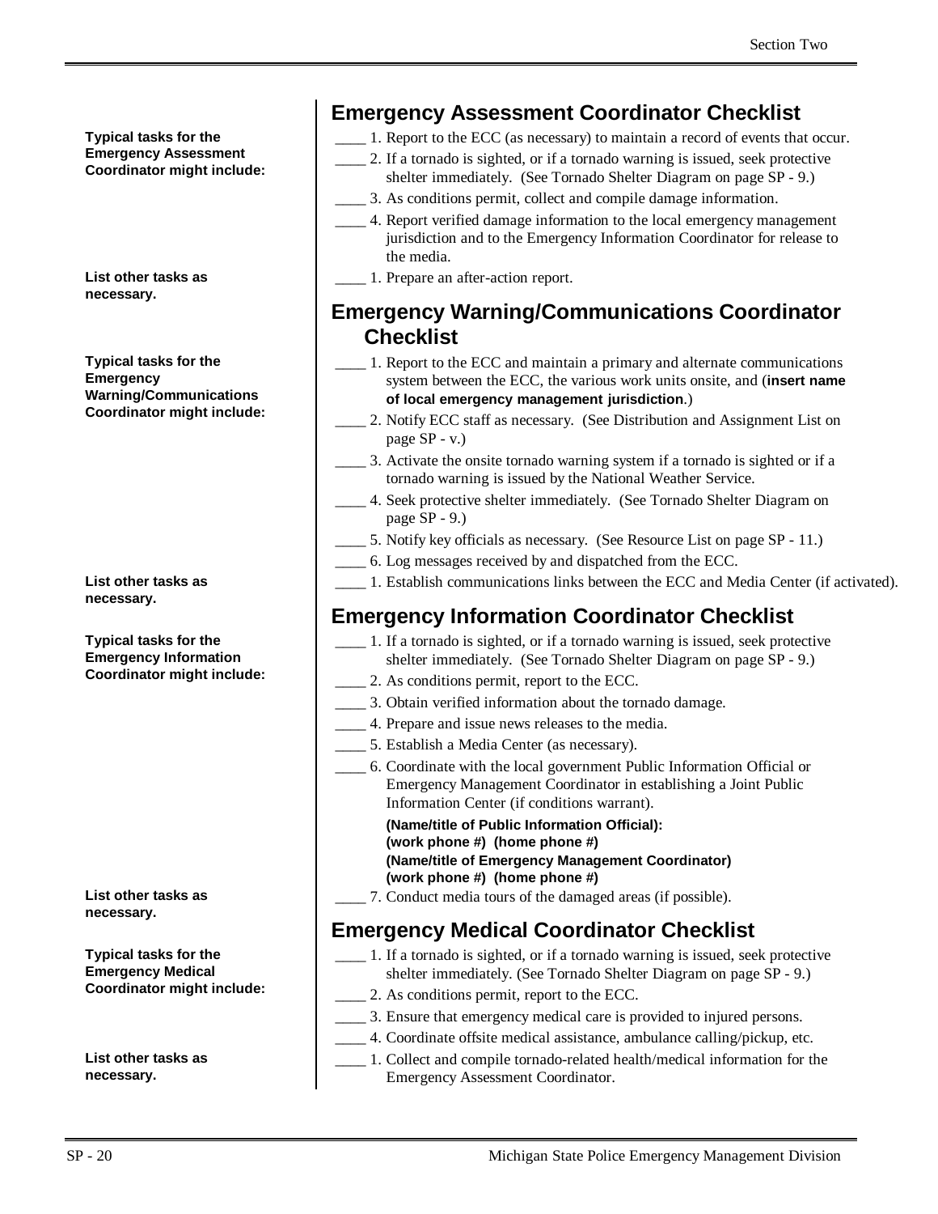## Emergency Assessment Coordinator Checklist

**Typical tasks for the Emergency Assessment Coordinator might include:**

____ 1. Report to the ECC (as necessary) to maintain a record of events that occur.

____ 2. If a tornado is sighted, or if a tornado warning is issued, seek protective shelter immediately. (See Tornado Shelter Diagram on page SP - 9.)

____ 3. As conditions permit, collect and compile damage information.

____ 4. Report verified damage information to the local emergency management jurisdiction and to the Emergency Information Coordinator for release to the media.

**List other tasks as necessary.**

____ 1. Prepare an after-action report.

## Emergency Warning/Communications Coordinator Checklist

**Typical tasks for the Emergency Warning/Communications Coordinator might include:**

____ 1. Report to the ECC and maintain a primary and alternate communications system between the ECC, the various work units onsite, and (**insert name of local emergency management jurisdiction**.)

____ 2. Notify ECC staff as necessary. (See Distribution and Assignment List on page SP - v.)

____ 3. Activate the onsite tornado warning system if a tornado is sighted or if a tornado warning is issued by the National Weather Service.

____ 4. Seek protective shelter immediately. (See Tornado Shelter Diagram on page SP - 9.)

____ 5. Notify key officials as necessary. (See Resource List on page SP - 11.)

____ 6. Log messages received by and dispatched from the ECC.

**List other tasks as necessary.**

____ 1. Establish communications links between the ECC and Media Center (if activated).

## Emergency Information Coordinator Checklist

**Typical tasks for the Emergency Information Coordinator might include:**

____ 1. If a tornado is sighted, or if a tornado warning is issued, seek protective shelter immediately. (See Tornado Shelter Diagram on page SP - 9.)

____ 2. As conditions permit, report to the ECC.

____ 3. Obtain verified information about the tornado damage.

____ 4. Prepare and issue news releases to the media.

____ 5. Establish a Media Center (as necessary).

____ 6. Coordinate with the local government Public Information Official or Emergency Management Coordinator in establishing a Joint Public Information Center (if conditions warrant).

**(Name/title of Public Information Official):**
**(work phone #) (home phone #)**
**(Name/title of Emergency Management Coordinator)**
**(work phone #) (home phone #)**

**List other tasks as necessary.**

____ 7. Conduct media tours of the damaged areas (if possible).

## Emergency Medical Coordinator Checklist

**Typical tasks for the Emergency Medical Coordinator might include:**

____ 1. If a tornado is sighted, or if a tornado warning is issued, seek protective shelter immediately. (See Tornado Shelter Diagram on page SP - 9.)

____ 2. As conditions permit, report to the ECC.

____ 3. Ensure that emergency medical care is provided to injured persons.

____ 4. Coordinate offsite medical assistance, ambulance calling/pickup, etc.

**List other tasks as necessary.**

____ 1. Collect and compile tornado-related health/medical information for the Emergency Assessment Coordinator.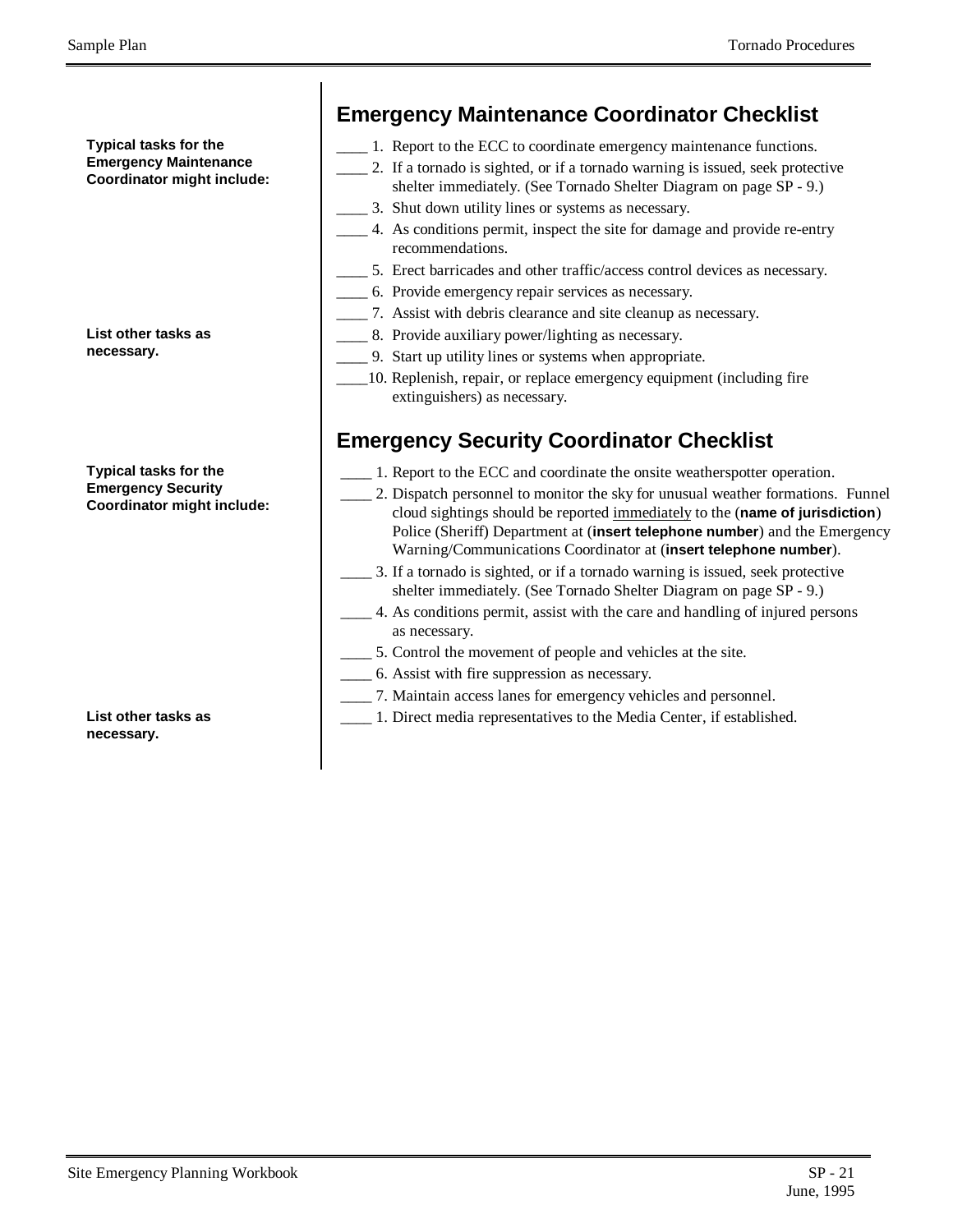## Emergency Maintenance Coordinator Checklist

**Typical tasks for the Emergency Maintenance Coordinator might include:**

____ 1. Report to the ECC to coordinate emergency maintenance functions.

____ 2. If a tornado is sighted, or if a tornado warning is issued, seek protective shelter immediately. (See Tornado Shelter Diagram on page SP - 9.)

____ 3. Shut down utility lines or systems as necessary.

____ 4. As conditions permit, inspect the site for damage and provide re-entry recommendations.

____ 5. Erect barricades and other traffic/access control devices as necessary.

____ 6. Provide emergency repair services as necessary.

____ 7. Assist with debris clearance and site cleanup as necessary.

**List other tasks as necessary.**

____ 8. Provide auxiliary power/lighting as necessary.

____ 9. Start up utility lines or systems when appropriate.

____10. Replenish, repair, or replace emergency equipment (including fire extinguishers) as necessary.

## Emergency Security Coordinator Checklist

**Typical tasks for the Emergency Security Coordinator might include:**

____ 1. Report to the ECC and coordinate the onsite weatherspotter operation.

____ 2. Dispatch personnel to monitor the sky for unusual weather formations. Funnel cloud sightings should be reported <u>immediately</u> to the (**name of jurisdiction**) Police (Sheriff) Department at (**insert telephone number**) and the Emergency Warning/Communications Coordinator at (**insert telephone number**).

____ 3. If a tornado is sighted, or if a tornado warning is issued, seek protective shelter immediately. (See Tornado Shelter Diagram on page SP - 9.)

____ 4. As conditions permit, assist with the care and handling of injured persons as necessary.

____ 5. Control the movement of people and vehicles at the site.

____ 6. Assist with fire suppression as necessary.

____ 7. Maintain access lanes for emergency vehicles and personnel.

**List other tasks as necessary.**

____ 1. Direct media representatives to the Media Center, if established.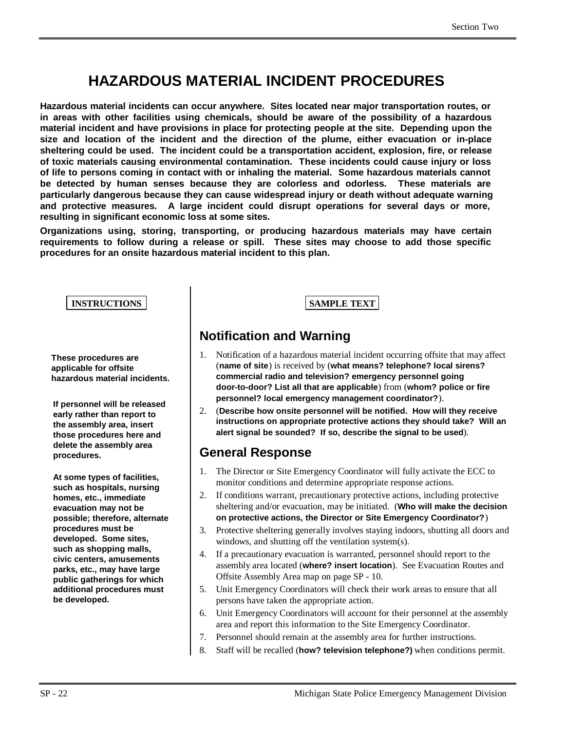# HAZARDOUS MATERIAL INCIDENT PROCEDURES

**Hazardous material incidents can occur anywhere. Sites located near major transportation routes, or in areas with other facilities using chemicals, should be aware of the possibility of a hazardous material incident and have provisions in place for protecting people at the site. Depending upon the size and location of the incident and the direction of the plume, either evacuation or in-place sheltering could be used. The incident could be a transportation accident, explosion, fire, or release of toxic materials causing environmental contamination. These incidents could cause injury or loss of life to persons coming in contact with or inhaling the material. Some hazardous materials cannot be detected by human senses because they are colorless and odorless. These materials are particularly dangerous because they can cause widespread injury or death without adequate warning and protective measures. A large incident could disrupt operations for several days or more, resulting in significant economic loss at some sites.**

**Organizations using, storing, transporting, or producing hazardous materials may have certain requirements to follow during a release or spill. These sites may choose to add those specific procedures for an onsite hazardous material incident to this plan.**

**INSTRUCTIONS**

**These procedures are applicable for offsite hazardous material incidents.**

**If personnel will be released early rather than report to the assembly area, insert those procedures here and delete the assembly area procedures.**

**At some types of facilities, such as hospitals, nursing homes, etc., immediate evacuation may not be possible; therefore, alternate procedures must be developed. Some sites, such as shopping malls, civic centers, amusements parks, etc., may have large public gatherings for which additional procedures must be developed.**

**SAMPLE TEXT**

## Notification and Warning

1. Notification of a hazardous material incident occurring offsite that may affect (**name of site**) is received by (**what means? telephone? local sirens? commercial radio and television? emergency personnel going door-to-door? List all that are applicable**) from (**whom? police or fire personnel? local emergency management coordinator?**).
2. (**Describe how onsite personnel will be notified. How will they receive instructions on appropriate protective actions they should take? Will an alert signal be sounded? If so, describe the signal to be used**).

## General Response

1. The Director or Site Emergency Coordinator will fully activate the ECC to monitor conditions and determine appropriate response actions.
2. If conditions warrant, precautionary protective actions, including protective sheltering and/or evacuation, may be initiated. (**Who will make the decision on protective actions, the Director or Site Emergency Coordinator?**)
3. Protective sheltering generally involves staying indoors, shutting all doors and windows, and shutting off the ventilation system(s).
4. If a precautionary evacuation is warranted, personnel should report to the assembly area located (**where? insert location**). See Evacuation Routes and Offsite Assembly Area map on page SP - 10.
5. Unit Emergency Coordinators will check their work areas to ensure that all persons have taken the appropriate action.
6. Unit Emergency Coordinators will account for their personnel at the assembly area and report this information to the Site Emergency Coordinator.
7. Personnel should remain at the assembly area for further instructions.
8. Staff will be recalled (**how? television telephone?)** when conditions permit.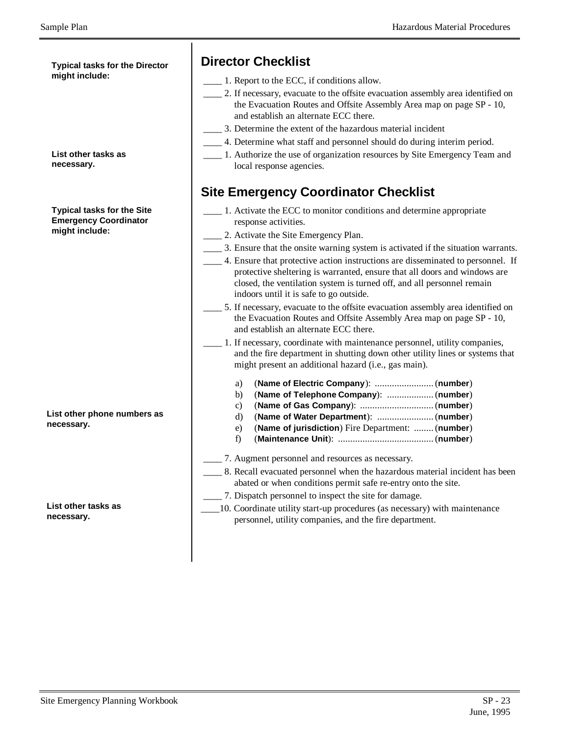Typical tasks for the Director might include:

## Director Checklist

____ 1. Report to the ECC, if conditions allow.

____ 2. If necessary, evacuate to the offsite evacuation assembly area identified on the Evacuation Routes and Offsite Assembly Area map on page SP - 10, and establish an alternate ECC there.

____ 3. Determine the extent of the hazardous material incident

____ 4. Determine what staff and personnel should do during interim period.

____ 1. Authorize the use of organization resources by Site Emergency Team and local response agencies.

List other tasks as necessary.

Typical tasks for the Site Emergency Coordinator might include:

## Site Emergency Coordinator Checklist

____ 1. Activate the ECC to monitor conditions and determine appropriate response activities.

____ 2. Activate the Site Emergency Plan.

____ 3. Ensure that the onsite warning system is activated if the situation warrants.

____ 4. Ensure that protective action instructions are disseminated to personnel. If protective sheltering is warranted, ensure that all doors and windows are closed, the ventilation system is turned off, and all personnel remain indoors until it is safe to go outside.

____ 5. If necessary, evacuate to the offsite evacuation assembly area identified on the Evacuation Routes and Offsite Assembly Area map on page SP - 10, and establish an alternate ECC there.

____ 1. If necessary, coordinate with maintenance personnel, utility companies, and the fire department in shutting down other utility lines or systems that might present an additional hazard (i.e., gas main).

a) (**Name of Electric Company**): ........................ (**number**)
b) (**Name of Telephone Company**): ................... (**number**)
c) (**Name of Gas Company**): .............................. (**number**)
d) (**Name of Water Department**): ....................... (**number**)
e) (**Name of jurisdiction**) Fire Department: ........ (**number**)
f) (**Maintenance Unit**): ....................................... (**number**)

List other phone numbers as necessary.

____ 7. Augment personnel and resources as necessary.

____ 8. Recall evacuated personnel when the hazardous material incident has been abated or when conditions permit safe re-entry onto the site.

____ 7. Dispatch personnel to inspect the site for damage.

____10. Coordinate utility start-up procedures (as necessary) with maintenance personnel, utility companies, and the fire department.

List other tasks as necessary.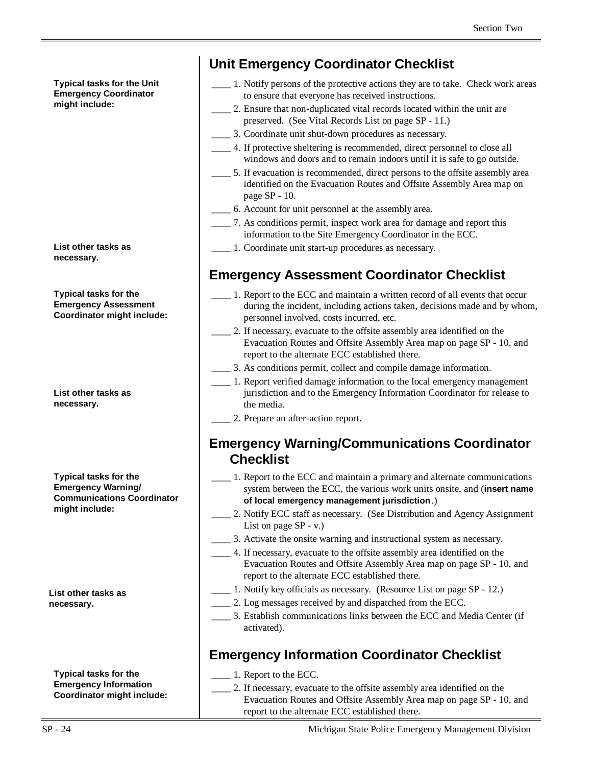## Unit Emergency Coordinator Checklist

**Typical tasks for the Unit Emergency Coordinator might include:**

____ 1. Notify persons of the protective actions they are to take. Check work areas to ensure that everyone has received instructions.

____ 2. Ensure that non-duplicated vital records located within the unit are preserved. (See Vital Records List on page SP - 11.)

____ 3. Coordinate unit shut-down procedures as necessary.

____ 4. If protective sheltering is recommended, direct personnel to close all windows and doors and to remain indoors until it is safe to go outside.

____ 5. If evacuation is recommended, direct persons to the offsite assembly area identified on the Evacuation Routes and Offsite Assembly Area map on page SP - 10.

____ 6. Account for unit personnel at the assembly area.

____ 7. As conditions permit, inspect work area for damage and report this information to the Site Emergency Coordinator in the ECC.

**List other tasks as necessary.**

____ 1. Coordinate unit start-up procedures as necessary.

## Emergency Assessment Coordinator Checklist

**Typical tasks for the Emergency Assessment Coordinator might include:**

____ 1. Report to the ECC and maintain a written record of all events that occur during the incident, including actions taken, decisions made and by whom, personnel involved, costs incurred, etc.

____ 2. If necessary, evacuate to the offsite assembly area identified on the Evacuation Routes and Offsite Assembly Area map on page SP - 10, and report to the alternate ECC established there.

____ 3. As conditions permit, collect and compile damage information.

**List other tasks as necessary.**

____ 1. Report verified damage information to the local emergency management jurisdiction and to the Emergency Information Coordinator for release to the media.

____ 2. Prepare an after-action report.

## Emergency Warning/Communications Coordinator Checklist

**Typical tasks for the Emergency Warning/ Communications Coordinator might include:**

____ 1. Report to the ECC and maintain a primary and alternate communications system between the ECC, the various work units onsite, and (**insert name of local emergency management jurisdiction**.)

____ 2. Notify ECC staff as necessary. (See Distribution and Agency Assignment List on page SP - v.)

____ 3. Activate the onsite warning and instructional system as necessary.

____ 4. If necessary, evacuate to the offsite assembly area identified on the Evacuation Routes and Offsite Assembly Area map on page SP - 10, and report to the alternate ECC established there.

**List other tasks as necessary.**

____ 1. Notify key officials as necessary. (Resource List on page SP - 12.)

____ 2. Log messages received by and dispatched from the ECC.

____ 3. Establish communications links between the ECC and Media Center (if activated).

## Emergency Information Coordinator Checklist

**Typical tasks for the Emergency Information Coordinator might include:**

____ 1. Report to the ECC.

____ 2. If necessary, evacuate to the offsite assembly area identified on the Evacuation Routes and Offsite Assembly Area map on page SP - 10, and report to the alternate ECC established there.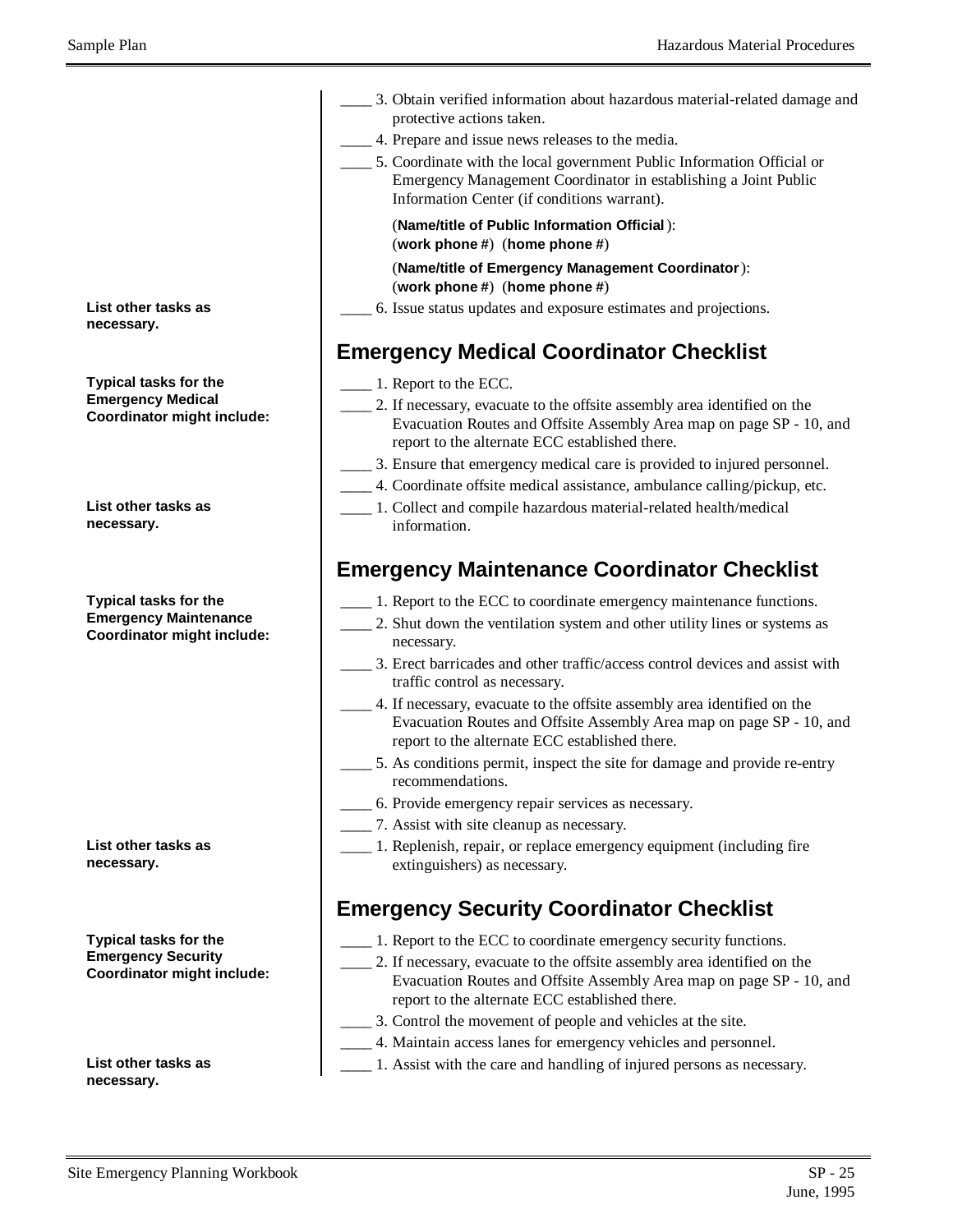____ 3. Obtain verified information about hazardous material-related damage and protective actions taken.

____ 4. Prepare and issue news releases to the media.

____ 5. Coordinate with the local government Public Information Official or Emergency Management Coordinator in establishing a Joint Public Information Center (if conditions warrant).

(**Name/title of Public Information Official**):
(**work phone #**) (**home phone #**)

(**Name/title of Emergency Management Coordinator**):
(**work phone #**) (**home phone #**)

**List other tasks as necessary.**

____ 6. Issue status updates and exposure estimates and projections.

## Emergency Medical Coordinator Checklist

**Typical tasks for the Emergency Medical Coordinator might include:**

____ 1. Report to the ECC.

____ 2. If necessary, evacuate to the offsite assembly area identified on the Evacuation Routes and Offsite Assembly Area map on page SP - 10, and report to the alternate ECC established there.

____ 3. Ensure that emergency medical care is provided to injured personnel.

____ 4. Coordinate offsite medical assistance, ambulance calling/pickup, etc.

**List other tasks as necessary.**

____ 1. Collect and compile hazardous material-related health/medical information.

## Emergency Maintenance Coordinator Checklist

**Typical tasks for the Emergency Maintenance Coordinator might include:**

____ 1. Report to the ECC to coordinate emergency maintenance functions.

____ 2. Shut down the ventilation system and other utility lines or systems as necessary.

____ 3. Erect barricades and other traffic/access control devices and assist with traffic control as necessary.

____ 4. If necessary, evacuate to the offsite assembly area identified on the Evacuation Routes and Offsite Assembly Area map on page SP - 10, and report to the alternate ECC established there.

____ 5. As conditions permit, inspect the site for damage and provide re-entry recommendations.

____ 6. Provide emergency repair services as necessary.

____ 7. Assist with site cleanup as necessary.

**List other tasks as necessary.**

____ 1. Replenish, repair, or replace emergency equipment (including fire extinguishers) as necessary.

## Emergency Security Coordinator Checklist

**Typical tasks for the Emergency Security Coordinator might include:**

____ 1. Report to the ECC to coordinate emergency security functions.

____ 2. If necessary, evacuate to the offsite assembly area identified on the Evacuation Routes and Offsite Assembly Area map on page SP - 10, and report to the alternate ECC established there.

____ 3. Control the movement of people and vehicles at the site.

____ 4. Maintain access lanes for emergency vehicles and personnel.

**List other tasks as necessary.**

____ 1. Assist with the care and handling of injured persons as necessary.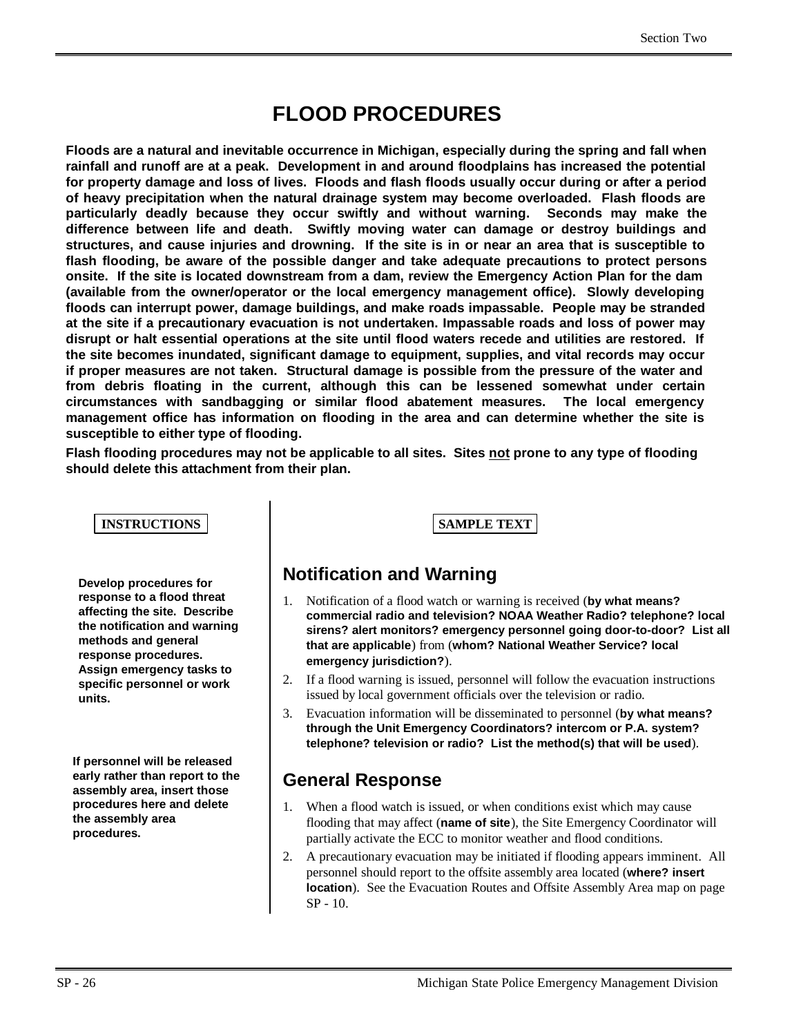# FLOOD PROCEDURES

**Floods are a natural and inevitable occurrence in Michigan, especially during the spring and fall when rainfall and runoff are at a peak. Development in and around floodplains has increased the potential for property damage and loss of lives. Floods and flash floods usually occur during or after a period of heavy precipitation when the natural drainage system may become overloaded. Flash floods are particularly deadly because they occur swiftly and without warning. Seconds may make the difference between life and death. Swiftly moving water can damage or destroy buildings and structures, and cause injuries and drowning. If the site is in or near an area that is susceptible to flash flooding, be aware of the possible danger and take adequate precautions to protect persons onsite. If the site is located downstream from a dam, review the Emergency Action Plan for the dam (available from the owner/operator or the local emergency management office). Slowly developing floods can interrupt power, damage buildings, and make roads impassable. People may be stranded at the site if a precautionary evacuation is not undertaken. Impassable roads and loss of power may disrupt or halt essential operations at the site until flood waters recede and utilities are restored. If the site becomes inundated, significant damage to equipment, supplies, and vital records may occur if proper measures are not taken. Structural damage is possible from the pressure of the water and from debris floating in the current, although this can be lessened somewhat under certain circumstances with sandbagging or similar flood abatement measures. The local emergency management office has information on flooding in the area and can determine whether the site is susceptible to either type of flooding.**

**Flash flooding procedures may not be applicable to all sites. Sites <u>not</u> prone to any type of flooding should delete this attachment from their plan.**

**INSTRUCTIONS**

**Develop procedures for response to a flood threat affecting the site. Describe the notification and warning methods and general response procedures. Assign emergency tasks to specific personnel or work units.**

**If personnel will be released early rather than report to the assembly area, insert those procedures here and delete the assembly area procedures.**

**SAMPLE TEXT**

## Notification and Warning

1. Notification of a flood watch or warning is received (**by what means? commercial radio and television? NOAA Weather Radio? telephone? local sirens? alert monitors? emergency personnel going door-to-door? List all that are applicable**) from (**whom? National Weather Service? local emergency jurisdiction?**).
2. If a flood warning is issued, personnel will follow the evacuation instructions issued by local government officials over the television or radio.
3. Evacuation information will be disseminated to personnel (**by what means? through the Unit Emergency Coordinators? intercom or P.A. system? telephone? television or radio? List the method(s) that will be used**).

## General Response

1. When a flood watch is issued, or when conditions exist which may cause flooding that may affect (**name of site**), the Site Emergency Coordinator will partially activate the ECC to monitor weather and flood conditions.
2. A precautionary evacuation may be initiated if flooding appears imminent. All personnel should report to the offsite assembly area located (**where? insert location**). See the Evacuation Routes and Offsite Assembly Area map on page SP - 10.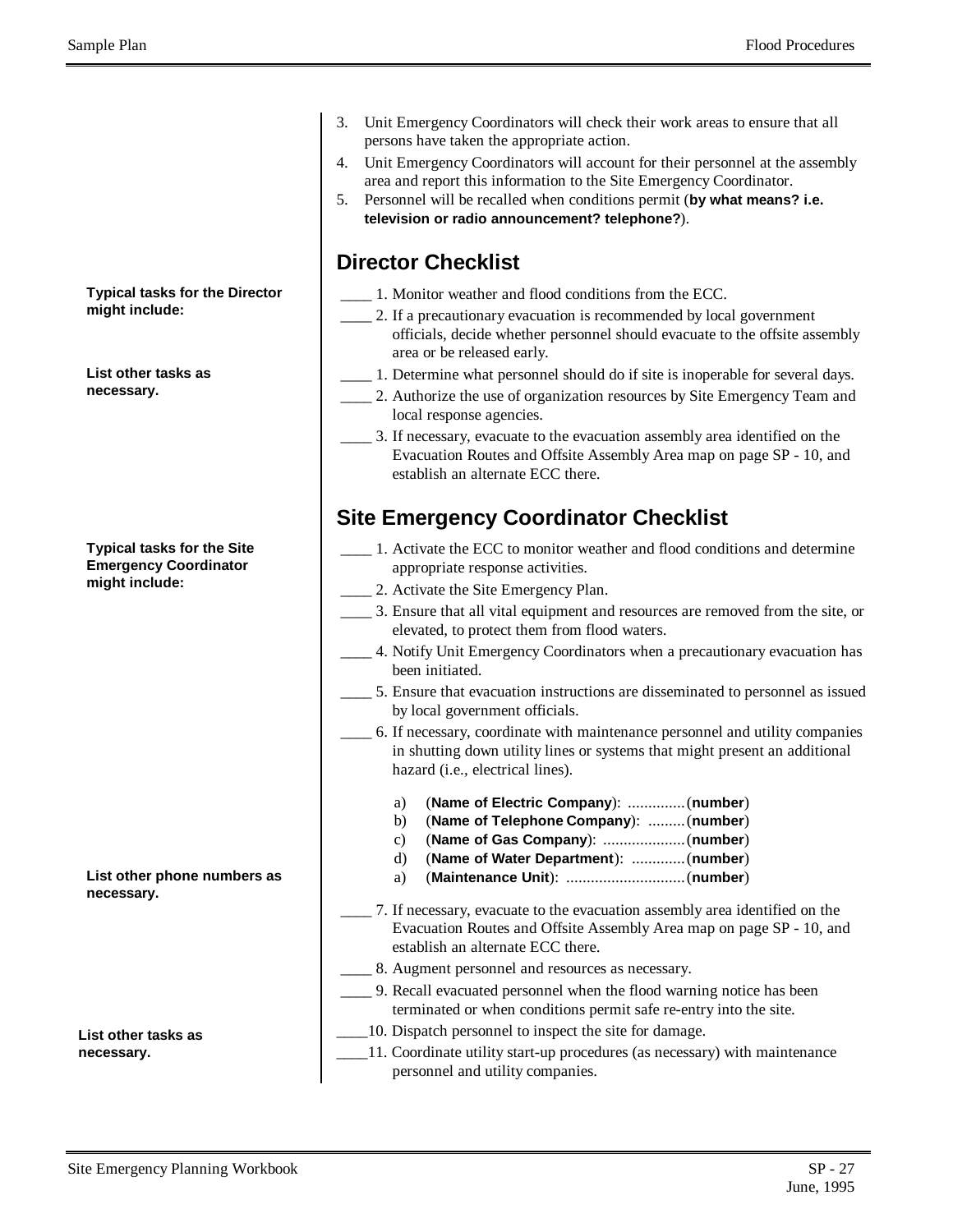3. Unit Emergency Coordinators will check their work areas to ensure that all persons have taken the appropriate action.
4. Unit Emergency Coordinators will account for their personnel at the assembly area and report this information to the Site Emergency Coordinator.
5. Personnel will be recalled when conditions permit (**by what means? i.e. television or radio announcement? telephone?**).

## Director Checklist

**Typical tasks for the Director might include:**

____ 1. Monitor weather and flood conditions from the ECC.

____ 2. If a precautionary evacuation is recommended by local government officials, decide whether personnel should evacuate to the offsite assembly area or be released early.

**List other tasks as necessary.**

____ 1. Determine what personnel should do if site is inoperable for several days.

____ 2. Authorize the use of organization resources by Site Emergency Team and local response agencies.

____ 3. If necessary, evacuate to the evacuation assembly area identified on the Evacuation Routes and Offsite Assembly Area map on page SP - 10, and establish an alternate ECC there.

## Site Emergency Coordinator Checklist

**Typical tasks for the Site Emergency Coordinator might include:**

____ 1. Activate the ECC to monitor weather and flood conditions and determine appropriate response activities.

____ 2. Activate the Site Emergency Plan.

____ 3. Ensure that all vital equipment and resources are removed from the site, or elevated, to protect them from flood waters.

____ 4. Notify Unit Emergency Coordinators when a precautionary evacuation has been initiated.

____ 5. Ensure that evacuation instructions are disseminated to personnel as issued by local government officials.

____ 6. If necessary, coordinate with maintenance personnel and utility companies in shutting down utility lines or systems that might present an additional hazard (i.e., electrical lines).

a) (**Name of Electric Company**): ..............(**number**)
b) (**Name of Telephone Company**): .........(**number**)
c) (**Name of Gas Company**): ....................(**number**)
d) (**Name of Water Department**): .............(**number**)
a) (**Maintenance Unit**): .............................(**number**)

**List other phone numbers as necessary.**

____ 7. If necessary, evacuate to the evacuation assembly area identified on the Evacuation Routes and Offsite Assembly Area map on page SP - 10, and establish an alternate ECC there.

____ 8. Augment personnel and resources as necessary.

____ 9. Recall evacuated personnel when the flood warning notice has been terminated or when conditions permit safe re-entry into the site.

**List other tasks as necessary.**

____10. Dispatch personnel to inspect the site for damage.

____11. Coordinate utility start-up procedures (as necessary) with maintenance personnel and utility companies.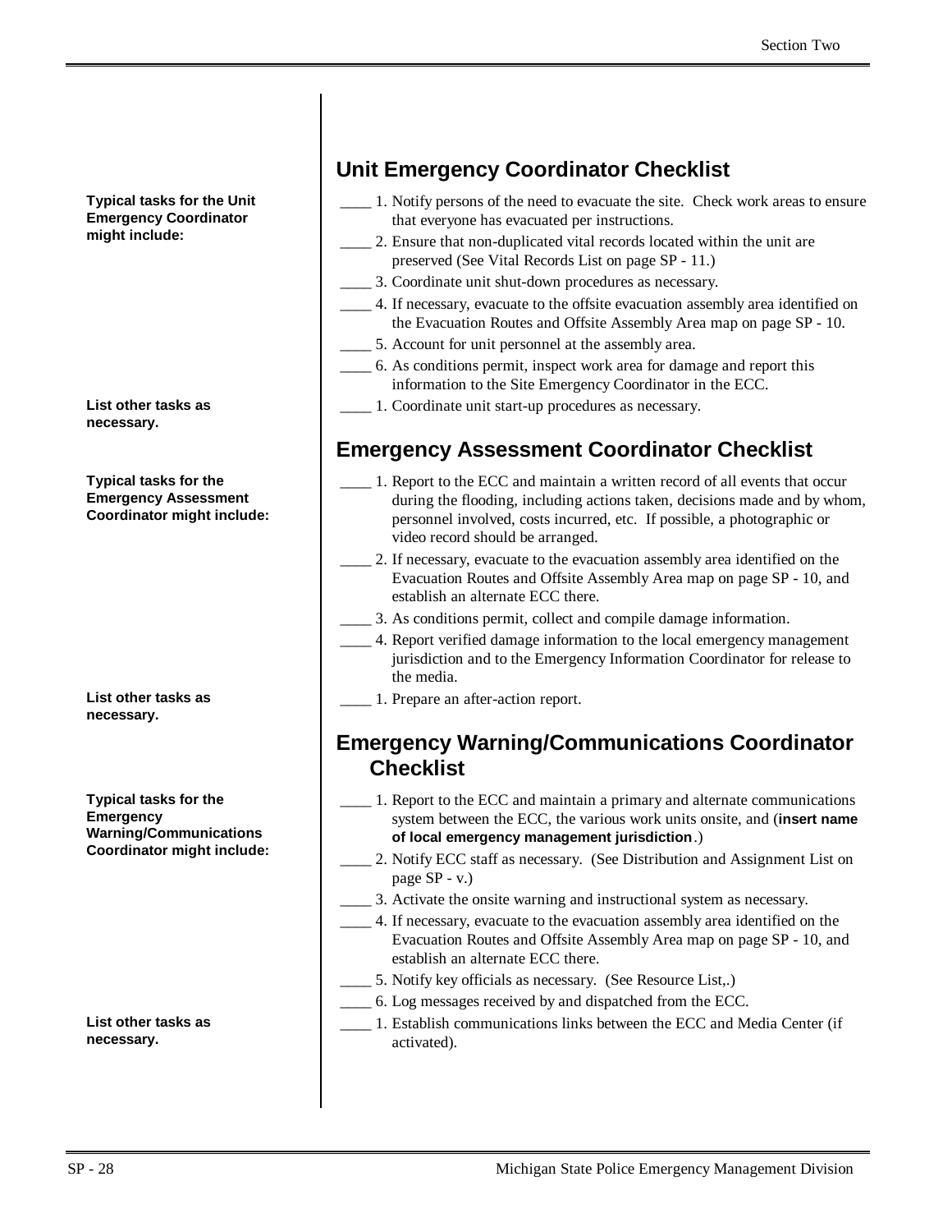## Unit Emergency Coordinator Checklist

**Typical tasks for the Unit Emergency Coordinator might include:**

____ 1. Notify persons of the need to evacuate the site. Check work areas to ensure that everyone has evacuated per instructions.

____ 2. Ensure that non-duplicated vital records located within the unit are preserved (See Vital Records List on page SP - 11.)

____ 3. Coordinate unit shut-down procedures as necessary.

____ 4. If necessary, evacuate to the offsite evacuation assembly area identified on the Evacuation Routes and Offsite Assembly Area map on page SP - 10.

____ 5. Account for unit personnel at the assembly area.

____ 6. As conditions permit, inspect work area for damage and report this information to the Site Emergency Coordinator in the ECC.

**List other tasks as necessary.**

____ 1. Coordinate unit start-up procedures as necessary.

## Emergency Assessment Coordinator Checklist

**Typical tasks for the Emergency Assessment Coordinator might include:**

____ 1. Report to the ECC and maintain a written record of all events that occur during the flooding, including actions taken, decisions made and by whom, personnel involved, costs incurred, etc. If possible, a photographic or video record should be arranged.

____ 2. If necessary, evacuate to the evacuation assembly area identified on the Evacuation Routes and Offsite Assembly Area map on page SP - 10, and establish an alternate ECC there.

____ 3. As conditions permit, collect and compile damage information.

____ 4. Report verified damage information to the local emergency management jurisdiction and to the Emergency Information Coordinator for release to the media.

**List other tasks as necessary.**

____ 1. Prepare an after-action report.

## Emergency Warning/Communications Coordinator Checklist

**Typical tasks for the Emergency Warning/Communications Coordinator might include:**

____ 1. Report to the ECC and maintain a primary and alternate communications system between the ECC, the various work units onsite, and (**insert name of local emergency management jurisdiction**.)

____ 2. Notify ECC staff as necessary. (See Distribution and Assignment List on page SP - v.)

____ 3. Activate the onsite warning and instructional system as necessary.

____ 4. If necessary, evacuate to the evacuation assembly area identified on the Evacuation Routes and Offsite Assembly Area map on page SP - 10, and establish an alternate ECC there.

____ 5. Notify key officials as necessary. (See Resource List,.)

____ 6. Log messages received by and dispatched from the ECC.

**List other tasks as necessary.**

____ 1. Establish communications links between the ECC and Media Center (if activated).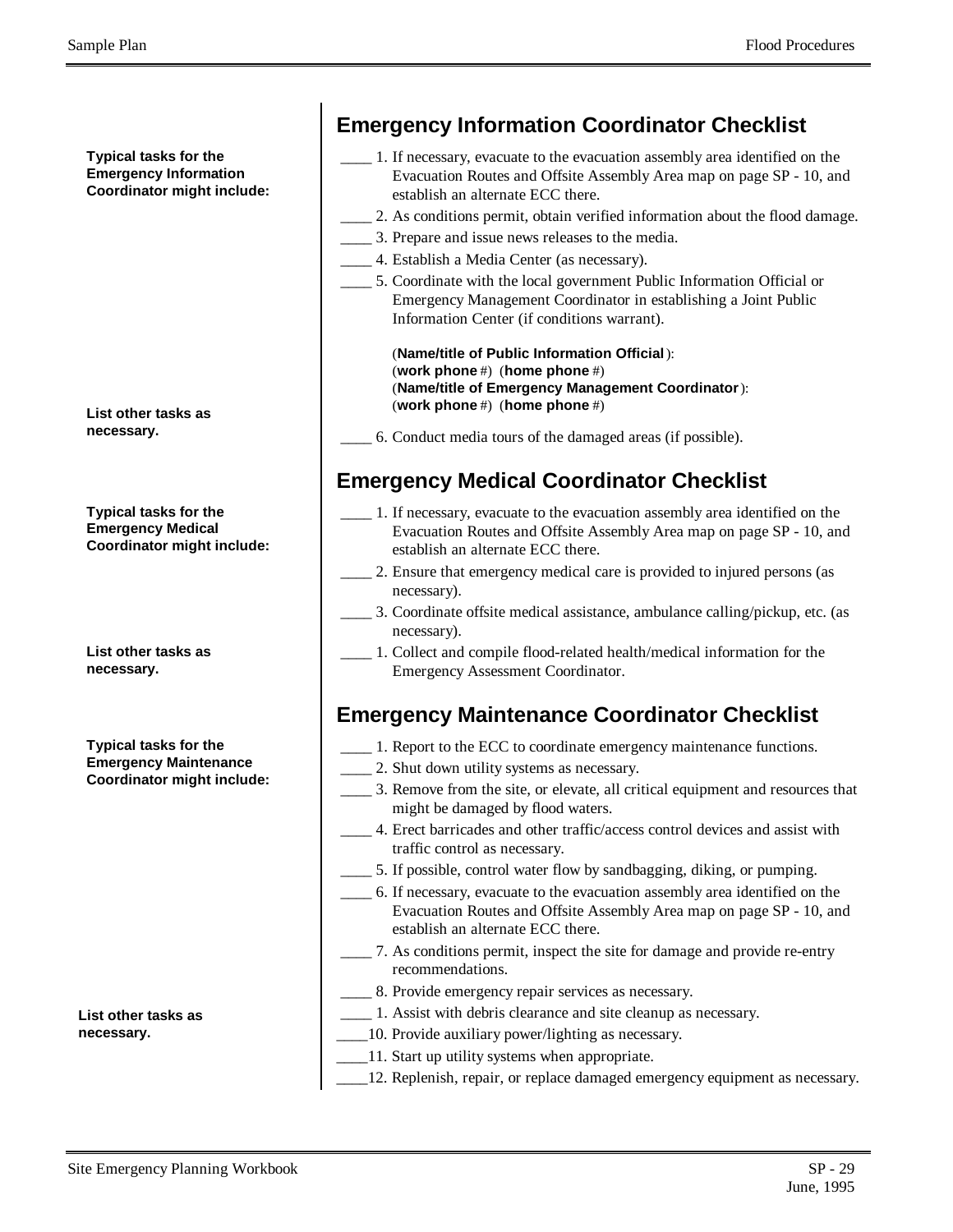## Emergency Information Coordinator Checklist

**Typical tasks for the Emergency Information Coordinator might include:**

____ 1. If necessary, evacuate to the evacuation assembly area identified on the Evacuation Routes and Offsite Assembly Area map on page SP - 10, and establish an alternate ECC there.

____ 2. As conditions permit, obtain verified information about the flood damage.

____ 3. Prepare and issue news releases to the media.

____ 4. Establish a Media Center (as necessary).

____ 5. Coordinate with the local government Public Information Official or Emergency Management Coordinator in establishing a Joint Public Information Center (if conditions warrant).

(**Name/title of Public Information Official**):
(**work phone** #) (**home phone** #)
(**Name/title of Emergency Management Coordinator**):
(**work phone** #) (**home phone** #)

**List other tasks as necessary.**

____ 6. Conduct media tours of the damaged areas (if possible).

## Emergency Medical Coordinator Checklist

**Typical tasks for the Emergency Medical Coordinator might include:**

____ 1. If necessary, evacuate to the evacuation assembly area identified on the Evacuation Routes and Offsite Assembly Area map on page SP - 10, and establish an alternate ECC there.

____ 2. Ensure that emergency medical care is provided to injured persons (as necessary).

____ 3. Coordinate offsite medical assistance, ambulance calling/pickup, etc. (as necessary).

**List other tasks as necessary.**

____ 1. Collect and compile flood-related health/medical information for the Emergency Assessment Coordinator.

## Emergency Maintenance Coordinator Checklist

**Typical tasks for the Emergency Maintenance Coordinator might include:**

____ 1. Report to the ECC to coordinate emergency maintenance functions.

____ 2. Shut down utility systems as necessary.

____ 3. Remove from the site, or elevate, all critical equipment and resources that might be damaged by flood waters.

____ 4. Erect barricades and other traffic/access control devices and assist with traffic control as necessary.

____ 5. If possible, control water flow by sandbagging, diking, or pumping.

____ 6. If necessary, evacuate to the evacuation assembly area identified on the Evacuation Routes and Offsite Assembly Area map on page SP - 10, and establish an alternate ECC there.

____ 7. As conditions permit, inspect the site for damage and provide re-entry recommendations.

____ 8. Provide emergency repair services as necessary.

**List other tasks as necessary.**

____ 1. Assist with debris clearance and site cleanup as necessary.

____10. Provide auxiliary power/lighting as necessary.

____11. Start up utility systems when appropriate.

____12. Replenish, repair, or replace damaged emergency equipment as necessary.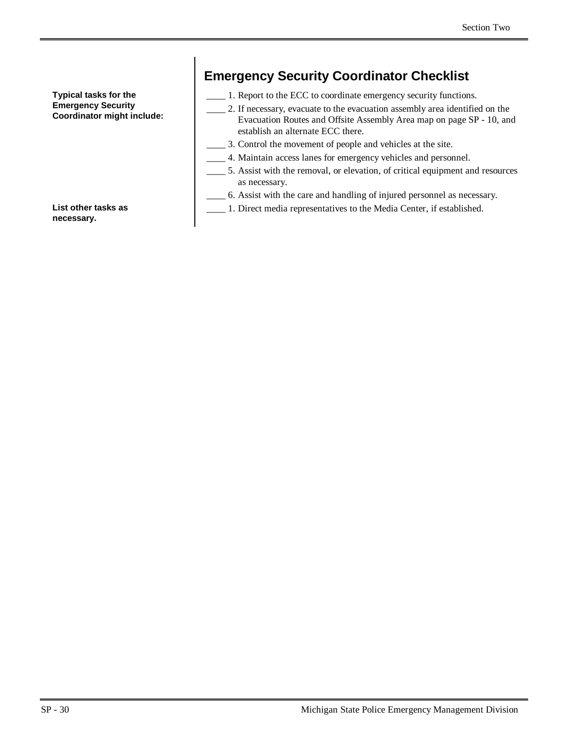## Emergency Security Coordinator Checklist

**Typical tasks for the Emergency Security Coordinator might include:**

____ 1. Report to the ECC to coordinate emergency security functions.

____ 2. If necessary, evacuate to the evacuation assembly area identified on the Evacuation Routes and Offsite Assembly Area map on page SP - 10, and establish an alternate ECC there.

____ 3. Control the movement of people and vehicles at the site.

____ 4. Maintain access lanes for emergency vehicles and personnel.

____ 5. Assist with the removal, or elevation, of critical equipment and resources as necessary.

____ 6. Assist with the care and handling of injured personnel as necessary.

**List other tasks as necessary.**

____ 1. Direct media representatives to the Media Center, if established.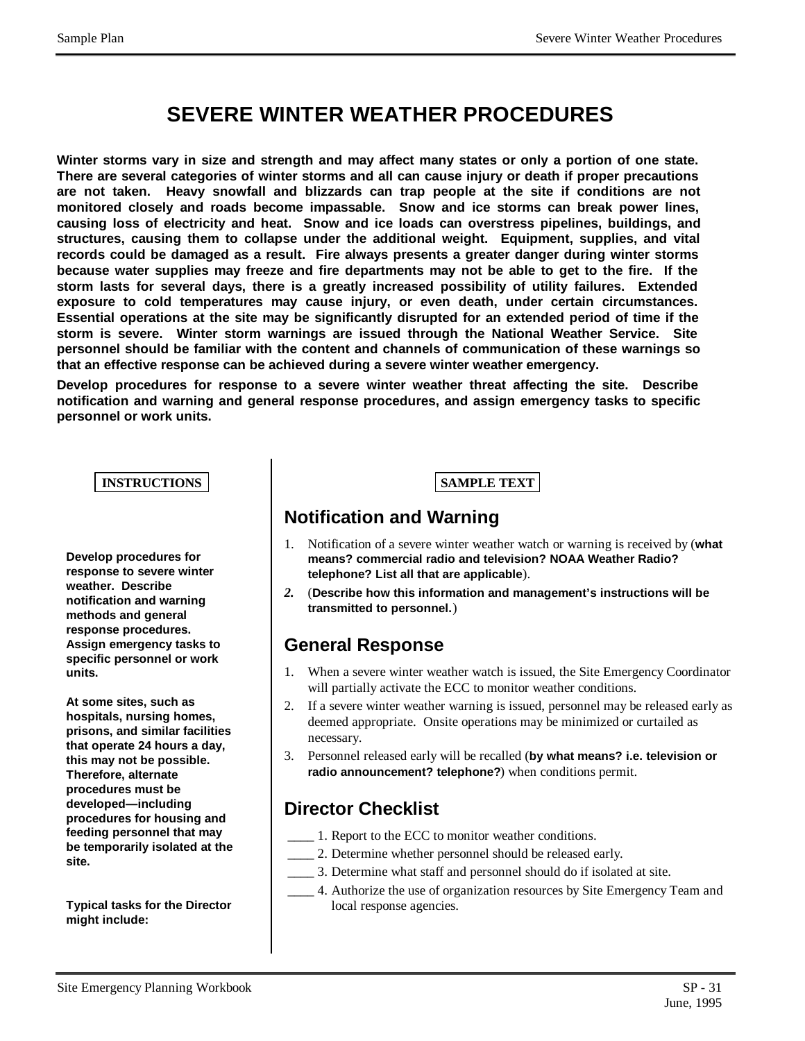# SEVERE WINTER WEATHER PROCEDURES

**Winter storms vary in size and strength and may affect many states or only a portion of one state. There are several categories of winter storms and all can cause injury or death if proper precautions are not taken. Heavy snowfall and blizzards can trap people at the site if conditions are not monitored closely and roads become impassable. Snow and ice storms can break power lines, causing loss of electricity and heat. Snow and ice loads can overstress pipelines, buildings, and structures, causing them to collapse under the additional weight. Equipment, supplies, and vital records could be damaged as a result. Fire always presents a greater danger during winter storms because water supplies may freeze and fire departments may not be able to get to the fire. If the storm lasts for several days, there is a greatly increased possibility of utility failures. Extended exposure to cold temperatures may cause injury, or even death, under certain circumstances. Essential operations at the site may be significantly disrupted for an extended period of time if the storm is severe. Winter storm warnings are issued through the National Weather Service. Site personnel should be familiar with the content and channels of communication of these warnings so that an effective response can be achieved during a severe winter weather emergency.**

**Develop procedures for response to a severe winter weather threat affecting the site. Describe notification and warning and general response procedures, and assign emergency tasks to specific personnel or work units.**

**INSTRUCTIONS**

**Develop procedures for response to severe winter weather. Describe notification and warning methods and general response procedures. Assign emergency tasks to specific personnel or work units.**

**At some sites, such as hospitals, nursing homes, prisons, and similar facilities that operate 24 hours a day, this may not be possible. Therefore, alternate procedures must be developed—including procedures for housing and feeding personnel that may be temporarily isolated at the site.**

**Typical tasks for the Director might include:**

**SAMPLE TEXT**

## Notification and Warning

1. Notification of a severe winter weather watch or warning is received by (**what means? commercial radio and television? NOAA Weather Radio? telephone? List all that are applicable**).
2. (**Describe how this information and management's instructions will be transmitted to personnel.**)

## General Response

1. When a severe winter weather watch is issued, the Site Emergency Coordinator will partially activate the ECC to monitor weather conditions.
2. If a severe winter weather warning is issued, personnel may be released early as deemed appropriate. Onsite operations may be minimized or curtailed as necessary.
3. Personnel released early will be recalled (**by what means? i.e. television or radio announcement? telephone?**) when conditions permit.

## Director Checklist

____ 1. Report to the ECC to monitor weather conditions.

____ 2. Determine whether personnel should be released early.

____ 3. Determine what staff and personnel should do if isolated at site.

____ 4. Authorize the use of organization resources by Site Emergency Team and local response agencies.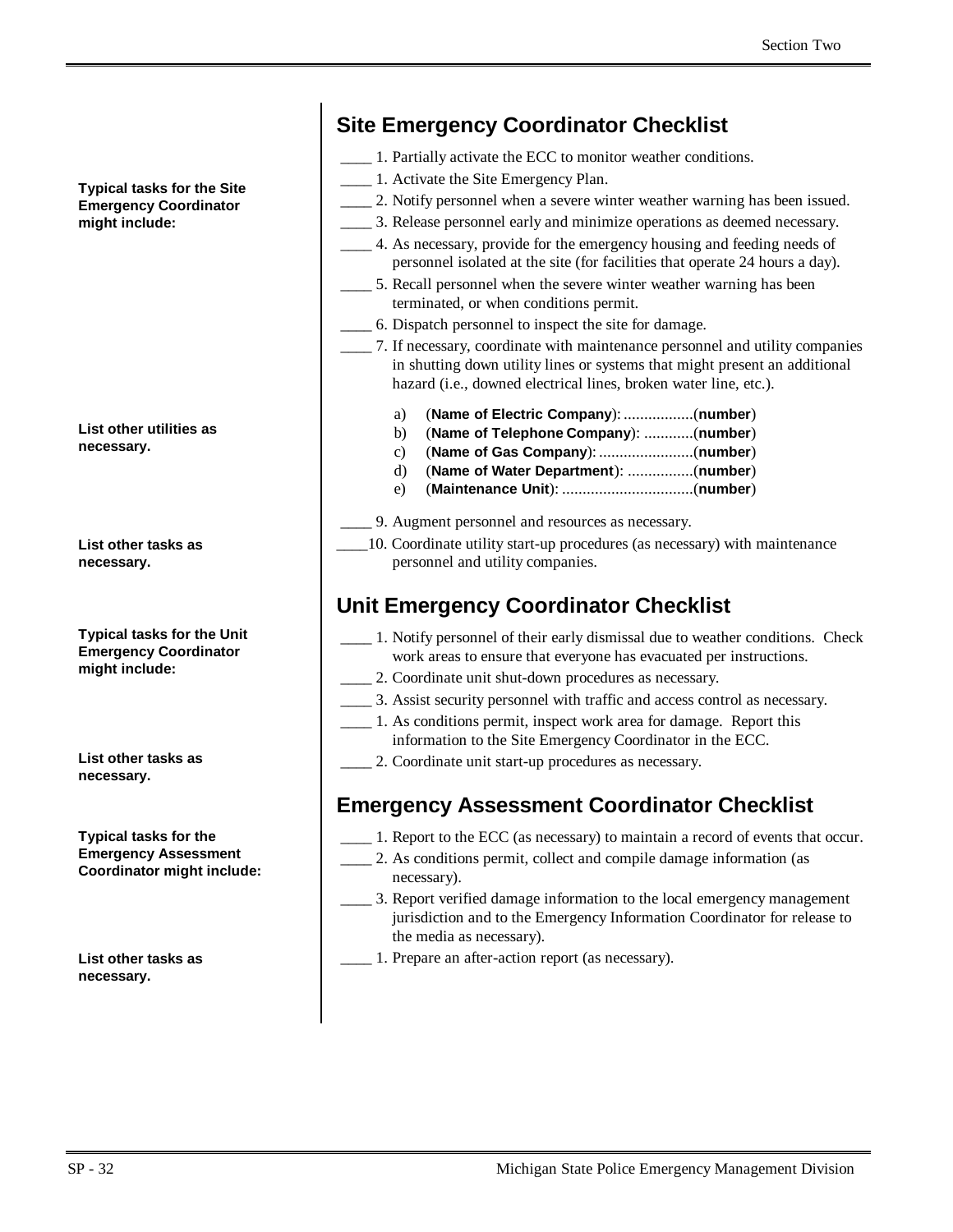## Site Emergency Coordinator Checklist

**Typical tasks for the Site Emergency Coordinator might include:**

____ 1. Partially activate the ECC to monitor weather conditions.

____ 1. Activate the Site Emergency Plan.

____ 2. Notify personnel when a severe winter weather warning has been issued.

____ 3. Release personnel early and minimize operations as deemed necessary.

____ 4. As necessary, provide for the emergency housing and feeding needs of personnel isolated at the site (for facilities that operate 24 hours a day).

____ 5. Recall personnel when the severe winter weather warning has been terminated, or when conditions permit.

____ 6. Dispatch personnel to inspect the site for damage.

____ 7. If necessary, coordinate with maintenance personnel and utility companies in shutting down utility lines or systems that might present an additional hazard (i.e., downed electrical lines, broken water line, etc.).

**List other utilities as necessary.**

a) (**Name of Electric Company**): .................(**number**)
b) (**Name of Telephone Company**): ............(**number**)
c) (**Name of Gas Company**): .......................(**number**)
d) (**Name of Water Department**): ................(**number**)
e) (**Maintenance Unit**): ................................(**number**)

**List other tasks as necessary.**

____ 9. Augment personnel and resources as necessary.

____10. Coordinate utility start-up procedures (as necessary) with maintenance personnel and utility companies.

## Unit Emergency Coordinator Checklist

**Typical tasks for the Unit Emergency Coordinator might include:**

____ 1. Notify personnel of their early dismissal due to weather conditions. Check work areas to ensure that everyone has evacuated per instructions.

____ 2. Coordinate unit shut-down procedures as necessary.

____ 3. Assist security personnel with traffic and access control as necessary.

**List other tasks as necessary.**

____ 1. As conditions permit, inspect work area for damage. Report this information to the Site Emergency Coordinator in the ECC.

____ 2. Coordinate unit start-up procedures as necessary.

## Emergency Assessment Coordinator Checklist

**Typical tasks for the Emergency Assessment Coordinator might include:**

____ 1. Report to the ECC (as necessary) to maintain a record of events that occur.

____ 2. As conditions permit, collect and compile damage information (as necessary).

____ 3. Report verified damage information to the local emergency management jurisdiction and to the Emergency Information Coordinator for release to the media as necessary).

**List other tasks as necessary.**

____ 1. Prepare an after-action report (as necessary).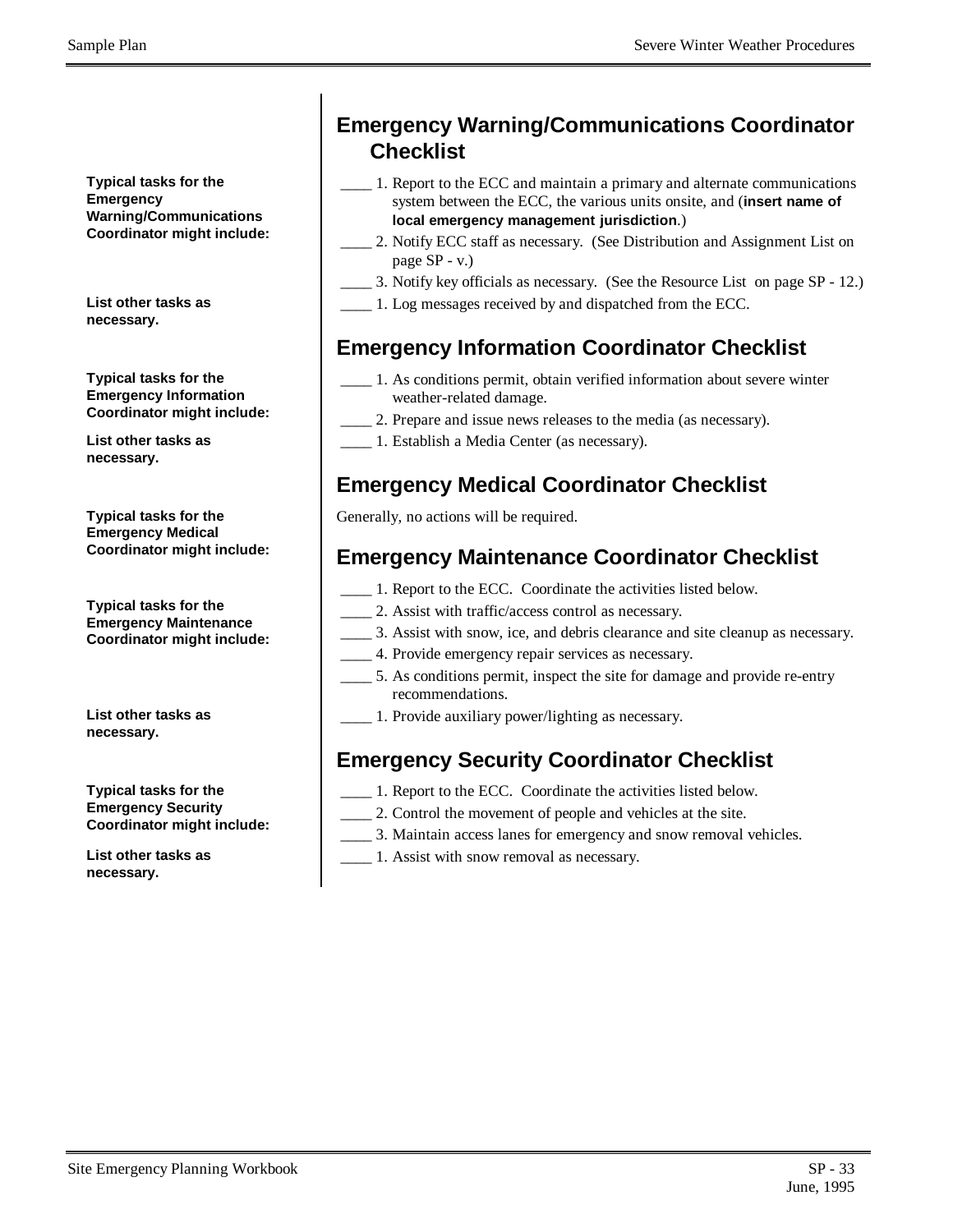## Emergency Warning/Communications Coordinator Checklist

**Typical tasks for the Emergency Warning/Communications Coordinator might include:**

____ 1. Report to the ECC and maintain a primary and alternate communications system between the ECC, the various units onsite, and (**insert name of local emergency management jurisdiction**.)

____ 2. Notify ECC staff as necessary. (See Distribution and Assignment List on page SP - v.)

____ 3. Notify key officials as necessary. (See the Resource List on page SP - 12.)

**List other tasks as necessary.**

____ 1. Log messages received by and dispatched from the ECC.

## Emergency Information Coordinator Checklist

**Typical tasks for the Emergency Information Coordinator might include:**

____ 1. As conditions permit, obtain verified information about severe winter weather-related damage.

____ 2. Prepare and issue news releases to the media (as necessary).

**List other tasks as necessary.**

____ 1. Establish a Media Center (as necessary).

## Emergency Medical Coordinator Checklist

**Typical tasks for the Emergency Medical Coordinator might include:**

Generally, no actions will be required.

## Emergency Maintenance Coordinator Checklist

**Typical tasks for the Emergency Maintenance Coordinator might include:**

____ 1. Report to the ECC. Coordinate the activities listed below.

____ 2. Assist with traffic/access control as necessary.

____ 3. Assist with snow, ice, and debris clearance and site cleanup as necessary.

____ 4. Provide emergency repair services as necessary.

____ 5. As conditions permit, inspect the site for damage and provide re-entry recommendations.

**List other tasks as necessary.**

____ 1. Provide auxiliary power/lighting as necessary.

## Emergency Security Coordinator Checklist

**Typical tasks for the Emergency Security Coordinator might include:**

____ 1. Report to the ECC. Coordinate the activities listed below.

____ 2. Control the movement of people and vehicles at the site.

____ 3. Maintain access lanes for emergency and snow removal vehicles.

**List other tasks as necessary.**

____ 1. Assist with snow removal as necessary.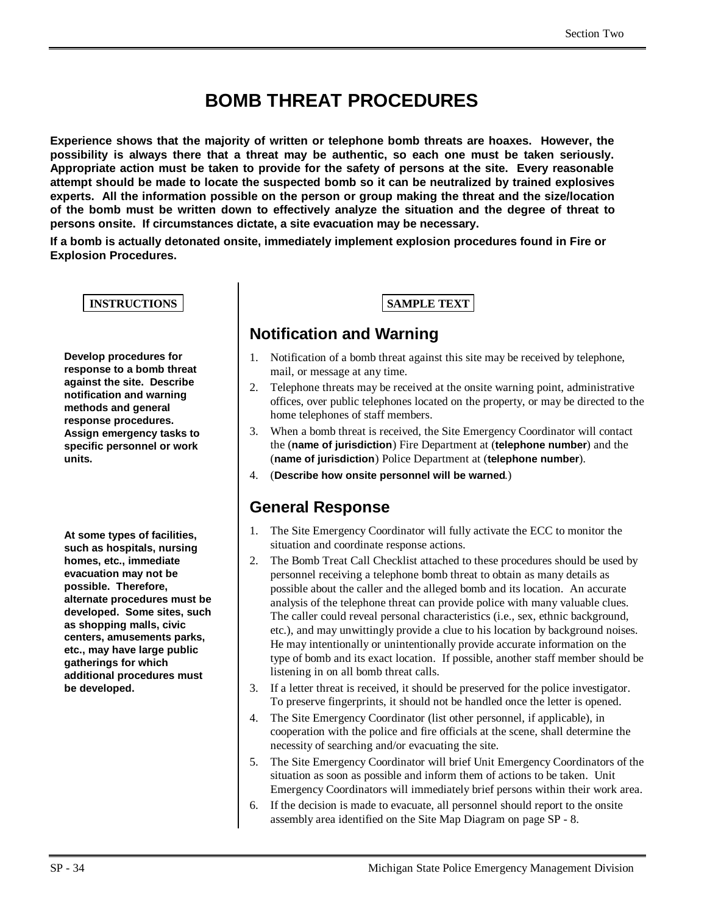# BOMB THREAT PROCEDURES

**Experience shows that the majority of written or telephone bomb threats are hoaxes. However, the possibility is always there that a threat may be authentic, so each one must be taken seriously. Appropriate action must be taken to provide for the safety of persons at the site. Every reasonable attempt should be made to locate the suspected bomb so it can be neutralized by trained explosives experts. All the information possible on the person or group making the threat and the size/location of the bomb must be written down to effectively analyze the situation and the degree of threat to persons onsite. If circumstances dictate, a site evacuation may be necessary.**

**If a bomb is actually detonated onsite, immediately implement explosion procedures found in Fire or Explosion Procedures.**

**INSTRUCTIONS**

**Develop procedures for response to a bomb threat against the site. Describe notification and warning methods and general response procedures. Assign emergency tasks to specific personnel or work units.**

**At some types of facilities, such as hospitals, nursing homes, etc., immediate evacuation may not be possible. Therefore, alternate procedures must be developed. Some sites, such as shopping malls, civic centers, amusements parks, etc., may have large public gatherings for which additional procedures must be developed.**

**SAMPLE TEXT**

## Notification and Warning

1. Notification of a bomb threat against this site may be received by telephone, mail, or message at any time.
2. Telephone threats may be received at the onsite warning point, administrative offices, over public telephones located on the property, or may be directed to the home telephones of staff members.
3. When a bomb threat is received, the Site Emergency Coordinator will contact the (**name of jurisdiction**) Fire Department at (**telephone number**) and the (**name of jurisdiction**) Police Department at (**telephone number**).
4. (**Describe how onsite personnel will be warned**.)

## General Response

1. The Site Emergency Coordinator will fully activate the ECC to monitor the situation and coordinate response actions.
2. The Bomb Treat Call Checklist attached to these procedures should be used by personnel receiving a telephone bomb threat to obtain as many details as possible about the caller and the alleged bomb and its location. An accurate analysis of the telephone threat can provide police with many valuable clues. The caller could reveal personal characteristics (i.e., sex, ethnic background, etc.), and may unwittingly provide a clue to his location by background noises. He may intentionally or unintentionally provide accurate information on the type of bomb and its exact location. If possible, another staff member should be listening in on all bomb threat calls.
3. If a letter threat is received, it should be preserved for the police investigator. To preserve fingerprints, it should not be handled once the letter is opened.
4. The Site Emergency Coordinator (list other personnel, if applicable), in cooperation with the police and fire officials at the scene, shall determine the necessity of searching and/or evacuating the site.
5. The Site Emergency Coordinator will brief Unit Emergency Coordinators of the situation as soon as possible and inform them of actions to be taken. Unit Emergency Coordinators will immediately brief persons within their work area.
6. If the decision is made to evacuate, all personnel should report to the onsite assembly area identified on the Site Map Diagram on page SP - 8.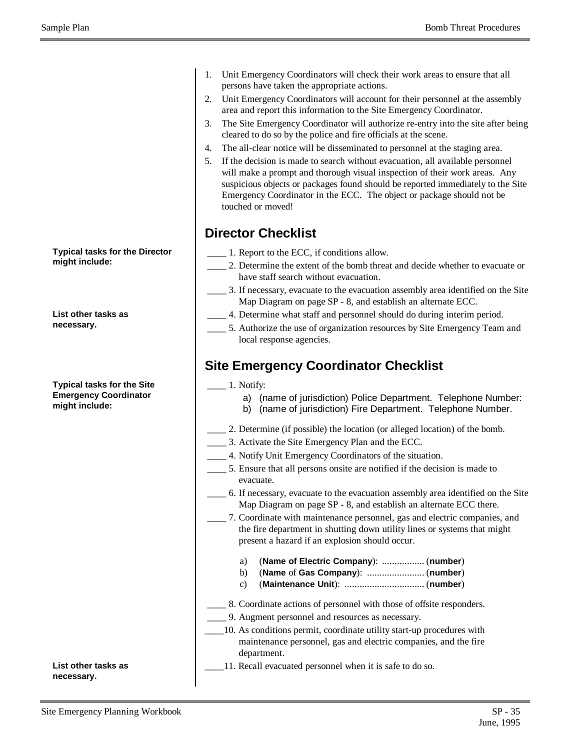1. Unit Emergency Coordinators will check their work areas to ensure that all persons have taken the appropriate actions.
2. Unit Emergency Coordinators will account for their personnel at the assembly area and report this information to the Site Emergency Coordinator.
3. The Site Emergency Coordinator will authorize re-entry into the site after being cleared to do so by the police and fire officials at the scene.
4. The all-clear notice will be disseminated to personnel at the staging area.
5. If the decision is made to search without evacuation, all available personnel will make a prompt and thorough visual inspection of their work areas. Any suspicious objects or packages found should be reported immediately to the Site Emergency Coordinator in the ECC. The object or package should not be touched or moved!

## Director Checklist

**Typical tasks for the Director might include:**

____ 1. Report to the ECC, if conditions allow.

____ 2. Determine the extent of the bomb threat and decide whether to evacuate or have staff search without evacuation.

____ 3. If necessary, evacuate to the evacuation assembly area identified on the Site Map Diagram on page SP - 8, and establish an alternate ECC.

____ 4. Determine what staff and personnel should do during interim period.

____ 5. Authorize the use of organization resources by Site Emergency Team and local response agencies.

**List other tasks as necessary.**

## Site Emergency Coordinator Checklist

**Typical tasks for the Site Emergency Coordinator might include:**

____ 1. Notify:

   a) (name of jurisdiction) Police Department. Telephone Number:
   b) (name of jurisdiction) Fire Department. Telephone Number.

____ 2. Determine (if possible) the location (or alleged location) of the bomb.

____ 3. Activate the Site Emergency Plan and the ECC.

____ 4. Notify Unit Emergency Coordinators of the situation.

____ 5. Ensure that all persons onsite are notified if the decision is made to evacuate.

____ 6. If necessary, evacuate to the evacuation assembly area identified on the Site Map Diagram on page SP - 8, and establish an alternate ECC there.

____ 7. Coordinate with maintenance personnel, gas and electric companies, and the fire department in shutting down utility lines or systems that might present a hazard if an explosion should occur.

   a) (**Name of Electric Company**): ................. (**number**)
   b) (**Name** of **Gas Company**): ....................... (**number**)
   c) (**Maintenance Unit**): ................................ (**number**)

____ 8. Coordinate actions of personnel with those of offsite responders.

____ 9. Augment personnel and resources as necessary.

____10. As conditions permit, coordinate utility start-up procedures with maintenance personnel, gas and electric companies, and the fire department.

____11. Recall evacuated personnel when it is safe to do so.

**List other tasks as necessary.**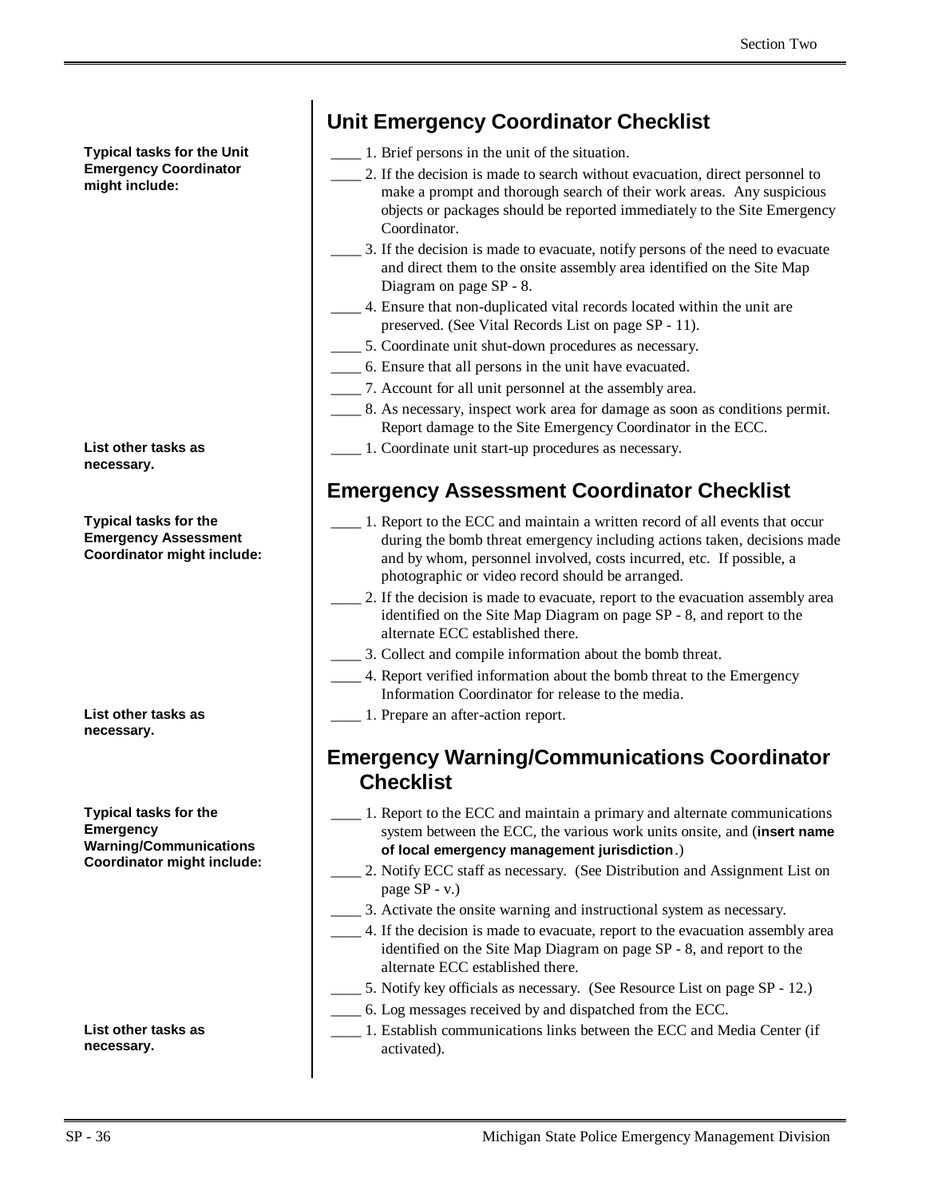## Unit Emergency Coordinator Checklist

**Typical tasks for the Unit Emergency Coordinator might include:**

____ 1. Brief persons in the unit of the situation.

____ 2. If the decision is made to search without evacuation, direct personnel to make a prompt and thorough search of their work areas. Any suspicious objects or packages should be reported immediately to the Site Emergency Coordinator.

____ 3. If the decision is made to evacuate, notify persons of the need to evacuate and direct them to the onsite assembly area identified on the Site Map Diagram on page SP - 8.

____ 4. Ensure that non-duplicated vital records located within the unit are preserved. (See Vital Records List on page SP - 11).

____ 5. Coordinate unit shut-down procedures as necessary.

____ 6. Ensure that all persons in the unit have evacuated.

____ 7. Account for all unit personnel at the assembly area.

____ 8. As necessary, inspect work area for damage as soon as conditions permit. Report damage to the Site Emergency Coordinator in the ECC.

**List other tasks as necessary.**

____ 1. Coordinate unit start-up procedures as necessary.

## Emergency Assessment Coordinator Checklist

**Typical tasks for the Emergency Assessment Coordinator might include:**

____ 1. Report to the ECC and maintain a written record of all events that occur during the bomb threat emergency including actions taken, decisions made and by whom, personnel involved, costs incurred, etc. If possible, a photographic or video record should be arranged.

____ 2. If the decision is made to evacuate, report to the evacuation assembly area identified on the Site Map Diagram on page SP - 8, and report to the alternate ECC established there.

____ 3. Collect and compile information about the bomb threat.

____ 4. Report verified information about the bomb threat to the Emergency Information Coordinator for release to the media.

**List other tasks as necessary.**

____ 1. Prepare an after-action report.

## Emergency Warning/Communications Coordinator Checklist

**Typical tasks for the Emergency Warning/Communications Coordinator might include:**

____ 1. Report to the ECC and maintain a primary and alternate communications system between the ECC, the various work units onsite, and (**insert name of local emergency management jurisdiction**.)

____ 2. Notify ECC staff as necessary. (See Distribution and Assignment List on page SP - v.)

____ 3. Activate the onsite warning and instructional system as necessary.

____ 4. If the decision is made to evacuate, report to the evacuation assembly area identified on the Site Map Diagram on page SP - 8, and report to the alternate ECC established there.

____ 5. Notify key officials as necessary. (See Resource List on page SP - 12.)

____ 6. Log messages received by and dispatched from the ECC.

**List other tasks as necessary.**

____ 1. Establish communications links between the ECC and Media Center (if activated).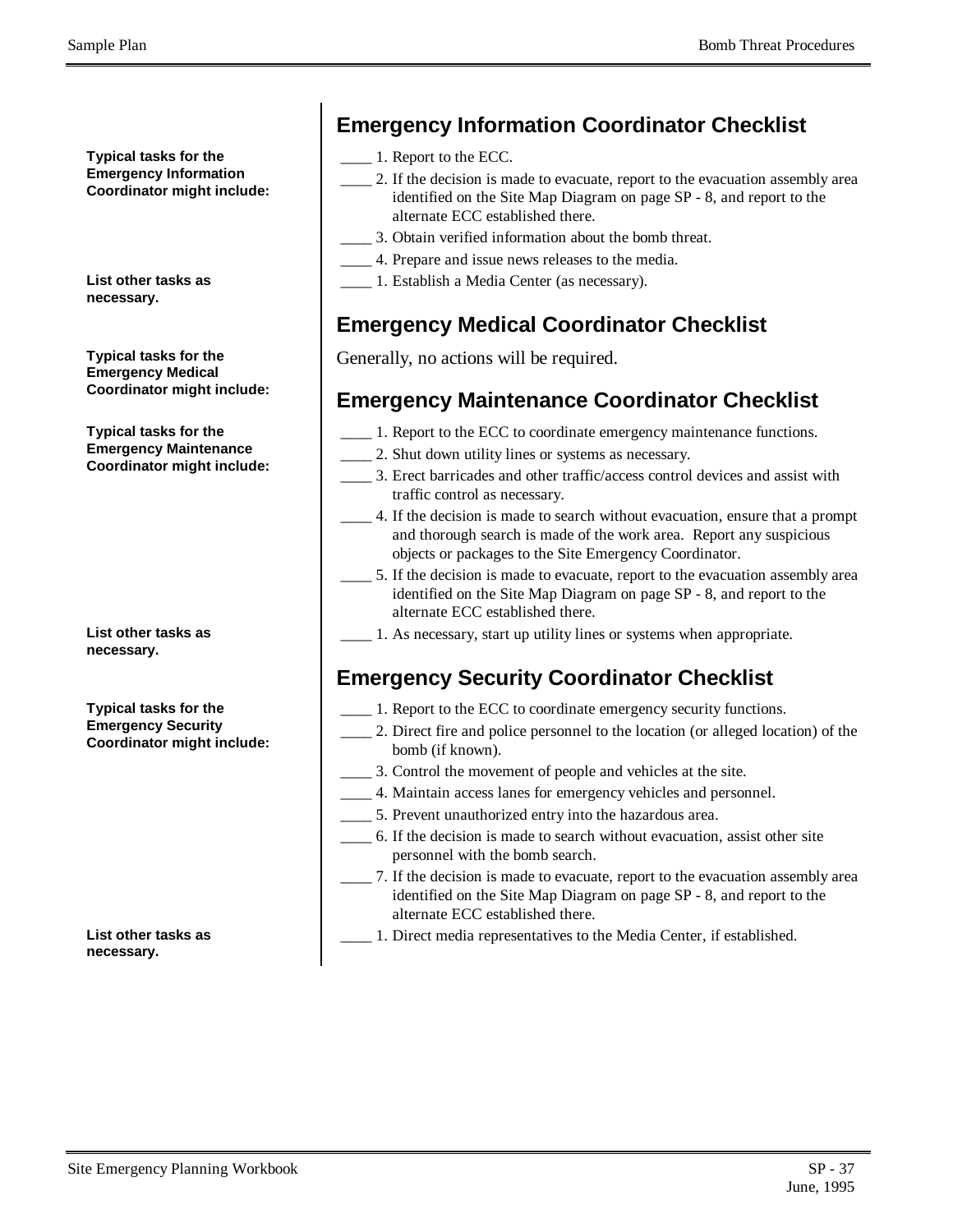## Emergency Information Coordinator Checklist

**Typical tasks for the Emergency Information Coordinator might include:**

____ 1. Report to the ECC.

____ 2. If the decision is made to evacuate, report to the evacuation assembly area identified on the Site Map Diagram on page SP - 8, and report to the alternate ECC established there.

____ 3. Obtain verified information about the bomb threat.

____ 4. Prepare and issue news releases to the media.

**List other tasks as necessary.**

____ 1. Establish a Media Center (as necessary).

## Emergency Medical Coordinator Checklist

**Typical tasks for the Emergency Medical Coordinator might include:**

Generally, no actions will be required.

## Emergency Maintenance Coordinator Checklist

**Typical tasks for the Emergency Maintenance Coordinator might include:**

____ 1. Report to the ECC to coordinate emergency maintenance functions.

____ 2. Shut down utility lines or systems as necessary.

____ 3. Erect barricades and other traffic/access control devices and assist with traffic control as necessary.

____ 4. If the decision is made to search without evacuation, ensure that a prompt and thorough search is made of the work area. Report any suspicious objects or packages to the Site Emergency Coordinator.

____ 5. If the decision is made to evacuate, report to the evacuation assembly area identified on the Site Map Diagram on page SP - 8, and report to the alternate ECC established there.

**List other tasks as necessary.**

____ 1. As necessary, start up utility lines or systems when appropriate.

## Emergency Security Coordinator Checklist

**Typical tasks for the Emergency Security Coordinator might include:**

____ 1. Report to the ECC to coordinate emergency security functions.

____ 2. Direct fire and police personnel to the location (or alleged location) of the bomb (if known).

____ 3. Control the movement of people and vehicles at the site.

____ 4. Maintain access lanes for emergency vehicles and personnel.

____ 5. Prevent unauthorized entry into the hazardous area.

____ 6. If the decision is made to search without evacuation, assist other site personnel with the bomb search.

____ 7. If the decision is made to evacuate, report to the evacuation assembly area identified on the Site Map Diagram on page SP - 8, and report to the alternate ECC established there.

**List other tasks as necessary.**

____ 1. Direct media representatives to the Media Center, if established.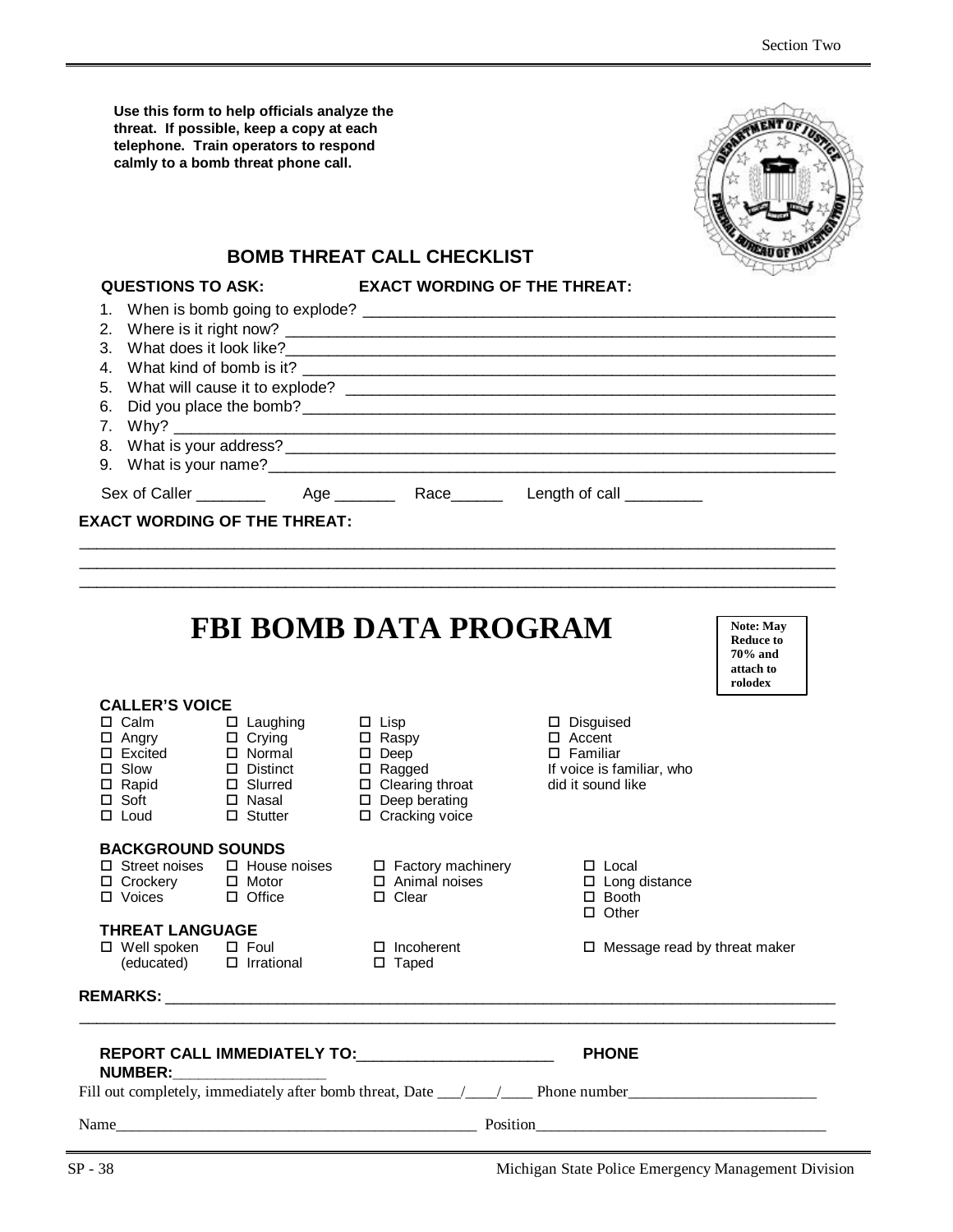**Use this form to help officials analyze the threat. If possible, keep a copy at each telephone. Train operators to respond calmly to a bomb threat phone call.**

## BOMB THREAT CALL CHECKLIST

**QUESTIONS TO ASK:** **EXACT WORDING OF THE THREAT:**

1. When is bomb going to explode? ______________________________
2. Where is it right now? ______________________________
3. What does it look like? ______________________________
4. What kind of bomb is it? ______________________________
5. What will cause it to explode? ______________________________
6. Did you place the bomb? ______________________________
7. Why? ______________________________
8. What is your address? ______________________________
9. What is your name? ______________________________

Sex of Caller ________ Age _______ Race______ Length of call _________

**EXACT WORDING OF THE THREAT:**

______________________________________________________________________
______________________________________________________________________
______________________________________________________________________

# FBI BOMB DATA PROGRAM

**Note: May Reduce to 70% and attach to rolodex**

**CALLER'S VOICE**

- ☐ Calm
- ☐ Angry
- ☐ Excited
- ☐ Slow
- ☐ Rapid
- ☐ Soft
- ☐ Loud
- ☐ Laughing
- ☐ Crying
- ☐ Normal
- ☐ Distinct
- ☐ Slurred
- ☐ Nasal
- ☐ Stutter
- ☐ Lisp
- ☐ Raspy
- ☐ Deep
- ☐ Ragged
- ☐ Clearing throat
- ☐ Deep berating
- ☐ Cracking voice
- ☐ Disguised
- ☐ Accent
- ☐ Familiar

If voice is familiar, who did it sound like

**BACKGROUND SOUNDS**

- ☐ Street noises
- ☐ Crockery
- ☐ Voices
- ☐ House noises
- ☐ Motor
- ☐ Office
- ☐ Factory machinery
- ☐ Animal noises
- ☐ Clear
- ☐ Local
- ☐ Long distance
- ☐ Booth
- ☐ Other

**THREAT LANGUAGE**

- ☐ Well spoken (educated)
- ☐ Foul
- ☐ Irrational
- ☐ Incoherent
- ☐ Taped
- ☐ Message read by threat maker

**REMARKS:** ______________________________________________________________________
______________________________________________________________________

**REPORT CALL IMMEDIATELY TO:**______________________ **PHONE NUMBER:**___________________

Fill out completely, immediately after bomb threat, Date ___/____/____ Phone number________________________

Name_______________________________________________ Position_____________________________________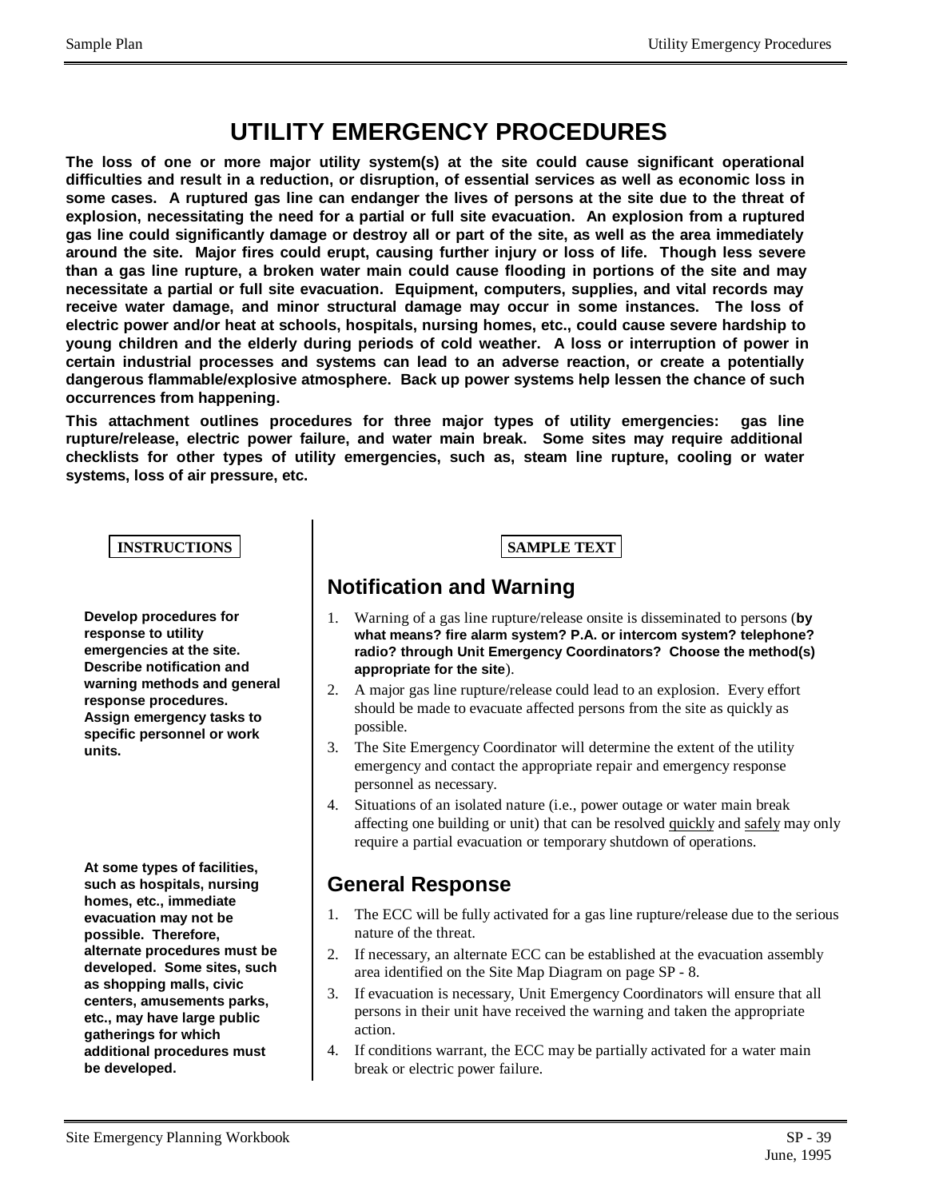# UTILITY EMERGENCY PROCEDURES

**The loss of one or more major utility system(s) at the site could cause significant operational difficulties and result in a reduction, or disruption, of essential services as well as economic loss in some cases. A ruptured gas line can endanger the lives of persons at the site due to the threat of explosion, necessitating the need for a partial or full site evacuation. An explosion from a ruptured gas line could significantly damage or destroy all or part of the site, as well as the area immediately around the site. Major fires could erupt, causing further injury or loss of life. Though less severe than a gas line rupture, a broken water main could cause flooding in portions of the site and may necessitate a partial or full site evacuation. Equipment, computers, supplies, and vital records may receive water damage, and minor structural damage may occur in some instances. The loss of electric power and/or heat at schools, hospitals, nursing homes, etc., could cause severe hardship to young children and the elderly during periods of cold weather. A loss or interruption of power in certain industrial processes and systems can lead to an adverse reaction, or create a potentially dangerous flammable/explosive atmosphere. Back up power systems help lessen the chance of such occurrences from happening.**

**This attachment outlines procedures for three major types of utility emergencies: gas line rupture/release, electric power failure, and water main break. Some sites may require additional checklists for other types of utility emergencies, such as, steam line rupture, cooling or water systems, loss of air pressure, etc.**

**INSTRUCTIONS**

**Develop procedures for response to utility emergencies at the site. Describe notification and warning methods and general response procedures. Assign emergency tasks to specific personnel or work units.**

**At some types of facilities, such as hospitals, nursing homes, etc., immediate evacuation may not be possible. Therefore, alternate procedures must be developed. Some sites, such as shopping malls, civic centers, amusements parks, etc., may have large public gatherings for which additional procedures must be developed.**

**SAMPLE TEXT**

## Notification and Warning

1. Warning of a gas line rupture/release onsite is disseminated to persons (**by what means? fire alarm system? P.A. or intercom system? telephone? radio? through Unit Emergency Coordinators? Choose the method(s) appropriate for the site**).
2. A major gas line rupture/release could lead to an explosion. Every effort should be made to evacuate affected persons from the site as quickly as possible.
3. The Site Emergency Coordinator will determine the extent of the utility emergency and contact the appropriate repair and emergency response personnel as necessary.
4. Situations of an isolated nature (i.e., power outage or water main break affecting one building or unit) that can be resolved quickly and safely may only require a partial evacuation or temporary shutdown of operations.

## General Response

1. The ECC will be fully activated for a gas line rupture/release due to the serious nature of the threat.
2. If necessary, an alternate ECC can be established at the evacuation assembly area identified on the Site Map Diagram on page SP - 8.
3. If evacuation is necessary, Unit Emergency Coordinators will ensure that all persons in their unit have received the warning and taken the appropriate action.
4. If conditions warrant, the ECC may be partially activated for a water main break or electric power failure.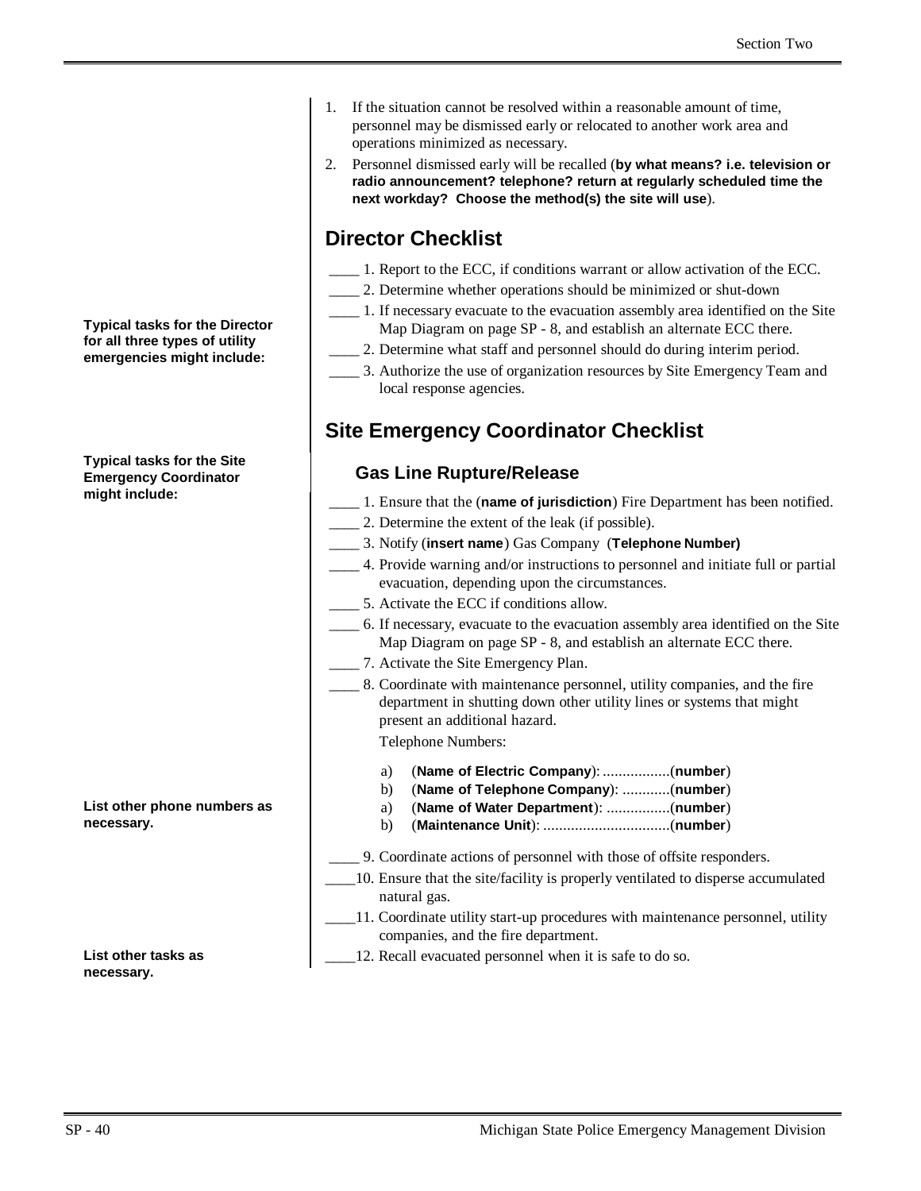1. If the situation cannot be resolved within a reasonable amount of time, personnel may be dismissed early or relocated to another work area and operations minimized as necessary.
2. Personnel dismissed early will be recalled (**by what means? i.e. television or radio announcement? telephone? return at regularly scheduled time the next workday? Choose the method(s) the site will use**).

## Director Checklist

**Typical tasks for the Director for all three types of utility emergencies might include:**

____ 1. Report to the ECC, if conditions warrant or allow activation of the ECC.

____ 2. Determine whether operations should be minimized or shut-down

____ 1. If necessary evacuate to the evacuation assembly area identified on the Site Map Diagram on page SP - 8, and establish an alternate ECC there.

____ 2. Determine what staff and personnel should do during interim period.

____ 3. Authorize the use of organization resources by Site Emergency Team and local response agencies.

## Site Emergency Coordinator Checklist

**Typical tasks for the Site Emergency Coordinator might include:**

### Gas Line Rupture/Release

____ 1. Ensure that the (**name of jurisdiction**) Fire Department has been notified.

____ 2. Determine the extent of the leak (if possible).

____ 3. Notify (**insert name**) Gas Company (**Telephone Number)**

____ 4. Provide warning and/or instructions to personnel and initiate full or partial evacuation, depending upon the circumstances.

____ 5. Activate the ECC if conditions allow.

____ 6. If necessary, evacuate to the evacuation assembly area identified on the Site Map Diagram on page SP - 8, and establish an alternate ECC there.

____ 7. Activate the Site Emergency Plan.

____ 8. Coordinate with maintenance personnel, utility companies, and the fire department in shutting down other utility lines or systems that might present an additional hazard.

Telephone Numbers:

**List other phone numbers as necessary.**

a) (**Name of Electric Company**): .................(**number**)
b) (**Name of Telephone Company**): ............(**number**)
a) (**Name of Water Department**): ................(**number**)
b) (**Maintenance Unit**): ................................(**number**)

____ 9. Coordinate actions of personnel with those of offsite responders.

____10. Ensure that the site/facility is properly ventilated to disperse accumulated natural gas.

____11. Coordinate utility start-up procedures with maintenance personnel, utility companies, and the fire department.

____12. Recall evacuated personnel when it is safe to do so.

**List other tasks as necessary.**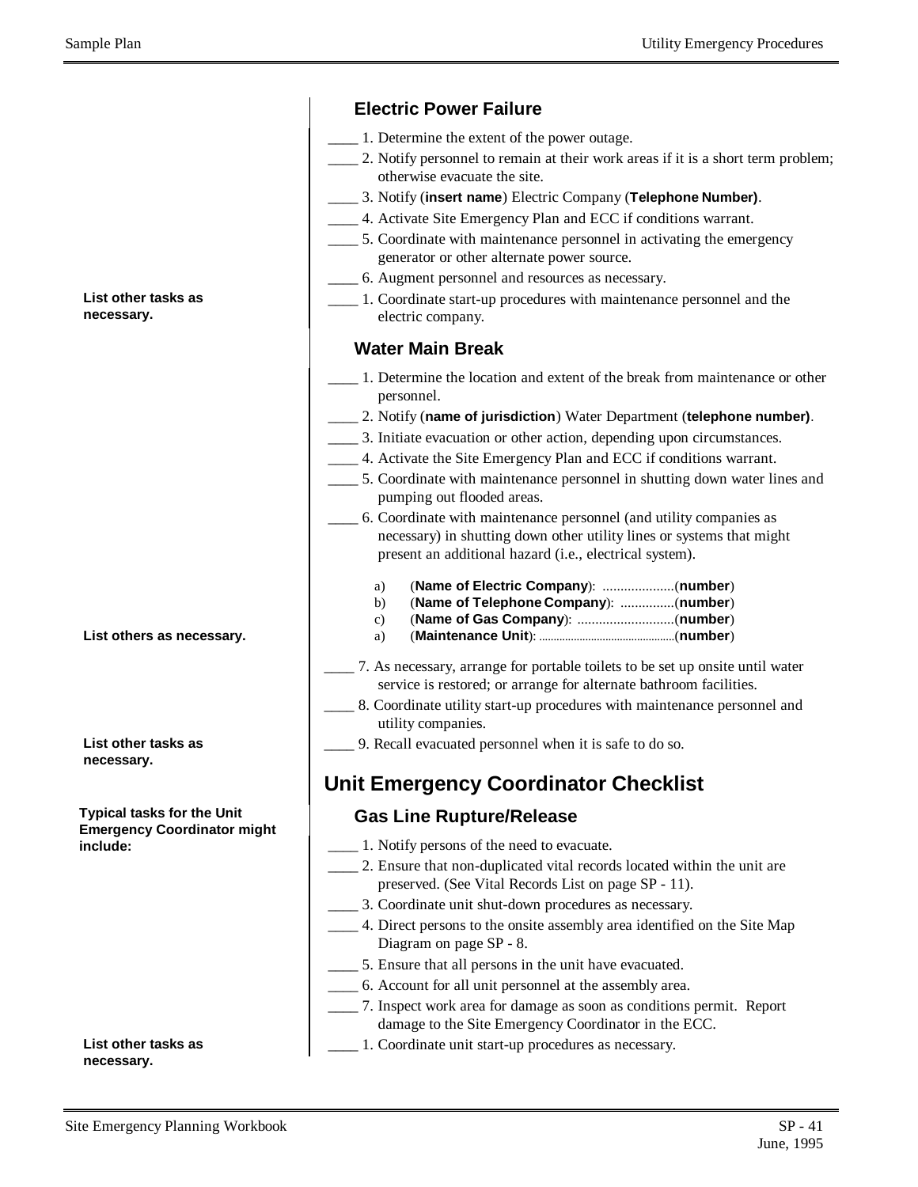### Electric Power Failure

____ 1. Determine the extent of the power outage.

____ 2. Notify personnel to remain at their work areas if it is a short term problem; otherwise evacuate the site.

____ 3. Notify (**insert name**) Electric Company (**Telephone Number)**.

____ 4. Activate Site Emergency Plan and ECC if conditions warrant.

____ 5. Coordinate with maintenance personnel in activating the emergency generator or other alternate power source.

____ 6. Augment personnel and resources as necessary.

**List other tasks as necessary.**

____ 1. Coordinate start-up procedures with maintenance personnel and the electric company.

### Water Main Break

____ 1. Determine the location and extent of the break from maintenance or other personnel.

____ 2. Notify (**name of jurisdiction**) Water Department (**telephone number)**.

____ 3. Initiate evacuation or other action, depending upon circumstances.

____ 4. Activate the Site Emergency Plan and ECC if conditions warrant.

____ 5. Coordinate with maintenance personnel in shutting down water lines and pumping out flooded areas.

____ 6. Coordinate with maintenance personnel (and utility companies as necessary) in shutting down other utility lines or systems that might present an additional hazard (i.e., electrical system).

a) (**Name of Electric Company**): ....................(**number**)
b) (**Name of Telephone Company**): ...............(**number**)
c) (**Name of Gas Company**): ...........................(**number**)
a) (**Maintenance Unit**): ..............................................(**number**)

**List others as necessary.**

____ 7. As necessary, arrange for portable toilets to be set up onsite until water service is restored; or arrange for alternate bathroom facilities.

____ 8. Coordinate utility start-up procedures with maintenance personnel and utility companies.

**List other tasks as necessary.**

____ 9. Recall evacuated personnel when it is safe to do so.

## Unit Emergency Coordinator Checklist

**Typical tasks for the Unit Emergency Coordinator might include:**

### Gas Line Rupture/Release

____ 1. Notify persons of the need to evacuate.

____ 2. Ensure that non-duplicated vital records located within the unit are preserved. (See Vital Records List on page SP - 11).

____ 3. Coordinate unit shut-down procedures as necessary.

____ 4. Direct persons to the onsite assembly area identified on the Site Map Diagram on page SP - 8.

____ 5. Ensure that all persons in the unit have evacuated.

____ 6. Account for all unit personnel at the assembly area.

____ 7. Inspect work area for damage as soon as conditions permit. Report damage to the Site Emergency Coordinator in the ECC.

**List other tasks as necessary.**

____ 1. Coordinate unit start-up procedures as necessary.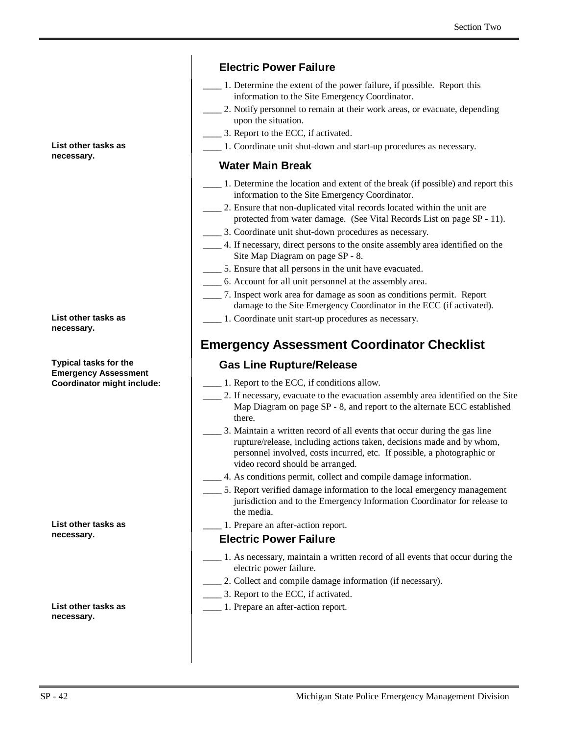### Electric Power Failure

____ 1. Determine the extent of the power failure, if possible. Report this information to the Site Emergency Coordinator.

____ 2. Notify personnel to remain at their work areas, or evacuate, depending upon the situation.

____ 3. Report to the ECC, if activated.

**List other tasks as necessary.**

____ 1. Coordinate unit shut-down and start-up procedures as necessary.

### Water Main Break

____ 1. Determine the location and extent of the break (if possible) and report this information to the Site Emergency Coordinator.

____ 2. Ensure that non-duplicated vital records located within the unit are protected from water damage. (See Vital Records List on page SP - 11).

____ 3. Coordinate unit shut-down procedures as necessary.

____ 4. If necessary, direct persons to the onsite assembly area identified on the Site Map Diagram on page SP - 8.

____ 5. Ensure that all persons in the unit have evacuated.

____ 6. Account for all unit personnel at the assembly area.

____ 7. Inspect work area for damage as soon as conditions permit. Report damage to the Site Emergency Coordinator in the ECC (if activated).

**List other tasks as necessary.**

____ 1. Coordinate unit start-up procedures as necessary.

## Emergency Assessment Coordinator Checklist

**Typical tasks for the Emergency Assessment Coordinator might include:**

### Gas Line Rupture/Release

____ 1. Report to the ECC, if conditions allow.

____ 2. If necessary, evacuate to the evacuation assembly area identified on the Site Map Diagram on page SP - 8, and report to the alternate ECC established there.

____ 3. Maintain a written record of all events that occur during the gas line rupture/release, including actions taken, decisions made and by whom, personnel involved, costs incurred, etc. If possible, a photographic or video record should be arranged.

____ 4. As conditions permit, collect and compile damage information.

____ 5. Report verified damage information to the local emergency management jurisdiction and to the Emergency Information Coordinator for release to the media.

**List other tasks as necessary.**

____ 1. Prepare an after-action report.

### Electric Power Failure

____ 1. As necessary, maintain a written record of all events that occur during the electric power failure.

____ 2. Collect and compile damage information (if necessary).

____ 3. Report to the ECC, if activated.

**List other tasks as necessary.**

____ 1. Prepare an after-action report.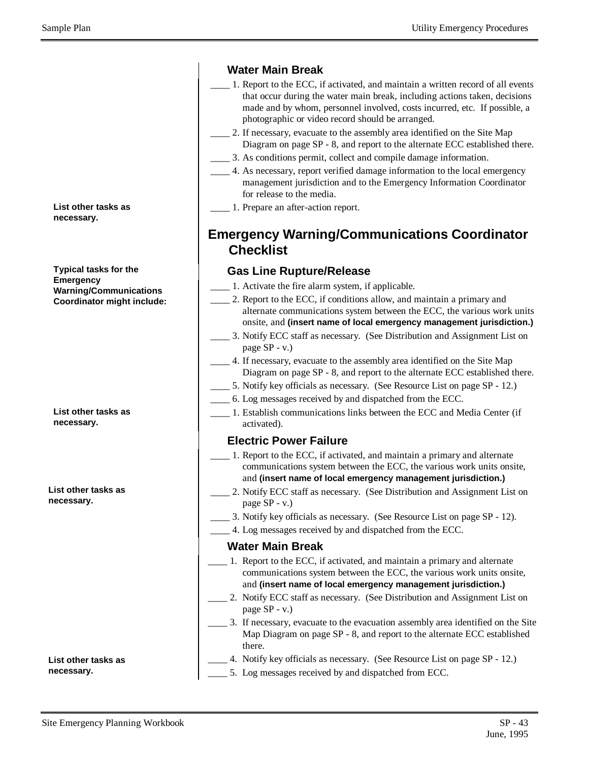### Water Main Break

____ 1. Report to the ECC, if activated, and maintain a written record of all events that occur during the water main break, including actions taken, decisions made and by whom, personnel involved, costs incurred, etc. If possible, a photographic or video record should be arranged.

____ 2. If necessary, evacuate to the assembly area identified on the Site Map Diagram on page SP - 8, and report to the alternate ECC established there.

____ 3. As conditions permit, collect and compile damage information.

____ 4. As necessary, report verified damage information to the local emergency management jurisdiction and to the Emergency Information Coordinator for release to the media.

**List other tasks as necessary.**

____ 1. Prepare an after-action report.

## Emergency Warning/Communications Coordinator Checklist

**Typical tasks for the Emergency Warning/Communications Coordinator might include:**

### Gas Line Rupture/Release

____ 1. Activate the fire alarm system, if applicable.

____ 2. Report to the ECC, if conditions allow, and maintain a primary and alternate communications system between the ECC, the various work units onsite, and **(insert name of local emergency management jurisdiction.)**

____ 3. Notify ECC staff as necessary. (See Distribution and Assignment List on page SP - v.)

____ 4. If necessary, evacuate to the assembly area identified on the Site Map Diagram on page SP - 8, and report to the alternate ECC established there.

____ 5. Notify key officials as necessary. (See Resource List on page SP - 12.)

____ 6. Log messages received by and dispatched from the ECC.

**List other tasks as necessary.**

____ 1. Establish communications links between the ECC and Media Center (if activated).

### Electric Power Failure

____ 1. Report to the ECC, if activated, and maintain a primary and alternate communications system between the ECC, the various work units onsite, and **(insert name of local emergency management jurisdiction.)**

**List other tasks as necessary.**

____ 2. Notify ECC staff as necessary. (See Distribution and Assignment List on page SP - v.)

____ 3. Notify key officials as necessary. (See Resource List on page SP - 12).

____ 4. Log messages received by and dispatched from the ECC.

### Water Main Break

____ 1. Report to the ECC, if activated, and maintain a primary and alternate communications system between the ECC, the various work units onsite, and **(insert name of local emergency management jurisdiction.)**

____ 2. Notify ECC staff as necessary. (See Distribution and Assignment List on page SP - v.)

____ 3. If necessary, evacuate to the evacuation assembly area identified on the Site Map Diagram on page SP - 8, and report to the alternate ECC established there.

**List other tasks as necessary.**

____ 4. Notify key officials as necessary. (See Resource List on page SP - 12.)

____ 5. Log messages received by and dispatched from ECC.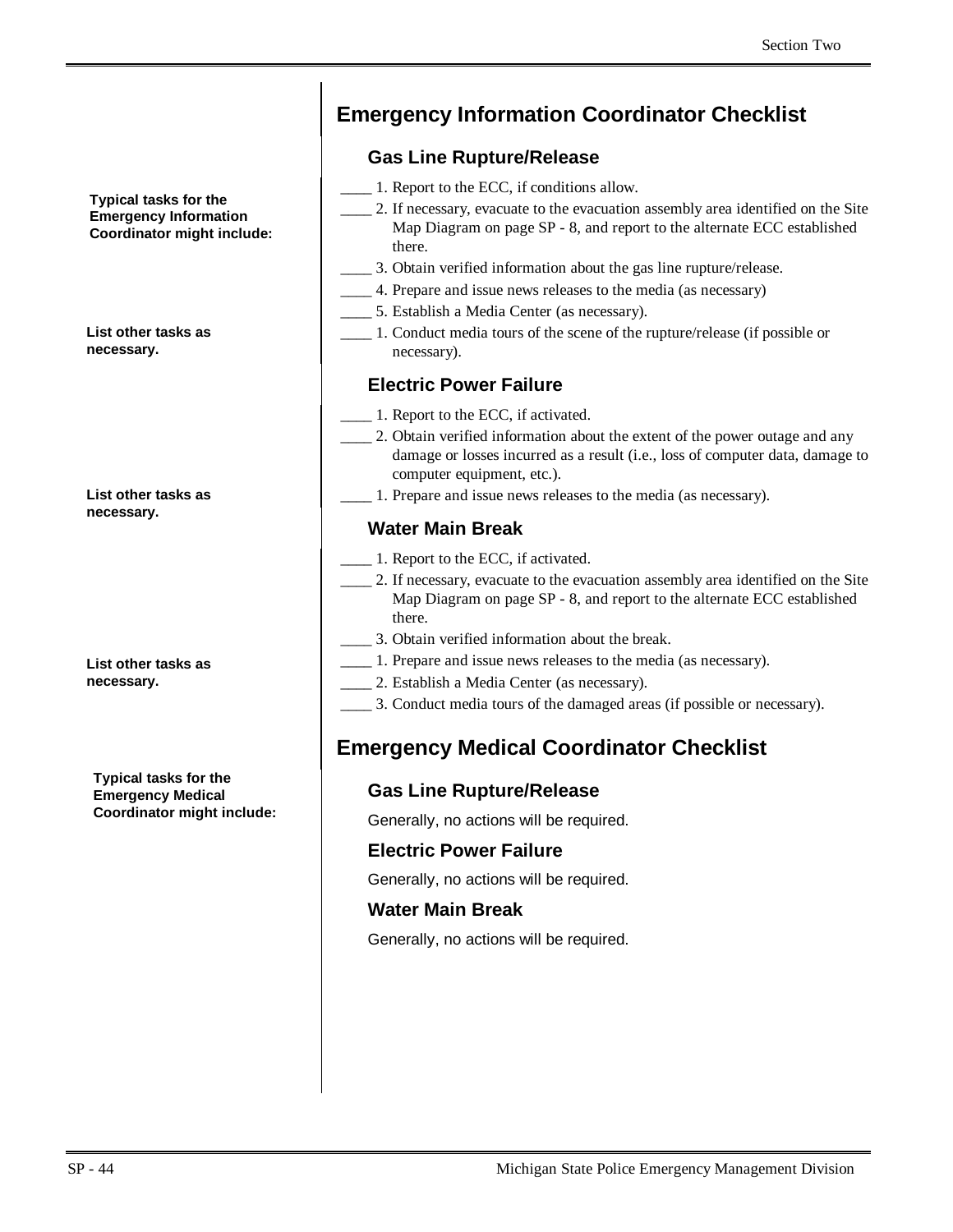## Emergency Information Coordinator Checklist

**Typical tasks for the Emergency Information Coordinator might include:**

### Gas Line Rupture/Release

____ 1. Report to the ECC, if conditions allow.
____ 2. If necessary, evacuate to the evacuation assembly area identified on the Site Map Diagram on page SP - 8, and report to the alternate ECC established there.
____ 3. Obtain verified information about the gas line rupture/release.
____ 4. Prepare and issue news releases to the media (as necessary)
____ 5. Establish a Media Center (as necessary).

**List other tasks as necessary.**

____ 1. Conduct media tours of the scene of the rupture/release (if possible or necessary).

### Electric Power Failure

____ 1. Report to the ECC, if activated.
____ 2. Obtain verified information about the extent of the power outage and any damage or losses incurred as a result (i.e., loss of computer data, damage to computer equipment, etc.).

**List other tasks as necessary.**

____ 1. Prepare and issue news releases to the media (as necessary).

### Water Main Break

____ 1. Report to the ECC, if activated.
____ 2. If necessary, evacuate to the evacuation assembly area identified on the Site Map Diagram on page SP - 8, and report to the alternate ECC established there.
____ 3. Obtain verified information about the break.

**List other tasks as necessary.**

____ 1. Prepare and issue news releases to the media (as necessary).
____ 2. Establish a Media Center (as necessary).
____ 3. Conduct media tours of the damaged areas (if possible or necessary).

## Emergency Medical Coordinator Checklist

**Typical tasks for the Emergency Medical Coordinator might include:**

### Gas Line Rupture/Release

Generally, no actions will be required.

### Electric Power Failure

Generally, no actions will be required.

### Water Main Break

Generally, no actions will be required.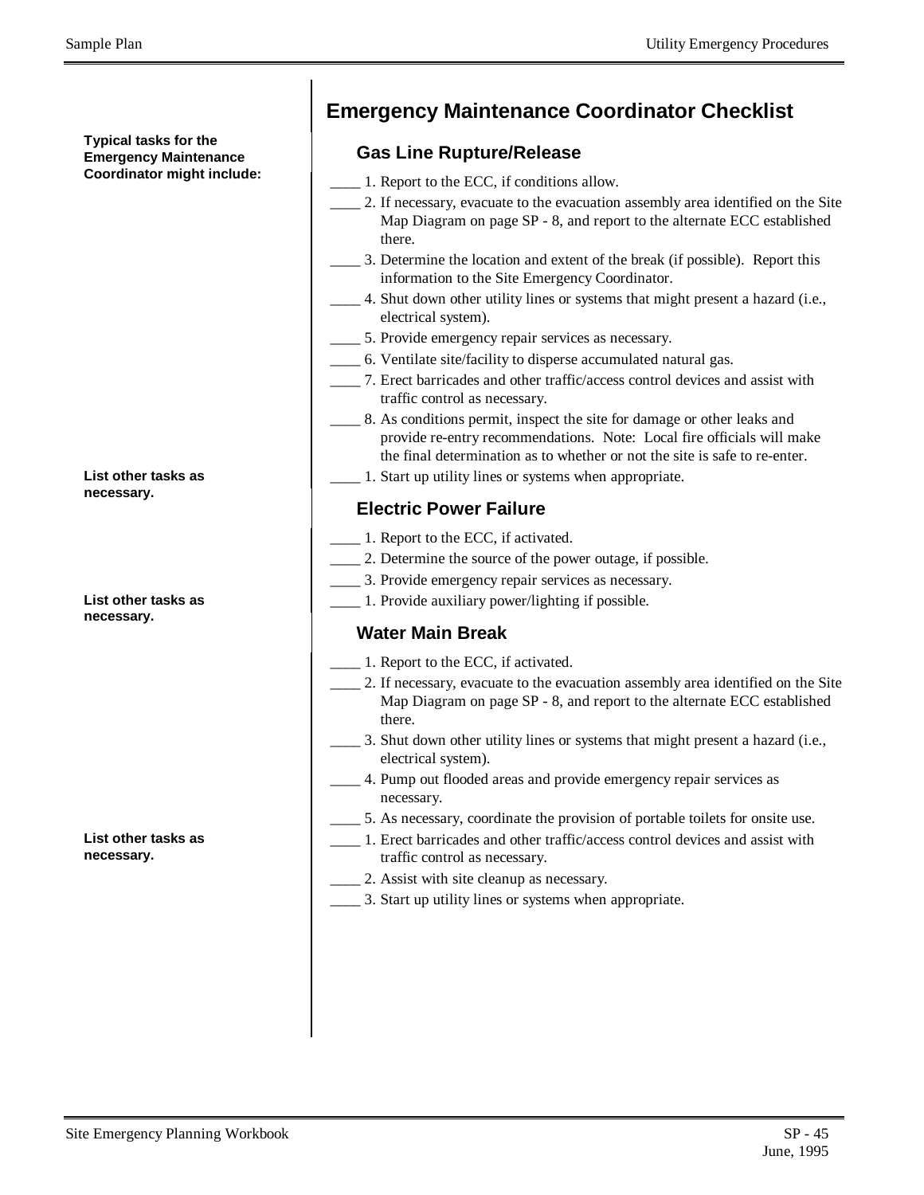# Emergency Maintenance Coordinator Checklist

**Typical tasks for the Emergency Maintenance Coordinator might include:**

## Gas Line Rupture/Release

____ 1. Report to the ECC, if conditions allow.

____ 2. If necessary, evacuate to the evacuation assembly area identified on the Site Map Diagram on page SP - 8, and report to the alternate ECC established there.

____ 3. Determine the location and extent of the break (if possible). Report this information to the Site Emergency Coordinator.

____ 4. Shut down other utility lines or systems that might present a hazard (i.e., electrical system).

____ 5. Provide emergency repair services as necessary.

____ 6. Ventilate site/facility to disperse accumulated natural gas.

____ 7. Erect barricades and other traffic/access control devices and assist with traffic control as necessary.

____ 8. As conditions permit, inspect the site for damage or other leaks and provide re-entry recommendations. Note: Local fire officials will make the final determination as to whether or not the site is safe to re-enter.

**List other tasks as necessary.**

____ 1. Start up utility lines or systems when appropriate.

## Electric Power Failure

____ 1. Report to the ECC, if activated.

____ 2. Determine the source of the power outage, if possible.

____ 3. Provide emergency repair services as necessary.

**List other tasks as necessary.**

____ 1. Provide auxiliary power/lighting if possible.

## Water Main Break

____ 1. Report to the ECC, if activated.

____ 2. If necessary, evacuate to the evacuation assembly area identified on the Site Map Diagram on page SP - 8, and report to the alternate ECC established there.

____ 3. Shut down other utility lines or systems that might present a hazard (i.e., electrical system).

____ 4. Pump out flooded areas and provide emergency repair services as necessary.

____ 5. As necessary, coordinate the provision of portable toilets for onsite use.

**List other tasks as necessary.**

____ 1. Erect barricades and other traffic/access control devices and assist with traffic control as necessary.

____ 2. Assist with site cleanup as necessary.

____ 3. Start up utility lines or systems when appropriate.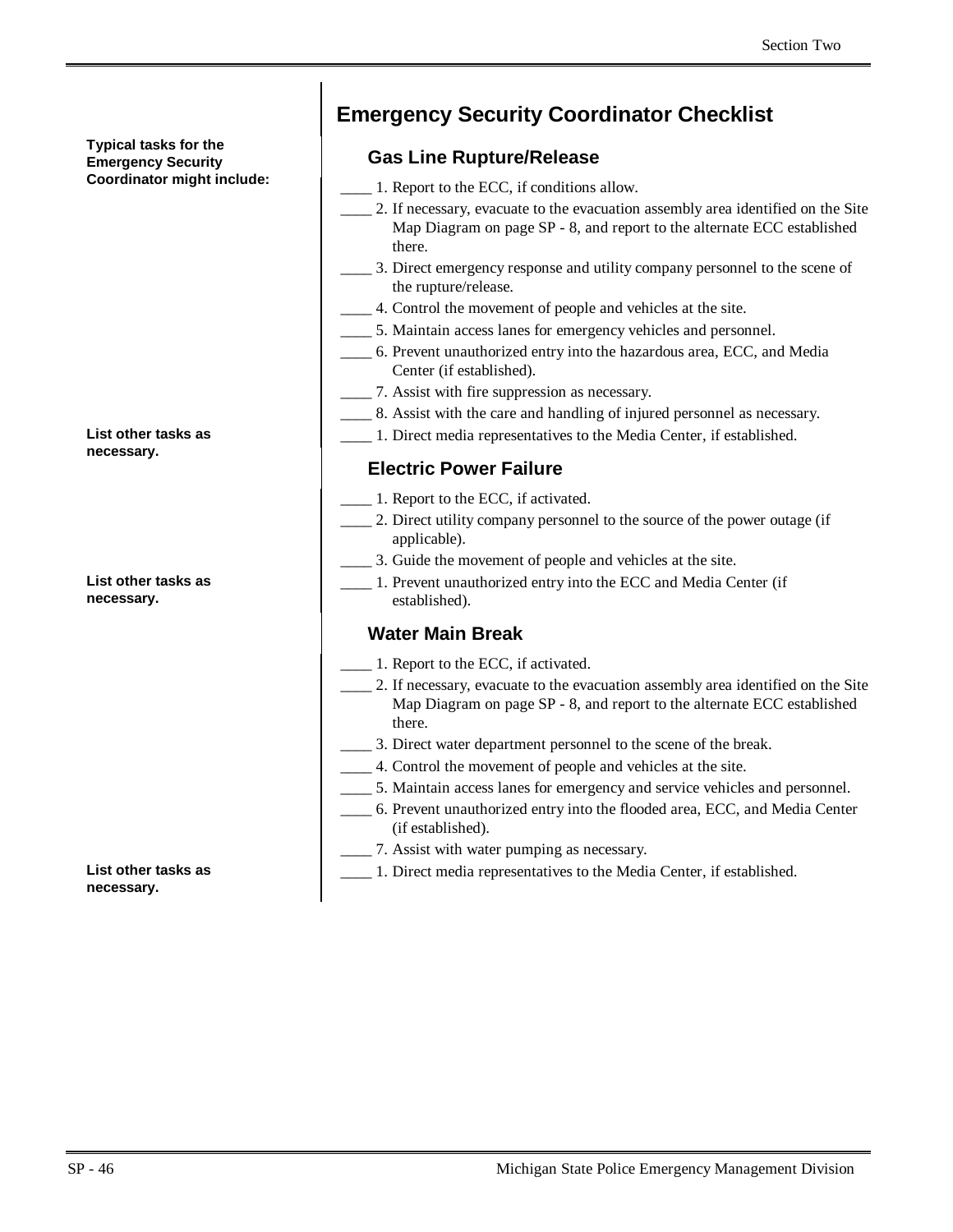## Emergency Security Coordinator Checklist

**Typical tasks for the Emergency Security Coordinator might include:**

### Gas Line Rupture/Release

____ 1. Report to the ECC, if conditions allow.

____ 2. If necessary, evacuate to the evacuation assembly area identified on the Site Map Diagram on page SP - 8, and report to the alternate ECC established there.

____ 3. Direct emergency response and utility company personnel to the scene of the rupture/release.

____ 4. Control the movement of people and vehicles at the site.

____ 5. Maintain access lanes for emergency vehicles and personnel.

____ 6. Prevent unauthorized entry into the hazardous area, ECC, and Media Center (if established).

____ 7. Assist with fire suppression as necessary.

____ 8. Assist with the care and handling of injured personnel as necessary.

____ 1. Direct media representatives to the Media Center, if established.

**List other tasks as necessary.**

### Electric Power Failure

____ 1. Report to the ECC, if activated.

____ 2. Direct utility company personnel to the source of the power outage (if applicable).

____ 3. Guide the movement of people and vehicles at the site.

____ 1. Prevent unauthorized entry into the ECC and Media Center (if established).

**List other tasks as necessary.**

### Water Main Break

____ 1. Report to the ECC, if activated.

____ 2. If necessary, evacuate to the evacuation assembly area identified on the Site Map Diagram on page SP - 8, and report to the alternate ECC established there.

____ 3. Direct water department personnel to the scene of the break.

____ 4. Control the movement of people and vehicles at the site.

____ 5. Maintain access lanes for emergency and service vehicles and personnel.

____ 6. Prevent unauthorized entry into the flooded area, ECC, and Media Center (if established).

____ 7. Assist with water pumping as necessary.

____ 1. Direct media representatives to the Media Center, if established.

**List other tasks as necessary.**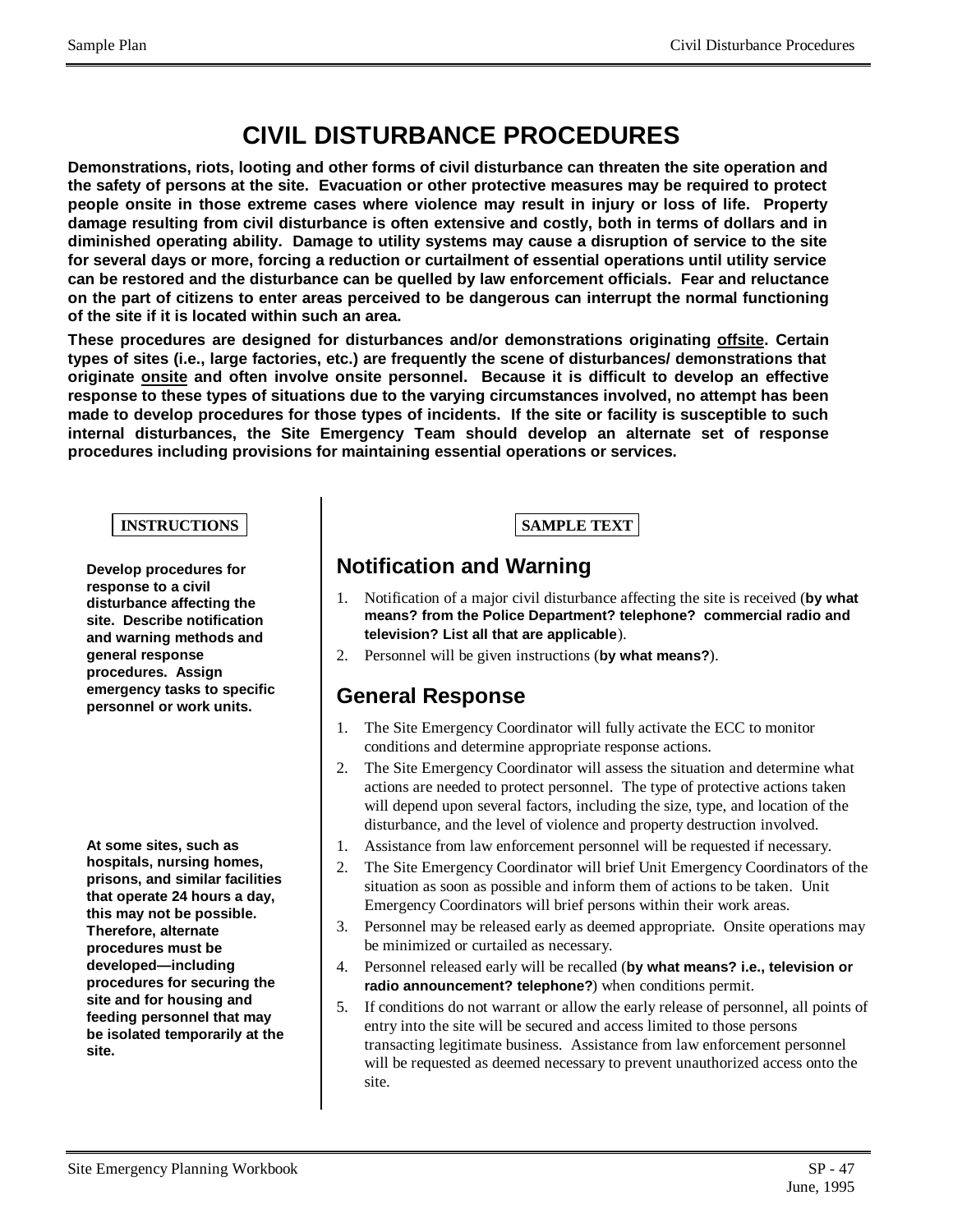// Header omitted

# CIVIL DISTURBANCE PROCEDURES

**Demonstrations, riots, looting and other forms of civil disturbance can threaten the site operation and the safety of persons at the site. Evacuation or other protective measures may be required to protect people onsite in those extreme cases where violence may result in injury or loss of life. Property damage resulting from civil disturbance is often extensive and costly, both in terms of dollars and in diminished operating ability. Damage to utility systems may cause a disruption of service to the site for several days or more, forcing a reduction or curtailment of essential operations until utility service can be restored and the disturbance can be quelled by law enforcement officials. Fear and reluctance on the part of citizens to enter areas perceived to be dangerous can interrupt the normal functioning of the site if it is located within such an area.**

**These procedures are designed for disturbances and/or demonstrations originating offsite. Certain types of sites (i.e., large factories, etc.) are frequently the scene of disturbances/ demonstrations that originate onsite and often involve onsite personnel. Because it is difficult to develop an effective response to these types of situations due to the varying circumstances involved, no attempt has been made to develop procedures for those types of incidents. If the site or facility is susceptible to such internal disturbances, the Site Emergency Team should develop an alternate set of response procedures including provisions for maintaining essential operations or services.**

**INSTRUCTIONS**

**Develop procedures for response to a civil disturbance affecting the site. Describe notification and warning methods and general response procedures. Assign emergency tasks to specific personnel or work units.**

**At some sites, such as hospitals, nursing homes, prisons, and similar facilities that operate 24 hours a day, this may not be possible. Therefore, alternate procedures must be developed—including procedures for securing the site and for housing and feeding personnel that may be isolated temporarily at the site.**

**SAMPLE TEXT**

## Notification and Warning

1. Notification of a major civil disturbance affecting the site is received (**by what means? from the Police Department? telephone? commercial radio and television? List all that are applicable**).
2. Personnel will be given instructions (**by what means?**).

## General Response

1. The Site Emergency Coordinator will fully activate the ECC to monitor conditions and determine appropriate response actions.
2. The Site Emergency Coordinator will assess the situation and determine what actions are needed to protect personnel. The type of protective actions taken will depend upon several factors, including the size, type, and location of the disturbance, and the level of violence and property destruction involved.

1. Assistance from law enforcement personnel will be requested if necessary.
2. The Site Emergency Coordinator will brief Unit Emergency Coordinators of the situation as soon as possible and inform them of actions to be taken. Unit Emergency Coordinators will brief persons within their work areas.
3. Personnel may be released early as deemed appropriate. Onsite operations may be minimized or curtailed as necessary.
4. Personnel released early will be recalled (**by what means? i.e., television or radio announcement? telephone?**) when conditions permit.
5. If conditions do not warrant or allow the early release of personnel, all points of entry into the site will be secured and access limited to those persons transacting legitimate business. Assistance from law enforcement personnel will be requested as deemed necessary to prevent unauthorized access onto the site.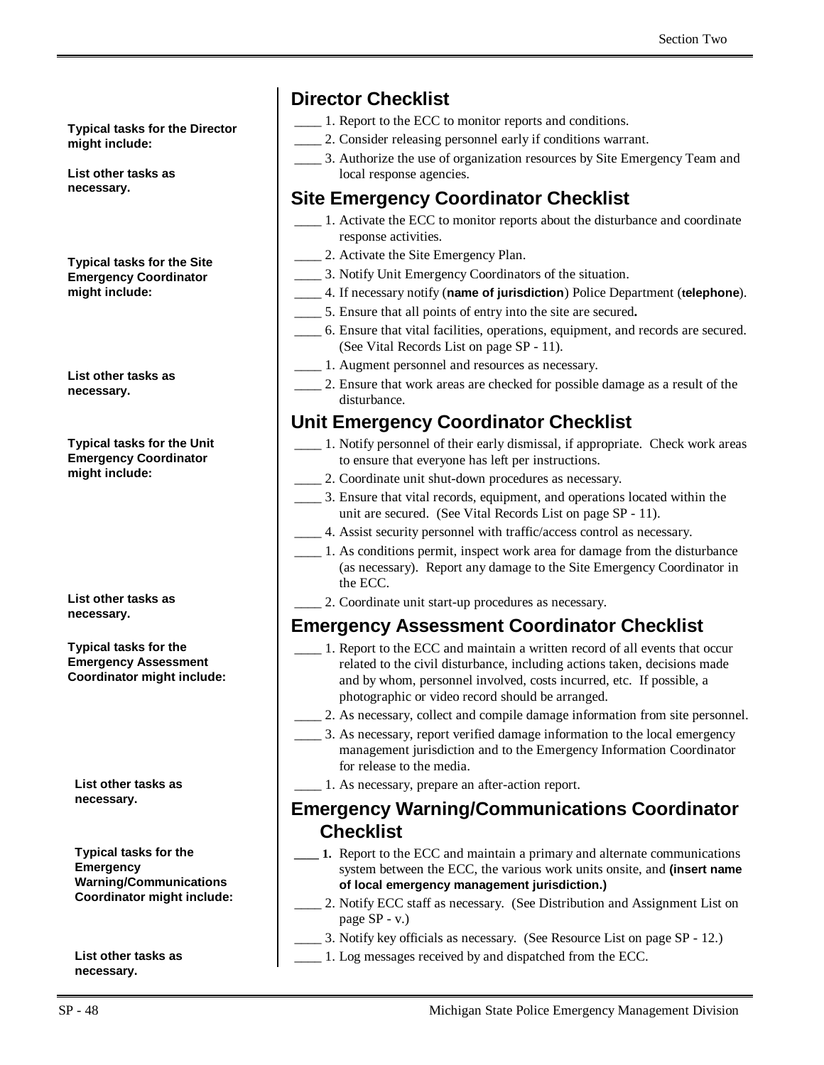## Director Checklist

*Typical tasks for the Director might include:*

____ 1. Report to the ECC to monitor reports and conditions.

____ 2. Consider releasing personnel early if conditions warrant.

____ 3. Authorize the use of organization resources by Site Emergency Team and local response agencies.

*List other tasks as necessary.*

## Site Emergency Coordinator Checklist

*Typical tasks for the Site Emergency Coordinator might include:*

____ 1. Activate the ECC to monitor reports about the disturbance and coordinate response activities.

____ 2. Activate the Site Emergency Plan.

____ 3. Notify Unit Emergency Coordinators of the situation.

____ 4. If necessary notify (**name of jurisdiction**) Police Department (**telephone**).

____ 5. Ensure that all points of entry into the site are secured**.**

____ 6. Ensure that vital facilities, operations, equipment, and records are secured. (See Vital Records List on page SP - 11).

*List other tasks as necessary.*

____ 1. Augment personnel and resources as necessary.

____ 2. Ensure that work areas are checked for possible damage as a result of the disturbance.

## Unit Emergency Coordinator Checklist

*Typical tasks for the Unit Emergency Coordinator might include:*

____ 1. Notify personnel of their early dismissal, if appropriate. Check work areas to ensure that everyone has left per instructions.

____ 2. Coordinate unit shut-down procedures as necessary.

____ 3. Ensure that vital records, equipment, and operations located within the unit are secured. (See Vital Records List on page SP - 11).

____ 4. Assist security personnel with traffic/access control as necessary.

*List other tasks as necessary.*

____ 1. As conditions permit, inspect work area for damage from the disturbance (as necessary). Report any damage to the Site Emergency Coordinator in the ECC.

____ 2. Coordinate unit start-up procedures as necessary.

## Emergency Assessment Coordinator Checklist

*Typical tasks for the Emergency Assessment Coordinator might include:*

____ 1. Report to the ECC and maintain a written record of all events that occur related to the civil disturbance, including actions taken, decisions made and by whom, personnel involved, costs incurred, etc. If possible, a photographic or video record should be arranged.

____ 2. As necessary, collect and compile damage information from site personnel.

____ 3. As necessary, report verified damage information to the local emergency management jurisdiction and to the Emergency Information Coordinator for release to the media.

*List other tasks as necessary.*

____ 1. As necessary, prepare an after-action report.

## Emergency Warning/Communications Coordinator Checklist

*Typical tasks for the Emergency Warning/Communications Coordinator might include:*

____ **1.** Report to the ECC and maintain a primary and alternate communications system between the ECC, the various work units onsite, and **(insert name of local emergency management jurisdiction.)**

____ 2. Notify ECC staff as necessary. (See Distribution and Assignment List on page SP - v.)

____ 3. Notify key officials as necessary. (See Resource List on page SP - 12.)

*List other tasks as necessary.*

____ 1. Log messages received by and dispatched from the ECC.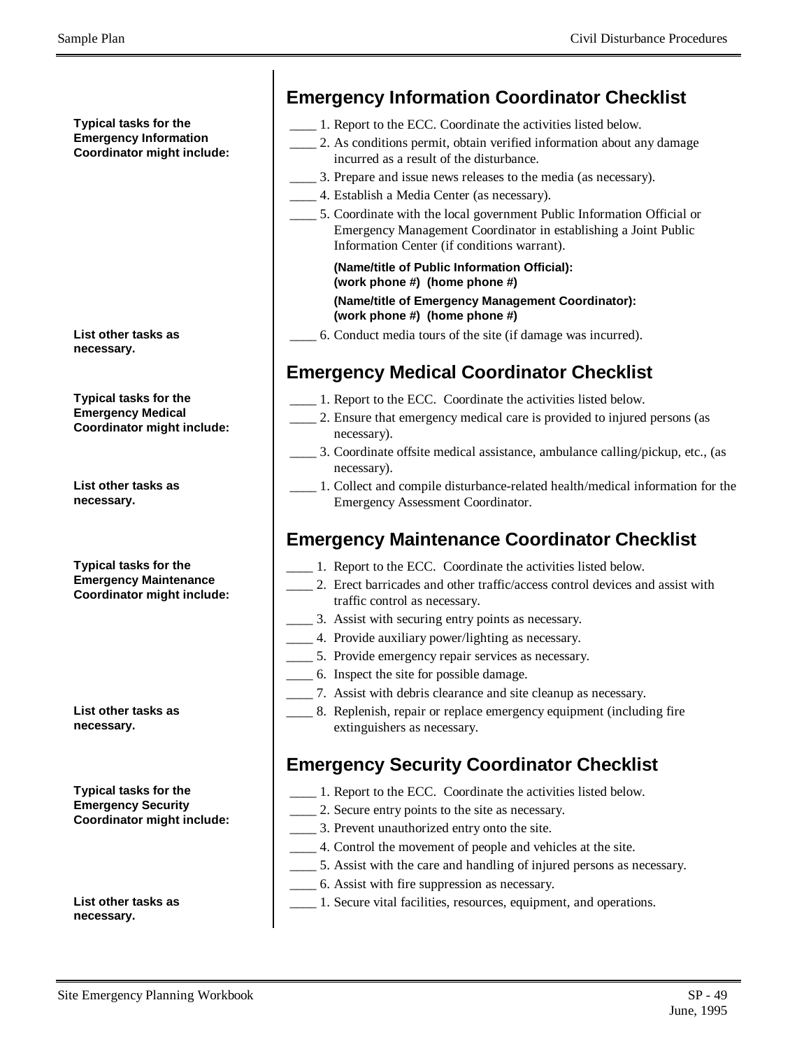## Emergency Information Coordinator Checklist

**Typical tasks for the Emergency Information Coordinator might include:**

____ 1. Report to the ECC. Coordinate the activities listed below.

____ 2. As conditions permit, obtain verified information about any damage incurred as a result of the disturbance.

____ 3. Prepare and issue news releases to the media (as necessary).

____ 4. Establish a Media Center (as necessary).

____ 5. Coordinate with the local government Public Information Official or Emergency Management Coordinator in establishing a Joint Public Information Center (if conditions warrant).

**(Name/title of Public Information Official):**
**(work phone #) (home phone #)**

**(Name/title of Emergency Management Coordinator):**
**(work phone #) (home phone #)**

**List other tasks as necessary.**

____ 6. Conduct media tours of the site (if damage was incurred).

## Emergency Medical Coordinator Checklist

**Typical tasks for the Emergency Medical Coordinator might include:**

____ 1. Report to the ECC. Coordinate the activities listed below.

____ 2. Ensure that emergency medical care is provided to injured persons (as necessary).

____ 3. Coordinate offsite medical assistance, ambulance calling/pickup, etc., (as necessary).

**List other tasks as necessary.**

____ 1. Collect and compile disturbance-related health/medical information for the Emergency Assessment Coordinator.

## Emergency Maintenance Coordinator Checklist

**Typical tasks for the Emergency Maintenance Coordinator might include:**

____ 1. Report to the ECC. Coordinate the activities listed below.

____ 2. Erect barricades and other traffic/access control devices and assist with traffic control as necessary.

____ 3. Assist with securing entry points as necessary.

____ 4. Provide auxiliary power/lighting as necessary.

____ 5. Provide emergency repair services as necessary.

____ 6. Inspect the site for possible damage.

____ 7. Assist with debris clearance and site cleanup as necessary.

**List other tasks as necessary.**

____ 8. Replenish, repair or replace emergency equipment (including fire extinguishers as necessary.

## Emergency Security Coordinator Checklist

**Typical tasks for the Emergency Security Coordinator might include:**

____ 1. Report to the ECC. Coordinate the activities listed below.

____ 2. Secure entry points to the site as necessary.

____ 3. Prevent unauthorized entry onto the site.

____ 4. Control the movement of people and vehicles at the site.

____ 5. Assist with the care and handling of injured persons as necessary.

____ 6. Assist with fire suppression as necessary.

**List other tasks as necessary.**

____ 1. Secure vital facilities, resources, equipment, and operations.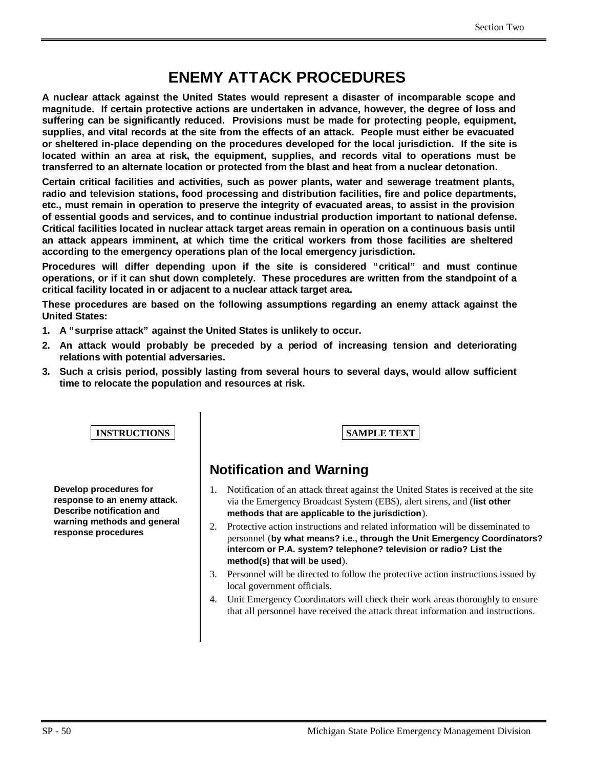# ENEMY ATTACK PROCEDURES

**A nuclear attack against the United States would represent a disaster of incomparable scope and magnitude. If certain protective actions are undertaken in advance, however, the degree of loss and suffering can be significantly reduced. Provisions must be made for protecting people, equipment, supplies, and vital records at the site from the effects of an attack. People must either be evacuated or sheltered in-place depending on the procedures developed for the local jurisdiction. If the site is located within an area at risk, the equipment, supplies, and records vital to operations must be transferred to an alternate location or protected from the blast and heat from a nuclear detonation.**

**Certain critical facilities and activities, such as power plants, water and sewerage treatment plants, radio and television stations, food processing and distribution facilities, fire and police departments, etc., must remain in operation to preserve the integrity of evacuated areas, to assist in the provision of essential goods and services, and to continue industrial production important to national defense. Critical facilities located in nuclear attack target areas remain in operation on a continuous basis until an attack appears imminent, at which time the critical workers from those facilities are sheltered according to the emergency operations plan of the local emergency jurisdiction.**

**Procedures will differ depending upon if the site is considered "critical" and must continue operations, or if it can shut down completely. These procedures are written from the standpoint of a critical facility located in or adjacent to a nuclear attack target area.**

**These procedures are based on the following assumptions regarding an enemy attack against the United States:**

1. **A "surprise attack" against the United States is unlikely to occur.**
2. **An attack would probably be preceded by a period of increasing tension and deteriorating relations with potential adversaries.**
3. **Such a crisis period, possibly lasting from several hours to several days, would allow sufficient time to relocate the population and resources at risk.**

**INSTRUCTIONS**

**Develop procedures for response to an enemy attack. Describe notification and warning methods and general response procedures**

**SAMPLE TEXT**

## Notification and Warning

1. Notification of an attack threat against the United States is received at the site via the Emergency Broadcast System (EBS), alert sirens, and (**list other methods that are applicable to the jurisdiction**).
2. Protective action instructions and related information will be disseminated to personnel (**by what means? i.e., through the Unit Emergency Coordinators? intercom or P.A. system? telephone? television or radio? List the method(s) that will be used**).
3. Personnel will be directed to follow the protective action instructions issued by local government officials.
4. Unit Emergency Coordinators will check their work areas thoroughly to ensure that all personnel have received the attack threat information and instructions.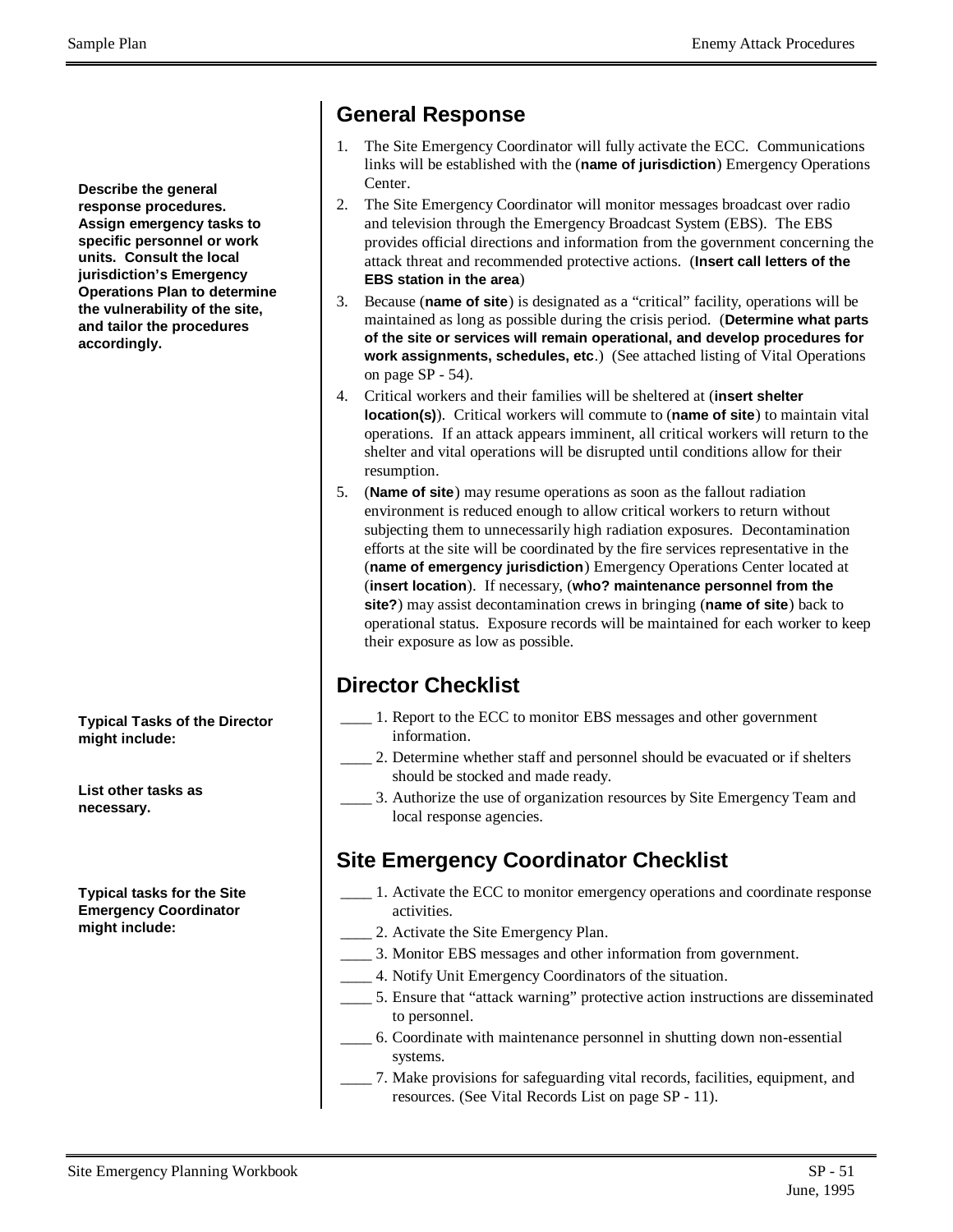**Describe the general response procedures. Assign emergency tasks to specific personnel or work units. Consult the local jurisdiction's Emergency Operations Plan to determine the vulnerability of the site, and tailor the procedures accordingly.**

## General Response

1. The Site Emergency Coordinator will fully activate the ECC. Communications links will be established with the (**name of jurisdiction**) Emergency Operations Center.
2. The Site Emergency Coordinator will monitor messages broadcast over radio and television through the Emergency Broadcast System (EBS). The EBS provides official directions and information from the government concerning the attack threat and recommended protective actions. (**Insert call letters of the EBS station in the area**)
3. Because (**name of site**) is designated as a "critical" facility, operations will be maintained as long as possible during the crisis period. (**Determine what parts of the site or services will remain operational, and develop procedures for work assignments, schedules, etc**.) (See attached listing of Vital Operations on page SP - 54).
4. Critical workers and their families will be sheltered at (**insert shelter location(s)**). Critical workers will commute to (**name of site**) to maintain vital operations. If an attack appears imminent, all critical workers will return to the shelter and vital operations will be disrupted until conditions allow for their resumption.
5. (**Name of site**) may resume operations as soon as the fallout radiation environment is reduced enough to allow critical workers to return without subjecting them to unnecessarily high radiation exposures. Decontamination efforts at the site will be coordinated by the fire services representative in the (**name of emergency jurisdiction**) Emergency Operations Center located at (**insert location**). If necessary, (**who? maintenance personnel from the site?**) may assist decontamination crews in bringing (**name of site**) back to operational status. Exposure records will be maintained for each worker to keep their exposure as low as possible.

**Typical Tasks of the Director might include:**

**List other tasks as necessary.**

## Director Checklist

____ 1. Report to the ECC to monitor EBS messages and other government information.

____ 2. Determine whether staff and personnel should be evacuated or if shelters should be stocked and made ready.

____ 3. Authorize the use of organization resources by Site Emergency Team and local response agencies.

**Typical tasks for the Site Emergency Coordinator might include:**

## Site Emergency Coordinator Checklist

____ 1. Activate the ECC to monitor emergency operations and coordinate response activities.

____ 2. Activate the Site Emergency Plan.

____ 3. Monitor EBS messages and other information from government.

____ 4. Notify Unit Emergency Coordinators of the situation.

____ 5. Ensure that "attack warning" protective action instructions are disseminated to personnel.

____ 6. Coordinate with maintenance personnel in shutting down non-essential systems.

____ 7. Make provisions for safeguarding vital records, facilities, equipment, and resources. (See Vital Records List on page SP - 11).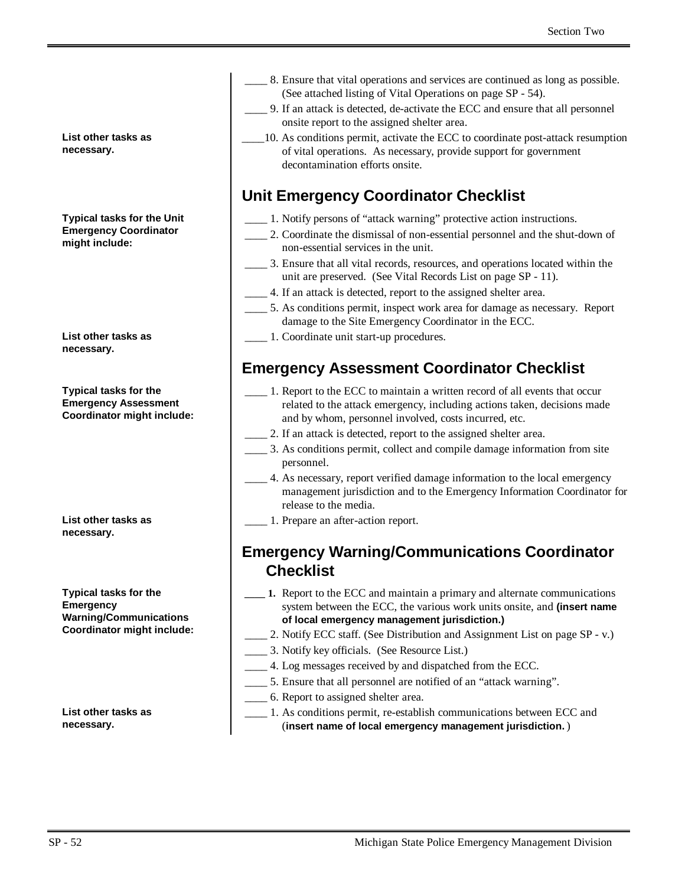List other tasks as necessary.

____ 8. Ensure that vital operations and services are continued as long as possible. (See attached listing of Vital Operations on page SP - 54).

____ 9. If an attack is detected, de-activate the ECC and ensure that all personnel onsite report to the assigned shelter area.

____10. As conditions permit, activate the ECC to coordinate post-attack resumption of vital operations. As necessary, provide support for government decontamination efforts onsite.

## Unit Emergency Coordinator Checklist

**Typical tasks for the Unit Emergency Coordinator might include:**

____ 1. Notify persons of "attack warning" protective action instructions.

____ 2. Coordinate the dismissal of non-essential personnel and the shut-down of non-essential services in the unit.

____ 3. Ensure that all vital records, resources, and operations located within the unit are preserved. (See Vital Records List on page SP - 11).

____ 4. If an attack is detected, report to the assigned shelter area.

____ 5. As conditions permit, inspect work area for damage as necessary. Report damage to the Site Emergency Coordinator in the ECC.

**List other tasks as necessary.**

____ 1. Coordinate unit start-up procedures.

## Emergency Assessment Coordinator Checklist

**Typical tasks for the Emergency Assessment Coordinator might include:**

____ 1. Report to the ECC to maintain a written record of all events that occur related to the attack emergency, including actions taken, decisions made and by whom, personnel involved, costs incurred, etc.

____ 2. If an attack is detected, report to the assigned shelter area.

____ 3. As conditions permit, collect and compile damage information from site personnel.

____ 4. As necessary, report verified damage information to the local emergency management jurisdiction and to the Emergency Information Coordinator for release to the media.

**List other tasks as necessary.**

____ 1. Prepare an after-action report.

## Emergency Warning/Communications Coordinator Checklist

**Typical tasks for the Emergency Warning/Communications Coordinator might include:**

____ **1.** Report to the ECC and maintain a primary and alternate communications system between the ECC, the various work units onsite, and **(insert name of local emergency management jurisdiction.)**

____ 2. Notify ECC staff. (See Distribution and Assignment List on page SP - v.)

____ 3. Notify key officials. (See Resource List.)

____ 4. Log messages received by and dispatched from the ECC.

____ 5. Ensure that all personnel are notified of an "attack warning".

____ 6. Report to assigned shelter area.

**List other tasks as necessary.**

____ 1. As conditions permit, re-establish communications between ECC and (**insert name of local emergency management jurisdiction.** )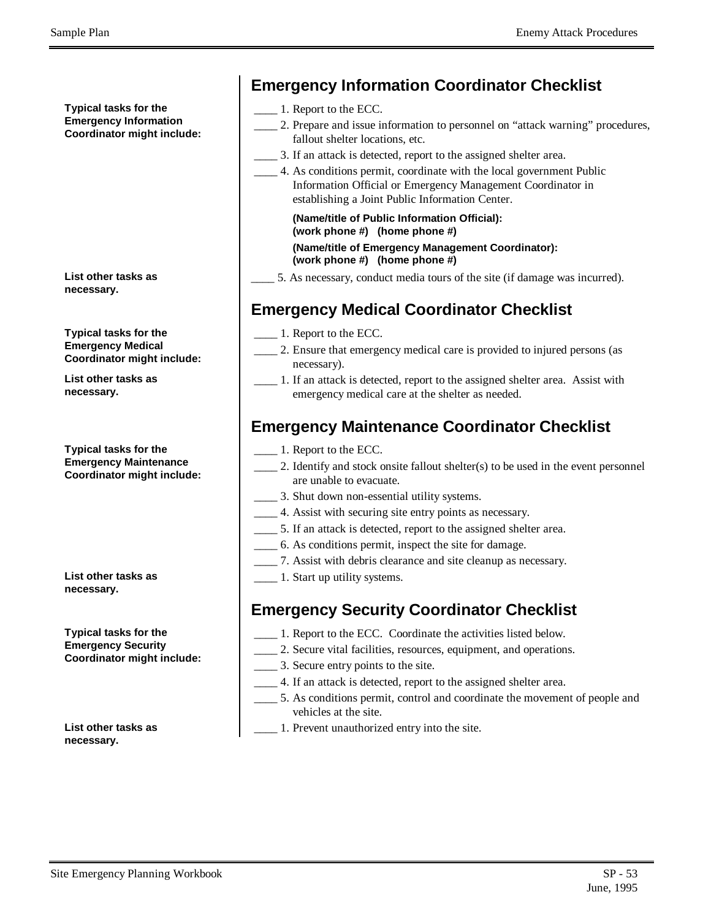## Emergency Information Coordinator Checklist

**Typical tasks for the Emergency Information Coordinator might include:**

____ 1. Report to the ECC.

____ 2. Prepare and issue information to personnel on “attack warning” procedures, fallout shelter locations, etc.

____ 3. If an attack is detected, report to the assigned shelter area.

____ 4. As conditions permit, coordinate with the local government Public Information Official or Emergency Management Coordinator in establishing a Joint Public Information Center.

**(Name/title of Public Information Official):**
**(work phone #) (home phone #)**

**(Name/title of Emergency Management Coordinator):**
**(work phone #) (home phone #)**

**List other tasks as necessary.**

____ 5. As necessary, conduct media tours of the site (if damage was incurred).

## Emergency Medical Coordinator Checklist

**Typical tasks for the Emergency Medical Coordinator might include:**

____ 1. Report to the ECC.

____ 2. Ensure that emergency medical care is provided to injured persons (as necessary).

**List other tasks as necessary.**

____ 1. If an attack is detected, report to the assigned shelter area. Assist with emergency medical care at the shelter as needed.

## Emergency Maintenance Coordinator Checklist

**Typical tasks for the Emergency Maintenance Coordinator might include:**

____ 1. Report to the ECC.

____ 2. Identify and stock onsite fallout shelter(s) to be used in the event personnel are unable to evacuate.

____ 3. Shut down non-essential utility systems.

____ 4. Assist with securing site entry points as necessary.

____ 5. If an attack is detected, report to the assigned shelter area.

____ 6. As conditions permit, inspect the site for damage.

____ 7. Assist with debris clearance and site cleanup as necessary.

**List other tasks as necessary.**

____ 1. Start up utility systems.

## Emergency Security Coordinator Checklist

**Typical tasks for the Emergency Security Coordinator might include:**

____ 1. Report to the ECC. Coordinate the activities listed below.

____ 2. Secure vital facilities, resources, equipment, and operations.

____ 3. Secure entry points to the site.

____ 4. If an attack is detected, report to the assigned shelter area.

____ 5. As conditions permit, control and coordinate the movement of people and vehicles at the site.

**List other tasks as necessary.**

____ 1. Prevent unauthorized entry into the site.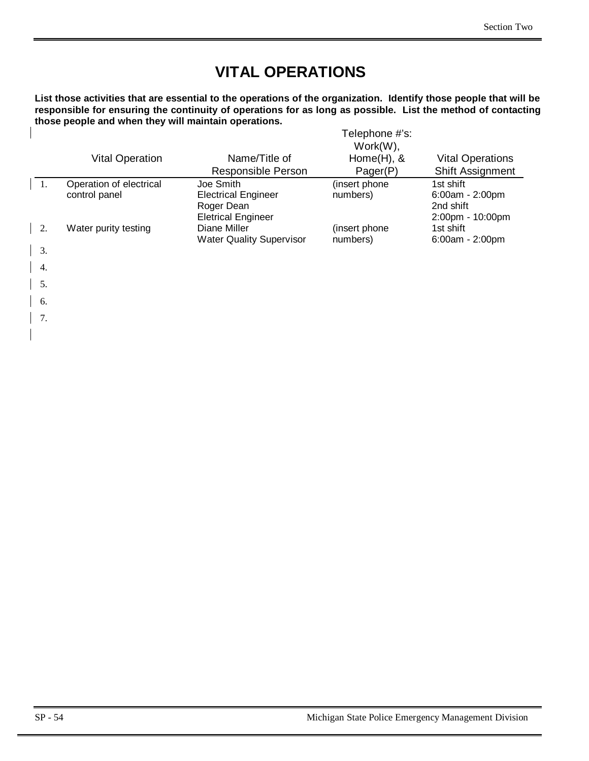# VITAL OPERATIONS

**List those activities that are essential to the operations of the organization. Identify those people that will be responsible for ensuring the continuity of operations for as long as possible. List the method of contacting those people and when they will maintain operations.**

| | Vital Operation | Name/Title of Responsible Person | Telephone #'s: Work(W), Home(H), & Pager(P) | Vital Operations Shift Assignment |
|---|---|---|---|---|
| 1. | Operation of electrical control panel | Joe Smith<br>Electrical Engineer<br>Roger Dean<br>Eletrical Engineer | (insert phone numbers) | 1st shift<br>6:00am - 2:00pm<br>2nd shift<br>2:00pm - 10:00pm |
| 2. | Water purity testing | Diane Miller<br>Water Quality Supervisor | (insert phone numbers) | 1st shift<br>6:00am - 2:00pm |
| 3. | | | | |
| 4. | | | | |
| 5. | | | | |
| 6. | | | | |
| 7. | | | | |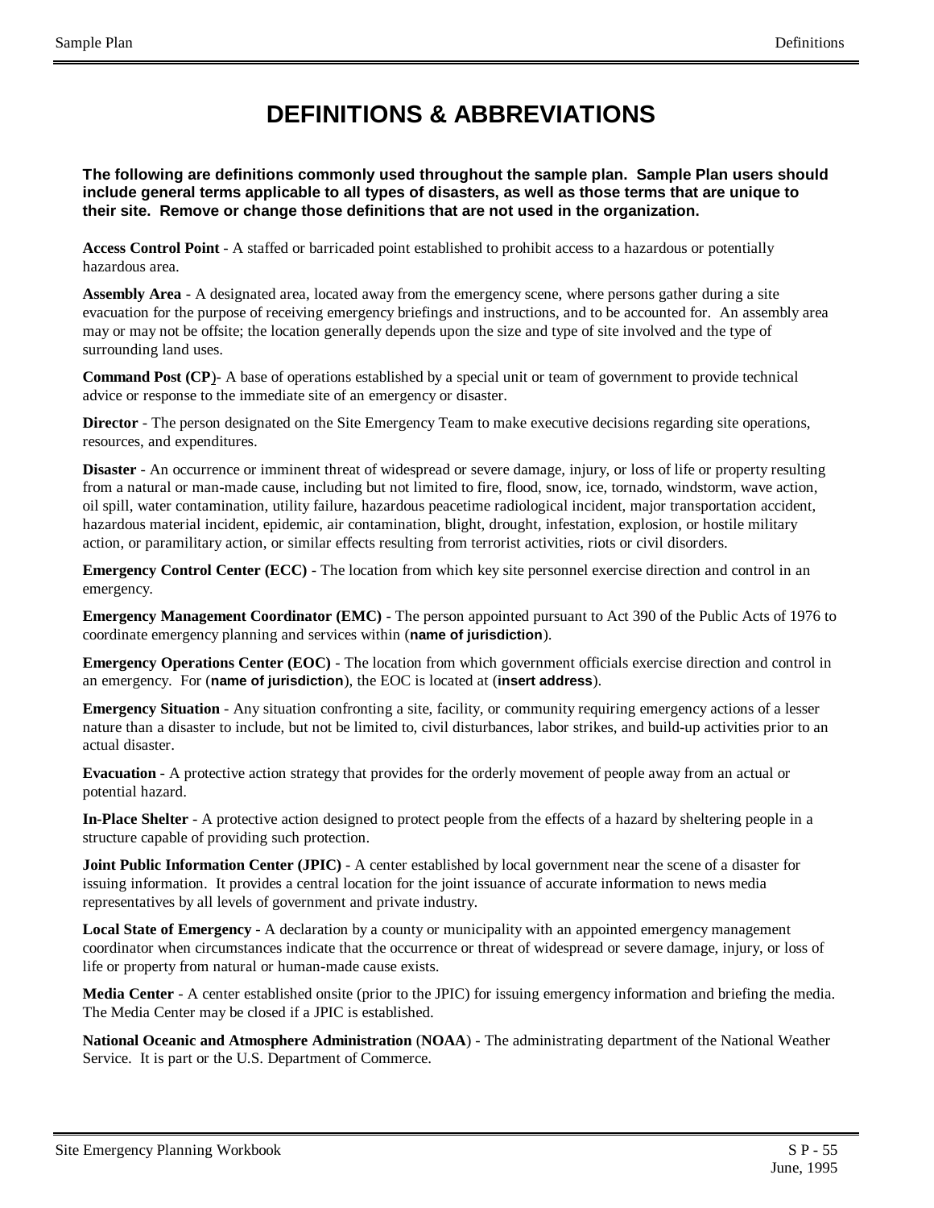# DEFINITIONS & ABBREVIATIONS

**The following are definitions commonly used throughout the sample plan. Sample Plan users should include general terms applicable to all types of disasters, as well as those terms that are unique to their site. Remove or change those definitions that are not used in the organization.**

**Access Control Point** - A staffed or barricaded point established to prohibit access to a hazardous or potentially hazardous area.

**Assembly Area** - A designated area, located away from the emergency scene, where persons gather during a site evacuation for the purpose of receiving emergency briefings and instructions, and to be accounted for. An assembly area may or may not be offsite; the location generally depends upon the size and type of site involved and the type of surrounding land uses.

**Command Post (CP)**- A base of operations established by a special unit or team of government to provide technical advice or response to the immediate site of an emergency or disaster.

**Director** - The person designated on the Site Emergency Team to make executive decisions regarding site operations, resources, and expenditures.

**Disaster** - An occurrence or imminent threat of widespread or severe damage, injury, or loss of life or property resulting from a natural or man-made cause, including but not limited to fire, flood, snow, ice, tornado, windstorm, wave action, oil spill, water contamination, utility failure, hazardous peacetime radiological incident, major transportation accident, hazardous material incident, epidemic, air contamination, blight, drought, infestation, explosion, or hostile military action, or paramilitary action, or similar effects resulting from terrorist activities, riots or civil disorders.

**Emergency Control Center (ECC)** - The location from which key site personnel exercise direction and control in an emergency.

**Emergency Management Coordinator (EMC)** - The person appointed pursuant to Act 390 of the Public Acts of 1976 to coordinate emergency planning and services within (**name of jurisdiction**).

**Emergency Operations Center (EOC)** - The location from which government officials exercise direction and control in an emergency. For (**name of jurisdiction**), the EOC is located at (**insert address**).

**Emergency Situation** - Any situation confronting a site, facility, or community requiring emergency actions of a lesser nature than a disaster to include, but not be limited to, civil disturbances, labor strikes, and build-up activities prior to an actual disaster.

**Evacuation** - A protective action strategy that provides for the orderly movement of people away from an actual or potential hazard.

**In-Place Shelter** - A protective action designed to protect people from the effects of a hazard by sheltering people in a structure capable of providing such protection.

**Joint Public Information Center (JPIC)** - A center established by local government near the scene of a disaster for issuing information. It provides a central location for the joint issuance of accurate information to news media representatives by all levels of government and private industry.

**Local State of Emergency** - A declaration by a county or municipality with an appointed emergency management coordinator when circumstances indicate that the occurrence or threat of widespread or severe damage, injury, or loss of life or property from natural or human-made cause exists.

**Media Center** - A center established onsite (prior to the JPIC) for issuing emergency information and briefing the media. The Media Center may be closed if a JPIC is established.

**National Oceanic and Atmosphere Administration** (**NOAA**) - The administrating department of the National Weather Service. It is part or the U.S. Department of Commerce.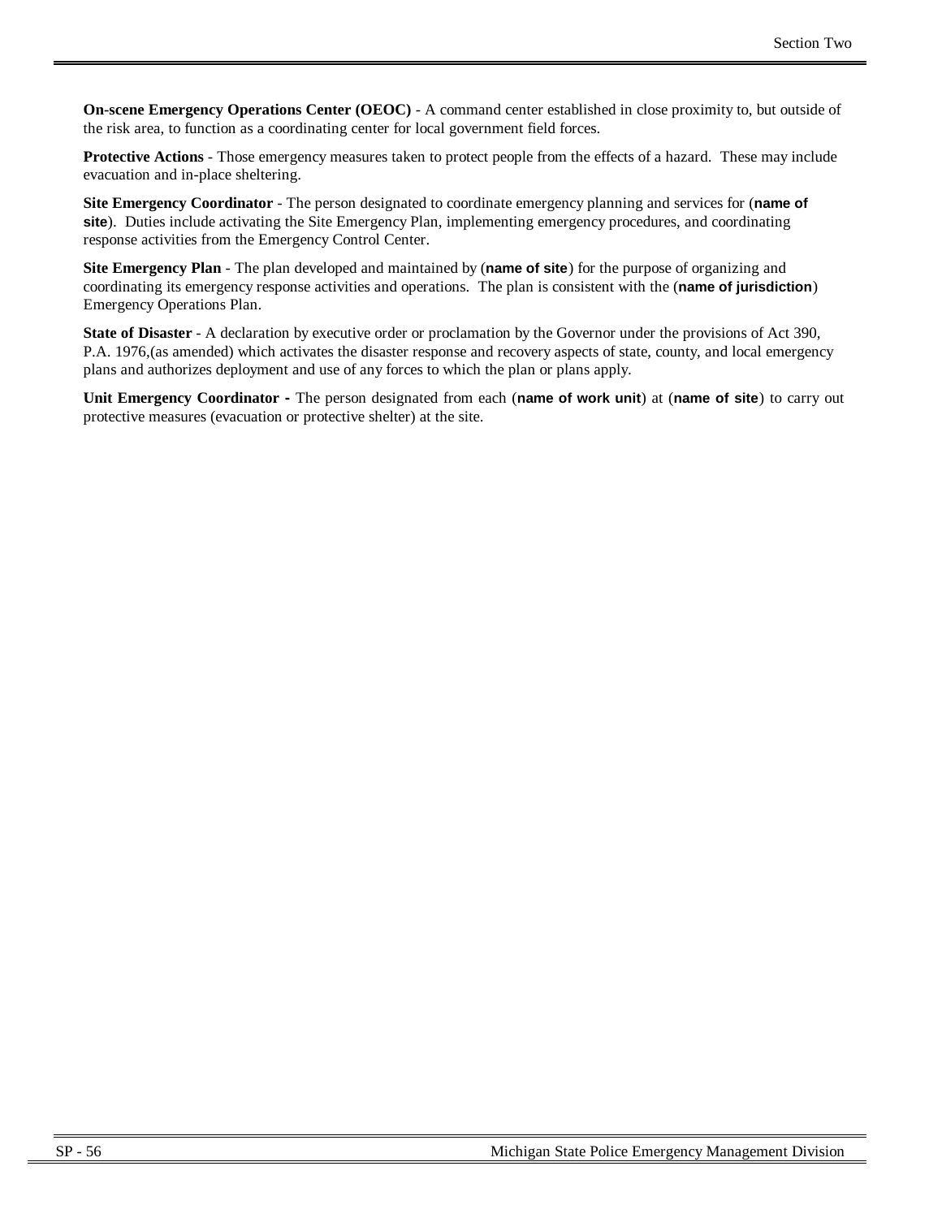**On-scene Emergency Operations Center (OEOC)** - A command center established in close proximity to, but outside of the risk area, to function as a coordinating center for local government field forces.

**Protective Actions** - Those emergency measures taken to protect people from the effects of a hazard. These may include evacuation and in-place sheltering.

**Site Emergency Coordinator** - The person designated to coordinate emergency planning and services for (**name of site**). Duties include activating the Site Emergency Plan, implementing emergency procedures, and coordinating response activities from the Emergency Control Center.

**Site Emergency Plan** - The plan developed and maintained by (**name of site**) for the purpose of organizing and coordinating its emergency response activities and operations. The plan is consistent with the (**name of jurisdiction**) Emergency Operations Plan.

**State of Disaster** - A declaration by executive order or proclamation by the Governor under the provisions of Act 390, P.A. 1976,(as amended) which activates the disaster response and recovery aspects of state, county, and local emergency plans and authorizes deployment and use of any forces to which the plan or plans apply.

**Unit Emergency Coordinator -** The person designated from each (**name of work unit**) at (**name of site**) to carry out protective measures (evacuation or protective shelter) at the site.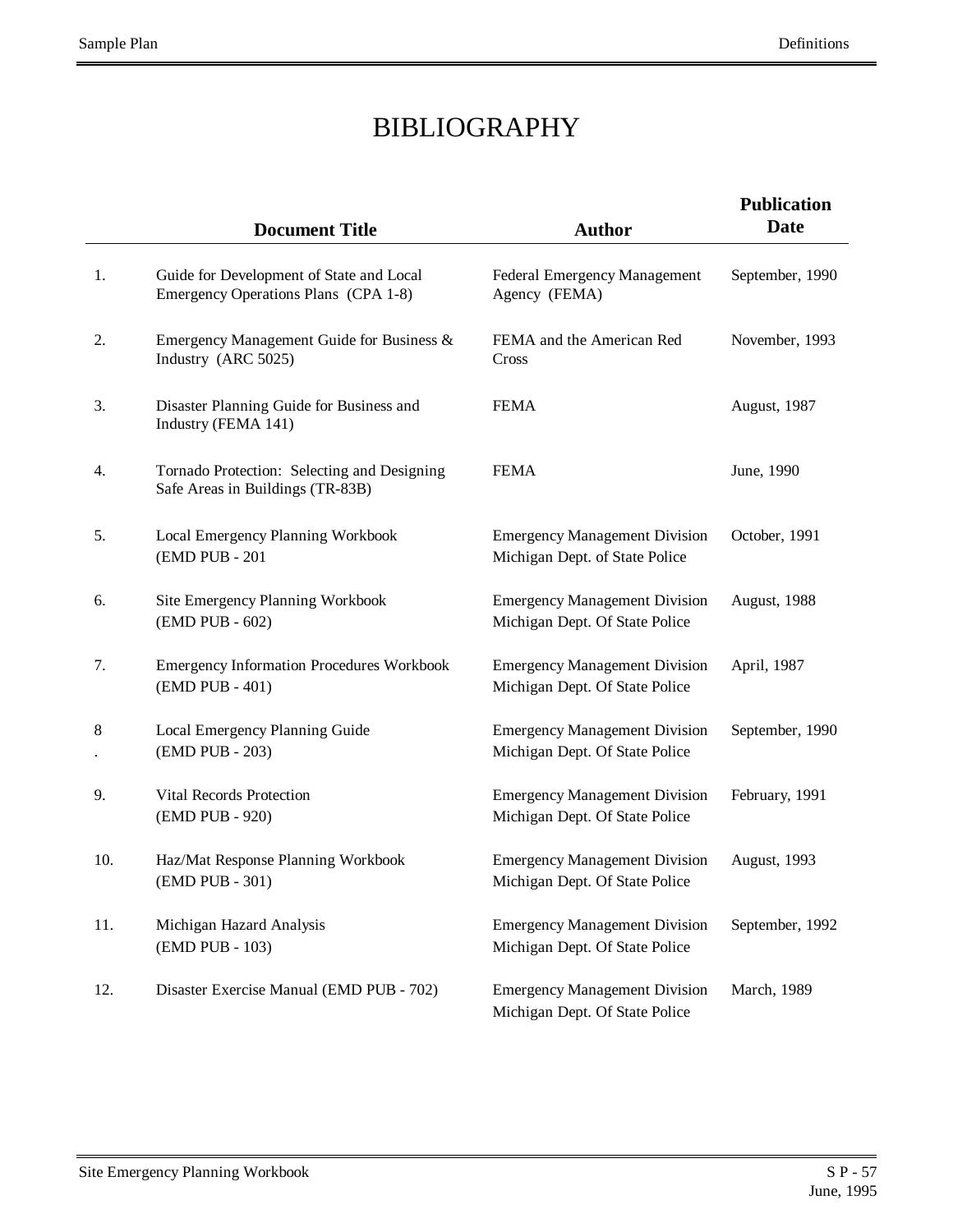# BIBLIOGRAPHY

| | Document Title | Author | Publication Date |
|---|---|---|---|
| 1. | Guide for Development of State and Local Emergency Operations Plans (CPA 1-8) | Federal Emergency Management Agency (FEMA) | September, 1990 |
| 2. | Emergency Management Guide for Business & Industry (ARC 5025) | FEMA and the American Red Cross | November, 1993 |
| 3. | Disaster Planning Guide for Business and Industry (FEMA 141) | FEMA | August, 1987 |
| 4. | Tornado Protection: Selecting and Designing Safe Areas in Buildings (TR-83B) | FEMA | June, 1990 |
| 5. | Local Emergency Planning Workbook (EMD PUB - 201 | Emergency Management Division Michigan Dept. of State Police | October, 1991 |
| 6. | Site Emergency Planning Workbook (EMD PUB - 602) | Emergency Management Division Michigan Dept. Of State Police | August, 1988 |
| 7. | Emergency Information Procedures Workbook (EMD PUB - 401) | Emergency Management Division Michigan Dept. Of State Police | April, 1987 |
| 8. | Local Emergency Planning Guide (EMD PUB - 203) | Emergency Management Division Michigan Dept. Of State Police | September, 1990 |
| 9. | Vital Records Protection (EMD PUB - 920) | Emergency Management Division Michigan Dept. Of State Police | February, 1991 |
| 10. | Haz/Mat Response Planning Workbook (EMD PUB - 301) | Emergency Management Division Michigan Dept. Of State Police | August, 1993 |
| 11. | Michigan Hazard Analysis (EMD PUB - 103) | Emergency Management Division Michigan Dept. Of State Police | September, 1992 |
| 12. | Disaster Exercise Manual (EMD PUB - 702) | Emergency Management Division Michigan Dept. Of State Police | March, 1989 |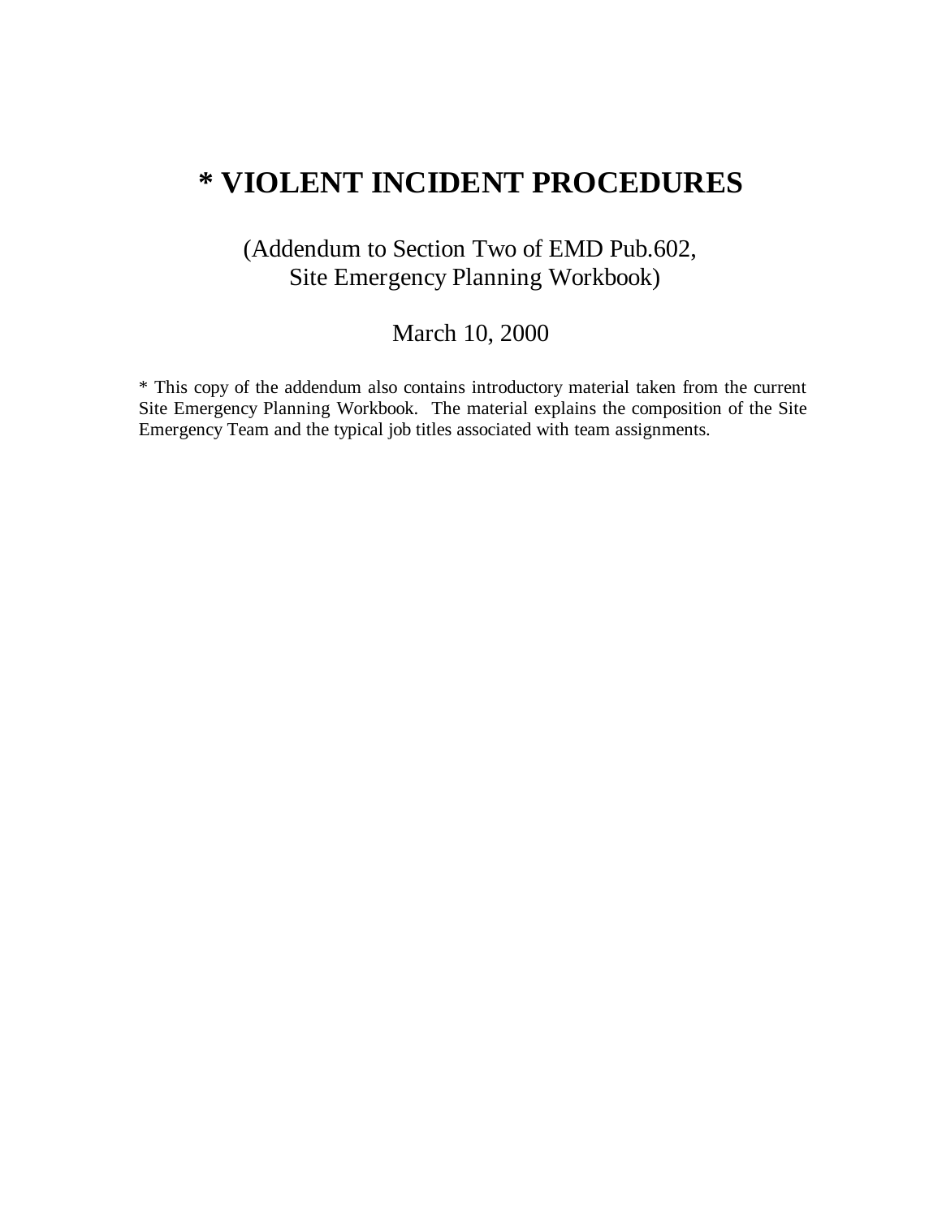# * VIOLENT INCIDENT PROCEDURES

(Addendum to Section Two of EMD Pub.602,
Site Emergency Planning Workbook)

March 10, 2000

* This copy of the addendum also contains introductory material taken from the current Site Emergency Planning Workbook. The material explains the composition of the Site Emergency Team and the typical job titles associated with team assignments.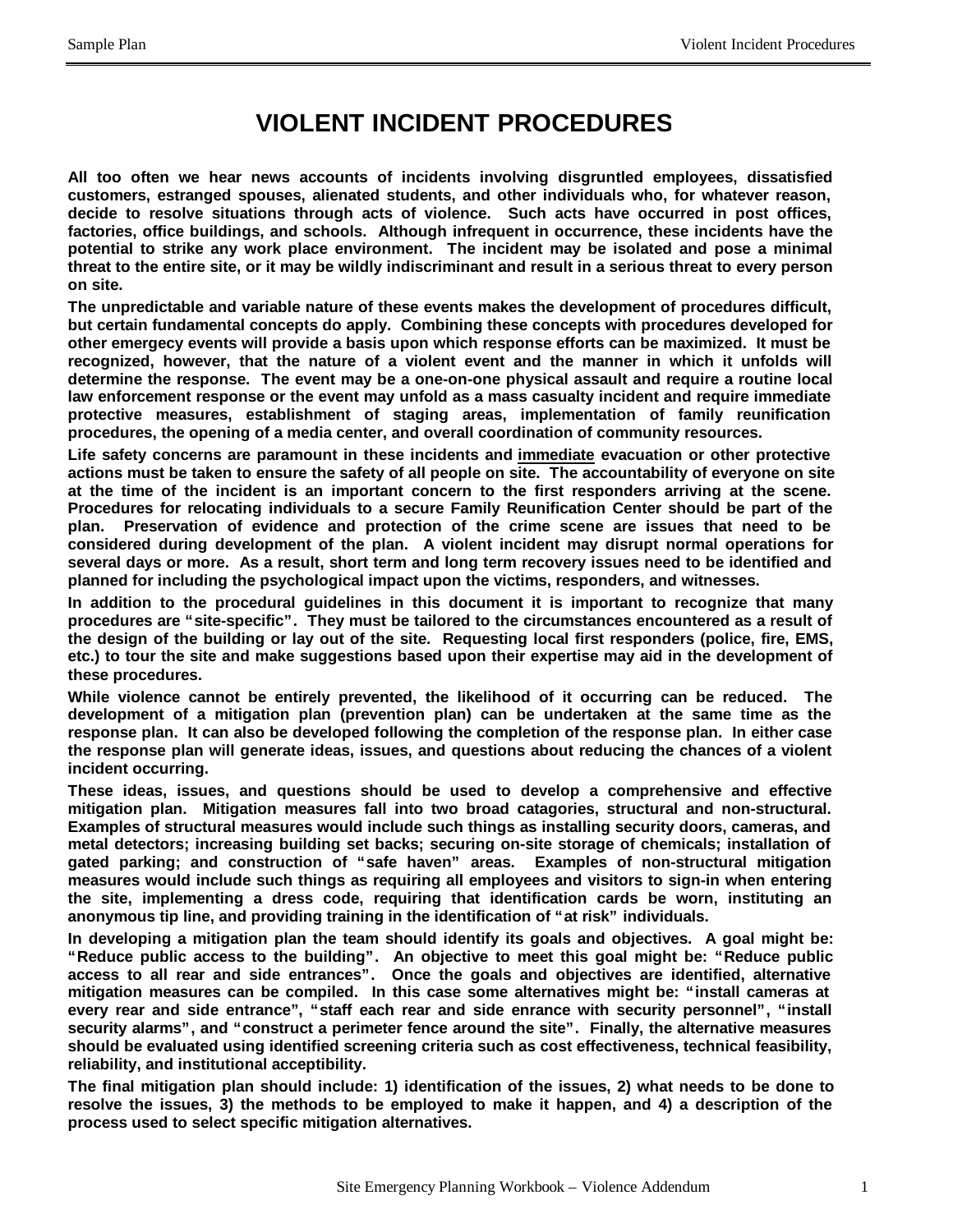# VIOLENT INCIDENT PROCEDURES

**All too often we hear news accounts of incidents involving disgruntled employees, dissatisfied customers, estranged spouses, alienated students, and other individuals who, for whatever reason, decide to resolve situations through acts of violence. Such acts have occurred in post offices, factories, office buildings, and schools. Although infrequent in occurrence, these incidents have the potential to strike any work place environment. The incident may be isolated and pose a minimal threat to the entire site, or it may be wildly indiscriminant and result in a serious threat to every person on site.**

**The unpredictable and variable nature of these events makes the development of procedures difficult, but certain fundamental concepts do apply. Combining these concepts with procedures developed for other emergecy events will provide a basis upon which response efforts can be maximized. It must be recognized, however, that the nature of a violent event and the manner in which it unfolds will determine the response. The event may be a one-on-one physical assault and require a routine local law enforcement response or the event may unfold as a mass casualty incident and require immediate protective measures, establishment of staging areas, implementation of family reunification procedures, the opening of a media center, and overall coordination of community resources.**

**Life safety concerns are paramount in these incidents and <u>immediate</u> evacuation or other protective actions must be taken to ensure the safety of all people on site. The accountability of everyone on site at the time of the incident is an important concern to the first responders arriving at the scene. Procedures for relocating individuals to a secure Family Reunification Center should be part of the plan. Preservation of evidence and protection of the crime scene are issues that need to be considered during development of the plan. A violent incident may disrupt normal operations for several days or more. As a result, short term and long term recovery issues need to be identified and planned for including the psychological impact upon the victims, responders, and witnesses.**

**In addition to the procedural guidelines in this document it is important to recognize that many procedures are "site-specific". They must be tailored to the circumstances encountered as a result of the design of the building or lay out of the site. Requesting local first responders (police, fire, EMS, etc.) to tour the site and make suggestions based upon their expertise may aid in the development of these procedures.**

**While violence cannot be entirely prevented, the likelihood of it occurring can be reduced. The development of a mitigation plan (prevention plan) can be undertaken at the same time as the response plan. It can also be developed following the completion of the response plan. In either case the response plan will generate ideas, issues, and questions about reducing the chances of a violent incident occurring.**

**These ideas, issues, and questions should be used to develop a comprehensive and effective mitigation plan. Mitigation measures fall into two broad catagories, structural and non-structural. Examples of structural measures would include such things as installing security doors, cameras, and metal detectors; increasing building set backs; securing on-site storage of chemicals; installation of gated parking; and construction of "safe haven" areas. Examples of non-structural mitigation measures would include such things as requiring all employees and visitors to sign-in when entering the site, implementing a dress code, requiring that identification cards be worn, instituting an anonymous tip line, and providing training in the identification of "at risk" individuals.**

**In developing a mitigation plan the team should identify its goals and objectives. A goal might be: "Reduce public access to the building". An objective to meet this goal might be: "Reduce public access to all rear and side entrances". Once the goals and objectives are identified, alternative mitigation measures can be compiled. In this case some alternatives might be: "install cameras at every rear and side entrance", "staff each rear and side enrance with security personnel", "install security alarms", and "construct a perimeter fence around the site". Finally, the alternative measures should be evaluated using identified screening criteria such as cost effectiveness, technical feasibility, reliability, and institutional acceptibility.**

**The final mitigation plan should include: 1) identification of the issues, 2) what needs to be done to resolve the issues, 3) the methods to be employed to make it happen, and 4) a description of the process used to select specific mitigation alternatives.**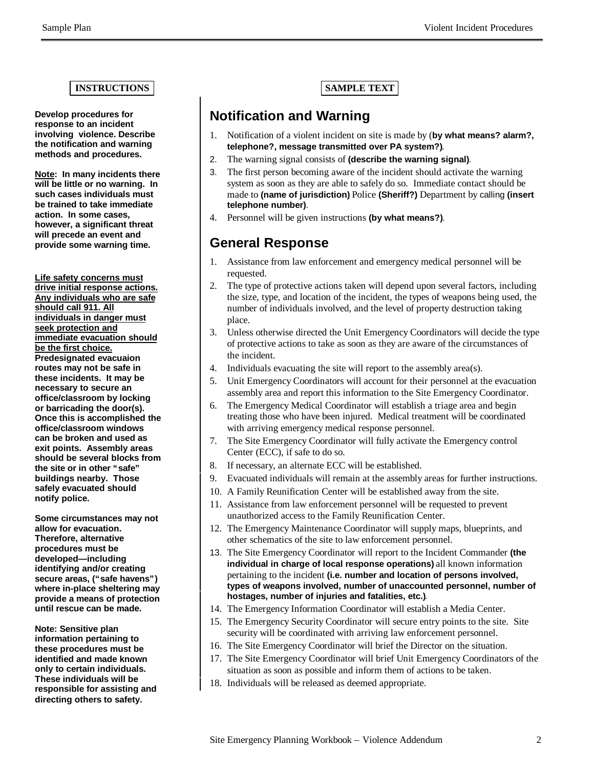**INSTRUCTIONS**

**Develop procedures for response to an incident involving violence. Describe the notification and warning methods and procedures.**

**Note: In many incidents there will be little or no warning. In such cases individuals must be trained to take immediate action. In some cases, however, a significant threat will precede an event and provide some warning time.**

**Life safety concerns must drive initial response actions. Any individuals who are safe should call 911. All individuals in danger must seek protection and immediate evacuation should be the first choice.** **Predesignated evacuaion routes may not be safe in these incidents. It may be necessary to secure an office/classroom by locking or barricading the door(s). Once this is accomplished the office/classroom windows can be broken and used as exit points. Assembly areas should be several blocks from the site or in other "safe" buildings nearby. Those safely evacuated should notify police.**

**Some circumstances may not allow for evacuation. Therefore, alternative procedures must be developed—including identifying and/or creating secure areas, ("safe havens") where in-place sheltering may provide a means of protection until rescue can be made.**

**Note: Sensitive plan information pertaining to these procedures must be identified and made known only to certain individuals. These individuals will be responsible for assisting and directing others to safety.**

**SAMPLE TEXT**

## Notification and Warning

1. Notification of a violent incident on site is made by (**by what means? alarm?, telephone?, message transmitted over PA system?)**.
2. The warning signal consists of **(describe the warning signal)**.
3. The first person becoming aware of the incident should activate the warning system as soon as they are able to safely do so. Immediate contact should be made to **(name of jurisdiction)** Police **(Sheriff?)** Department by calling **(insert telephone number)**.
4. Personnel will be given instructions **(by what means?)**.

## General Response

1. Assistance from law enforcement and emergency medical personnel will be requested.
2. The type of protective actions taken will depend upon several factors, including the size, type, and location of the incident, the types of weapons being used, the number of individuals involved, and the level of property destruction taking place.
3. Unless otherwise directed the Unit Emergency Coordinators will decide the type of protective actions to take as soon as they are aware of the circumstances of the incident.
4. Individuals evacuating the site will report to the assembly area(s).
5. Unit Emergency Coordinators will account for their personnel at the evacuation assembly area and report this information to the Site Emergency Coordinator.
6. The Emergency Medical Coordinator will establish a triage area and begin treating those who have been injured. Medical treatment will be coordinated with arriving emergency medical response personnel.
7. The Site Emergency Coordinator will fully activate the Emergency control Center (ECC), if safe to do so.
8. If necessary, an alternate ECC will be established.
9. Evacuated individuals will remain at the assembly areas for further instructions.
10. A Family Reunification Center will be established away from the site.
11. Assistance from law enforcement personnel will be requested to prevent unauthorized access to the Family Reunification Center.
12. The Emergency Maintenance Coordinator will supply maps, blueprints, and other schematics of the site to law enforcement personnel.
13. The Site Emergency Coordinator will report to the Incident Commander **(the individual in charge of local response operations)** all known information pertaining to the incident **(i.e. number and location of persons involved, types of weapons involved, number of unaccounted personnel, number of hostages, number of injuries and fatalities, etc.)**.
14. The Emergency Information Coordinator will establish a Media Center.
15. The Emergency Security Coordinator will secure entry points to the site. Site security will be coordinated with arriving law enforcement personnel.
16. The Site Emergency Coordinator will brief the Director on the situation.
17. The Site Emergency Coordinator will brief Unit Emergency Coordinators of the situation as soon as possible and inform them of actions to be taken.
18. Individuals will be released as deemed appropriate.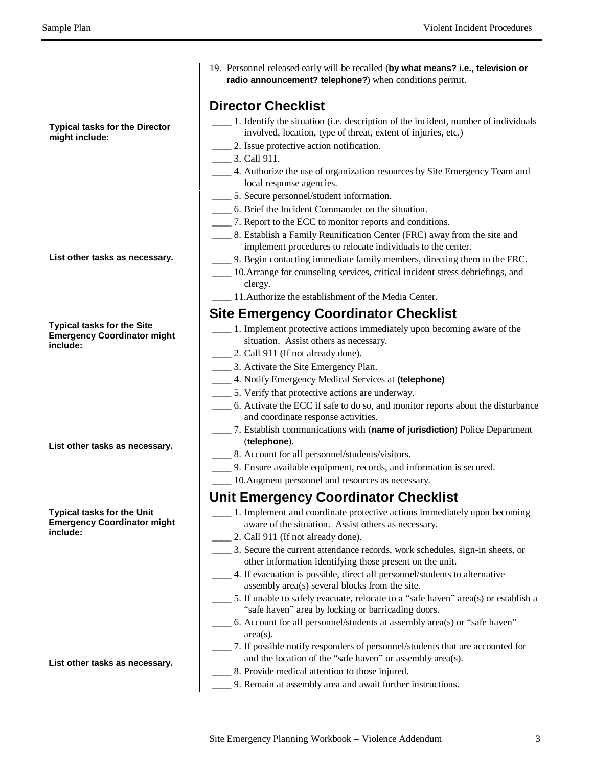19. Personnel released early will be recalled (**by what means? i.e., television or radio announcement? telephone?**) when conditions permit.

## Director Checklist

**Typical tasks for the Director might include:**

____ 1. Identify the situation (i.e. description of the incident, number of individuals involved, location, type of threat, extent of injuries, etc.)
____ 2. Issue protective action notification.
____ 3. Call 911.
____ 4. Authorize the use of organization resources by Site Emergency Team and local response agencies.
____ 5. Secure personnel/student information.
____ 6. Brief the Incident Commander on the situation.
____ 7. Report to the ECC to monitor reports and conditions.
____ 8. Establish a Family Reunification Center (FRC) away from the site and implement procedures to relocate individuals to the center.
____ 9. Begin contacting immediate family members, directing them to the FRC.
____ 10. Arrange for counseling services, critical incident stress debriefings, and clergy.
____ 11. Authorize the establishment of the Media Center.

**List other tasks as necessary.**

## Site Emergency Coordinator Checklist

**Typical tasks for the Site Emergency Coordinator might include:**

____ 1. Implement protective actions immediately upon becoming aware of the situation. Assist others as necessary.
____ 2. Call 911 (If not already done).
____ 3. Activate the Site Emergency Plan.
____ 4. Notify Emergency Medical Services at **(telephone)**
____ 5. Verify that protective actions are underway.
____ 6. Activate the ECC if safe to do so, and monitor reports about the disturbance and coordinate response activities.
____ 7. Establish communications with (**name of jurisdiction**) Police Department (**telephone**).
____ 8. Account for all personnel/students/visitors.
____ 9. Ensure available equipment, records, and information is secured.
____ 10. Augment personnel and resources as necessary.

**List other tasks as necessary.**

## Unit Emergency Coordinator Checklist

**Typical tasks for the Unit Emergency Coordinator might include:**

____ 1. Implement and coordinate protective actions immediately upon becoming aware of the situation. Assist others as necessary.
____ 2. Call 911 (If not already done).
____ 3. Secure the current attendance records, work schedules, sign-in sheets, or other information identifying those present on the unit.
____ 4. If evacuation is possible, direct all personnel/students to alternative assembly area(s) several blocks from the site.
____ 5. If unable to safely evacuate, relocate to a "safe haven" area(s) or establish a "safe haven" area by locking or barricading doors.
____ 6. Account for all personnel/students at assembly area(s) or "safe haven" area(s).
____ 7. If possible notify responders of personnel/students that are accounted for and the location of the "safe haven" or assembly area(s).
____ 8. Provide medical attention to those injured.
____ 9. Remain at assembly area and await further instructions.

**List other tasks as necessary.**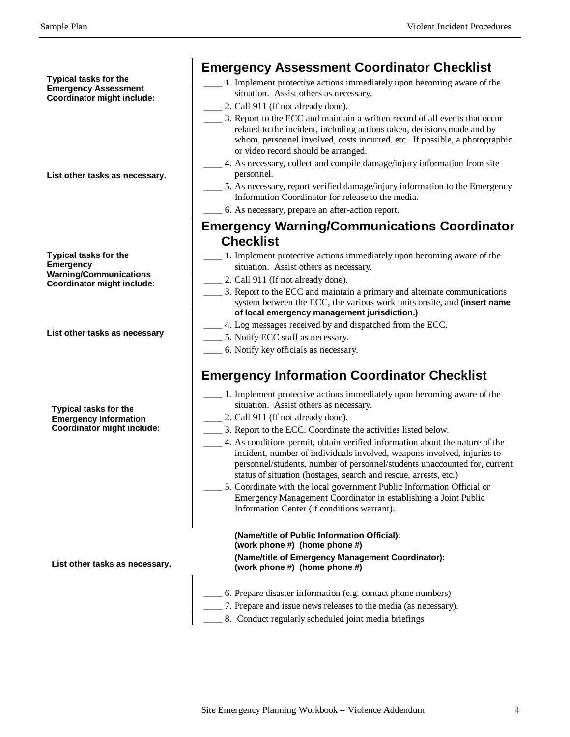## Emergency Assessment Coordinator Checklist

**Typical tasks for the Emergency Assessment Coordinator might include:**

____ 1. Implement protective actions immediately upon becoming aware of the situation. Assist others as necessary.

____ 2. Call 911 (If not already done).

____ 3. Report to the ECC and maintain a written record of all events that occur related to the incident, including actions taken, decisions made and by whom, personnel involved, costs incurred, etc. If possible, a photographic or video record should be arranged.

____ 4. As necessary, collect and compile damage/injury information from site personnel.

____ 5. As necessary, report verified damage/injury information to the Emergency Information Coordinator for release to the media.

____ 6. As necessary, prepare an after-action report.

**List other tasks as necessary.**

## Emergency Warning/Communications Coordinator Checklist

**Typical tasks for the Emergency Warning/Communications Coordinator might include:**

____ 1. Implement protective actions immediately upon becoming aware of the situation. Assist others as necessary.

____ 2. Call 911 (If not already done).

____ 3. Report to the ECC and maintain a primary and alternate communications system between the ECC, the various work units onsite, and **(insert name of local emergency management jurisdiction.)**

____ 4. Log messages received by and dispatched from the ECC.

____ 5. Notify ECC staff as necessary.

____ 6. Notify key officials as necessary.

**List other tasks as necessary**

## Emergency Information Coordinator Checklist

**Typical tasks for the Emergency Information Coordinator might include:**

____ 1. Implement protective actions immediately upon becoming aware of the situation. Assist others as necessary.

____ 2. Call 911 (If not already done).

____ 3. Report to the ECC. Coordinate the activities listed below.

____ 4. As conditions permit, obtain verified information about the nature of the incident, number of individuals involved, weapons involved, injuries to personnel/students, number of personnel/students unaccounted for, current status of situation (hostages, search and rescue, arrests, etc.)

____ 5. Coordinate with the local government Public Information Official or Emergency Management Coordinator in establishing a Joint Public Information Center (if conditions warrant).

**(Name/title of Public Information Official):**
**(work phone #) (home phone #)**

**(Name/title of Emergency Management Coordinator):**
**(work phone #) (home phone #)**

**List other tasks as necessary.**

____ 6. Prepare disaster information (e.g. contact phone numbers)

____ 7. Prepare and issue news releases to the media (as necessary).

____ 8. Conduct regularly scheduled joint media briefings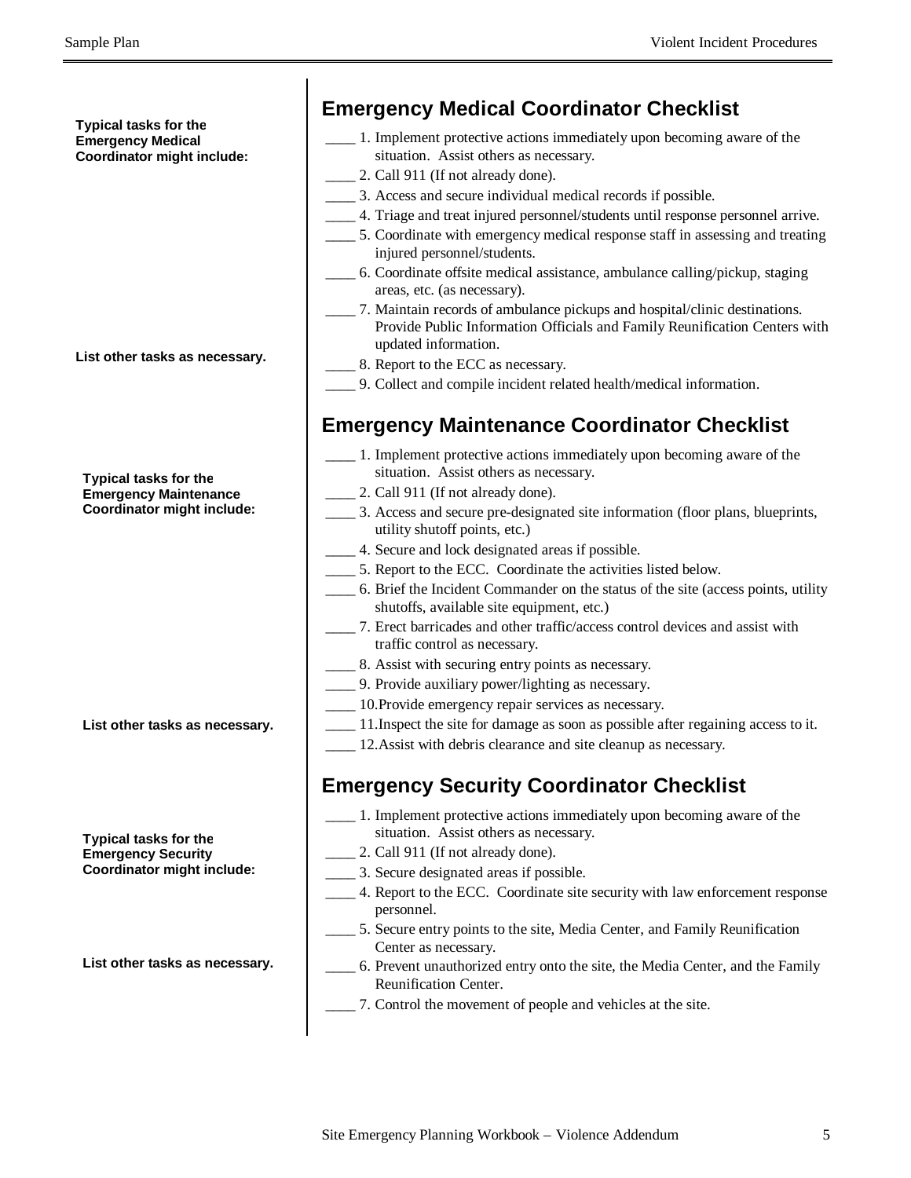**Typical tasks for the Emergency Medical Coordinator might include:**

## Emergency Medical Coordinator Checklist

____ 1. Implement protective actions immediately upon becoming aware of the situation. Assist others as necessary.
____ 2. Call 911 (If not already done).
____ 3. Access and secure individual medical records if possible.
____ 4. Triage and treat injured personnel/students until response personnel arrive.
____ 5. Coordinate with emergency medical response staff in assessing and treating injured personnel/students.
____ 6. Coordinate offsite medical assistance, ambulance calling/pickup, staging areas, etc. (as necessary).
____ 7. Maintain records of ambulance pickups and hospital/clinic destinations. Provide Public Information Officials and Family Reunification Centers with updated information.
____ 8. Report to the ECC as necessary.
____ 9. Collect and compile incident related health/medical information.

**List other tasks as necessary.**

**Typical tasks for the Emergency Maintenance Coordinator might include:**

## Emergency Maintenance Coordinator Checklist

____ 1. Implement protective actions immediately upon becoming aware of the situation. Assist others as necessary.
____ 2. Call 911 (If not already done).
____ 3. Access and secure pre-designated site information (floor plans, blueprints, utility shutoff points, etc.)
____ 4. Secure and lock designated areas if possible.
____ 5. Report to the ECC. Coordinate the activities listed below.
____ 6. Brief the Incident Commander on the status of the site (access points, utility shutoffs, available site equipment, etc.)
____ 7. Erect barricades and other traffic/access control devices and assist with traffic control as necessary.
____ 8. Assist with securing entry points as necessary.
____ 9. Provide auxiliary power/lighting as necessary.
____ 10.Provide emergency repair services as necessary.
____ 11.Inspect the site for damage as soon as possible after regaining access to it.
____ 12.Assist with debris clearance and site cleanup as necessary.

**List other tasks as necessary.**

**Typical tasks for the Emergency Security Coordinator might include:**

## Emergency Security Coordinator Checklist

____ 1. Implement protective actions immediately upon becoming aware of the situation. Assist others as necessary.
____ 2. Call 911 (If not already done).
____ 3. Secure designated areas if possible.
____ 4. Report to the ECC. Coordinate site security with law enforcement response personnel.
____ 5. Secure entry points to the site, Media Center, and Family Reunification Center as necessary.
____ 6. Prevent unauthorized entry onto the site, the Media Center, and the Family Reunification Center.
____ 7. Control the movement of people and vehicles at the site.

**List other tasks as necessary.**